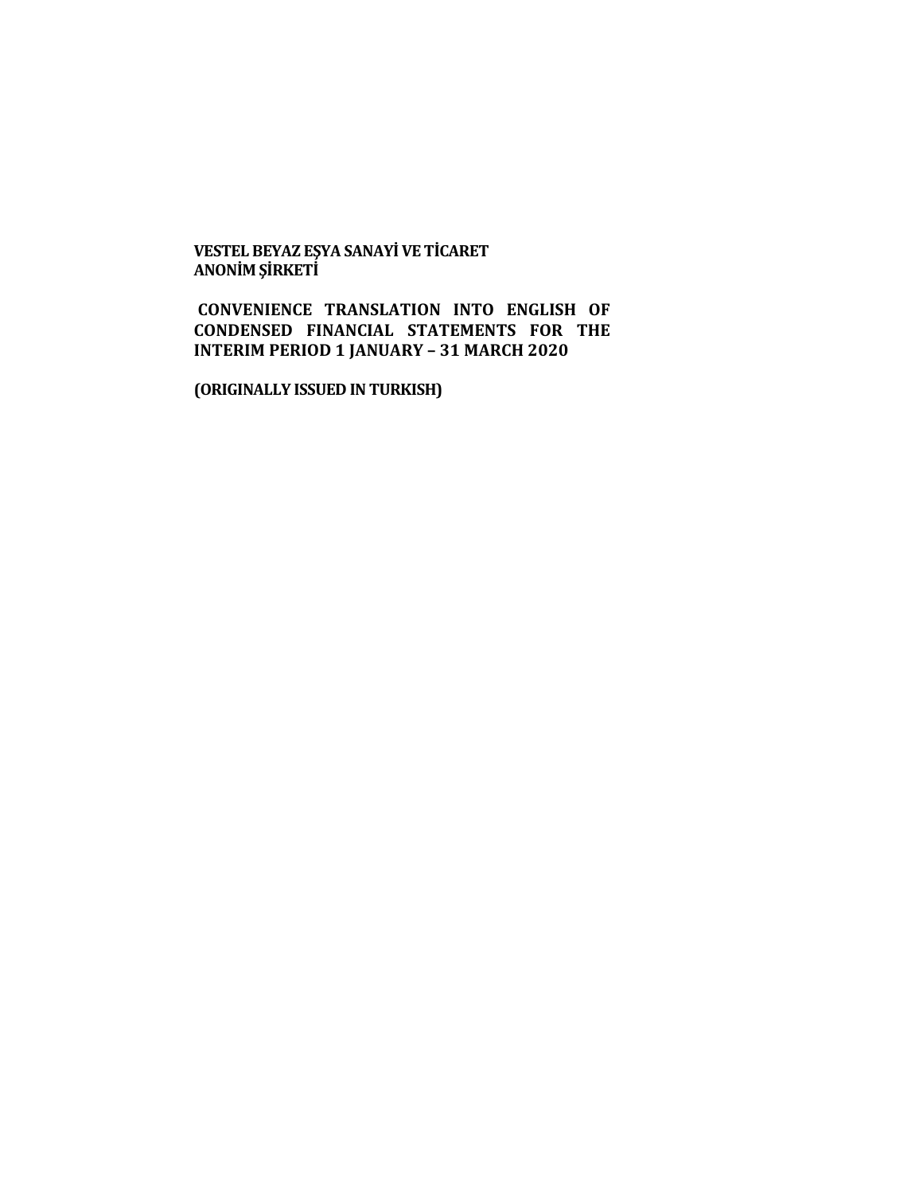**VESTEL BEYAZ EŞYA SANAYİ VE TİCARET ANONİM ŞİRKETİ**

**CONVENIENCE TRANSLATION INTO ENGLISH OF CONDENSED FINANCIAL STATEMENTS FOR THE INTERIM PERIOD 1 JANUARY – 31 MARCH 2020**

**(ORIGINALLY ISSUED IN TURKISH)**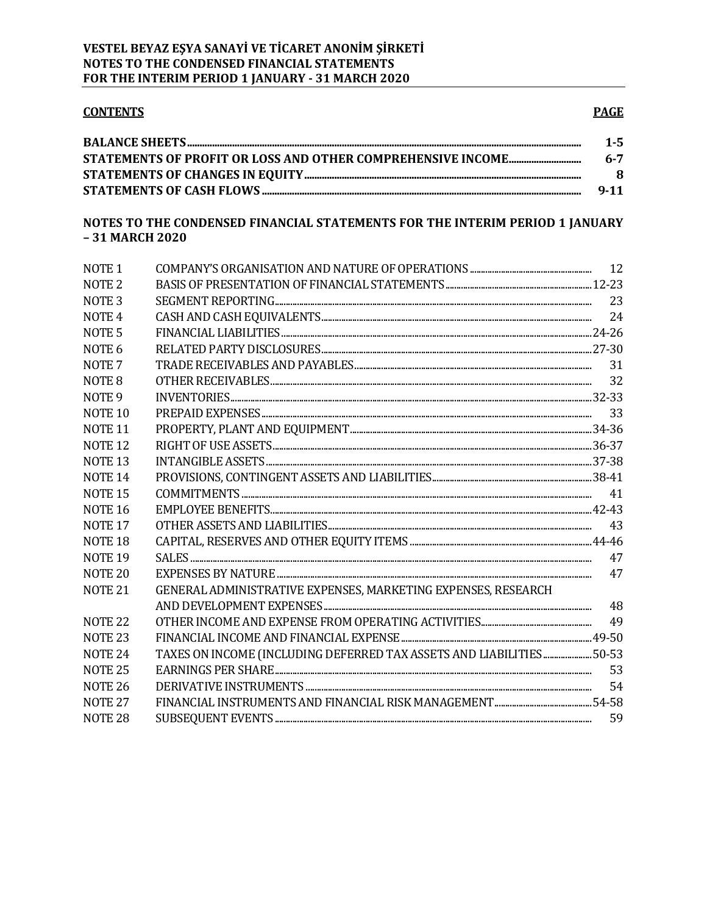**VESTEL BEYAZ EŞYA SANAYİ VE TİCARET ANONİM ŞİRKETİ**
**NOTES TO THE CONDENSED FINANCIAL STATEMENTS**
**FOR THE INTERIM PERIOD 1 JANUARY - 31 MARCH 2020**

| **CONTENTS** | **PAGE** |
|---|---|
| **BALANCE SHEETS** | **1-5** |
| **STATEMENTS OF PROFIT OR LOSS AND OTHER COMPREHENSIVE INCOME** | **6-7** |
| **STATEMENTS OF CHANGES IN EQUITY** | **8** |
| **STATEMENTS OF CASH FLOWS** | **9-11** |

**NOTES TO THE CONDENSED FINANCIAL STATEMENTS FOR THE INTERIM PERIOD 1 JANUARY – 31 MARCH 2020**

| | | |
|---|---|---|
| NOTE 1 | COMPANY'S ORGANISATION AND NATURE OF OPERATIONS | 12 |
| NOTE 2 | BASIS OF PRESENTATION OF FINANCIAL STATEMENTS | 12-23 |
| NOTE 3 | SEGMENT REPORTING | 23 |
| NOTE 4 | CASH AND CASH EQUIVALENTS | 24 |
| NOTE 5 | FINANCIAL LIABILITIES | 24-26 |
| NOTE 6 | RELATED PARTY DISCLOSURES | 27-30 |
| NOTE 7 | TRADE RECEIVABLES AND PAYABLES | 31 |
| NOTE 8 | OTHER RECEIVABLES | 32 |
| NOTE 9 | INVENTORIES | 32-33 |
| NOTE 10 | PREPAID EXPENSES | 33 |
| NOTE 11 | PROPERTY, PLANT AND EQUIPMENT | 34-36 |
| NOTE 12 | RIGHT OF USE ASSETS | 36-37 |
| NOTE 13 | INTANGIBLE ASSETS | 37-38 |
| NOTE 14 | PROVISIONS, CONTINGENT ASSETS AND LIABILITIES | 38-41 |
| NOTE 15 | COMMITMENTS | 41 |
| NOTE 16 | EMPLOYEE BENEFITS | 42-43 |
| NOTE 17 | OTHER ASSETS AND LIABILITIES | 43 |
| NOTE 18 | CAPITAL, RESERVES AND OTHER EQUITY ITEMS | 44-46 |
| NOTE 19 | SALES | 47 |
| NOTE 20 | EXPENSES BY NATURE | 47 |
| NOTE 21 | GENERAL ADMINISTRATIVE EXPENSES, MARKETING EXPENSES, RESEARCH AND DEVELOPMENT EXPENSES | 48 |
| NOTE 22 | OTHER INCOME AND EXPENSE FROM OPERATING ACTIVITIES | 49 |
| NOTE 23 | FINANCIAL INCOME AND FINANCIAL EXPENSE | 49-50 |
| NOTE 24 | TAXES ON INCOME (INCLUDING DEFERRED TAX ASSETS AND LIABILITIES | 50-53 |
| NOTE 25 | EARNINGS PER SHARE | 53 |
| NOTE 26 | DERIVATIVE INSTRUMENTS | 54 |
| NOTE 27 | FINANCIAL INSTRUMENTS AND FINANCIAL RISK MANAGEMENT | 54-58 |
| NOTE 28 | SUBSEQUENT EVENTS | 59 |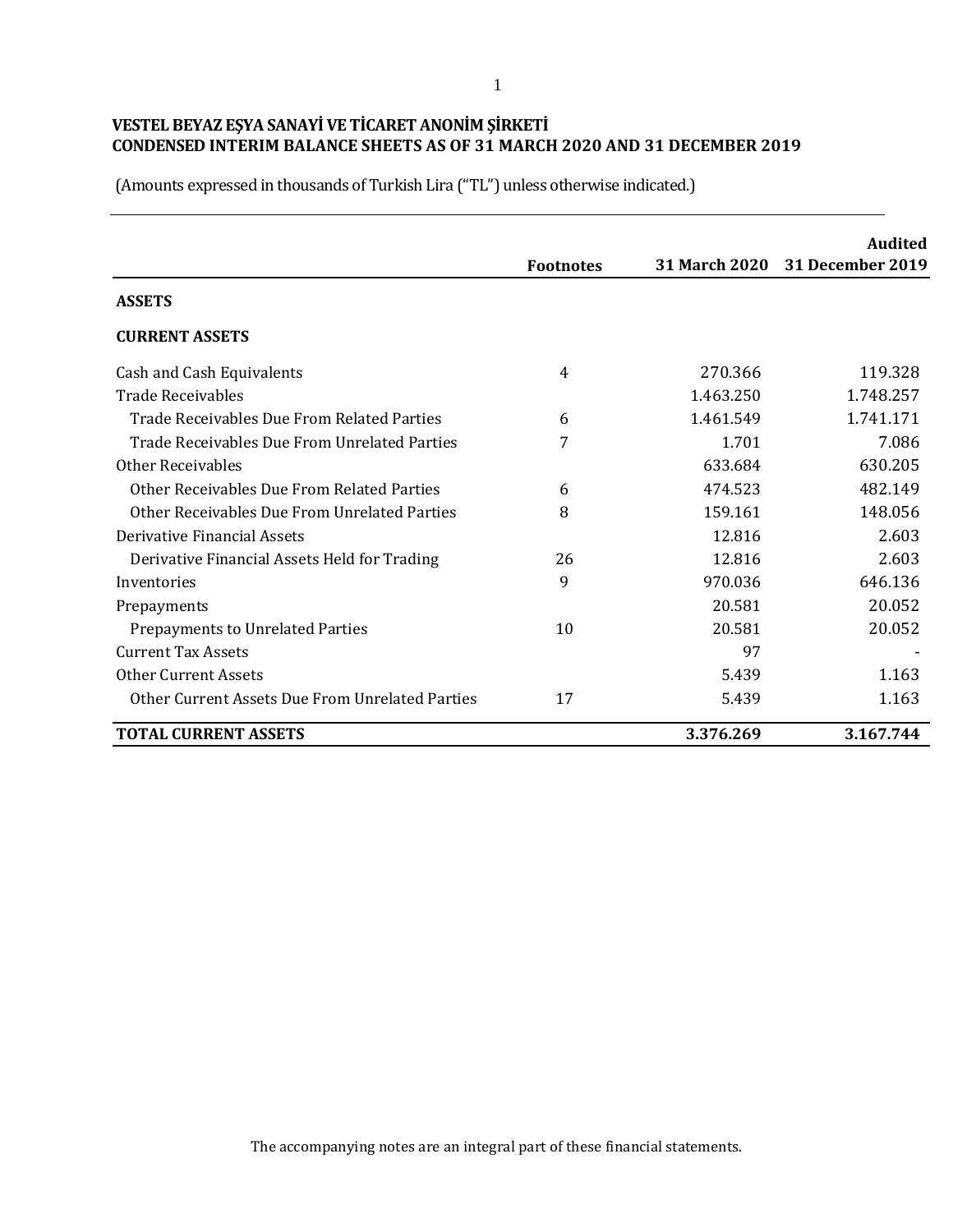**VESTEL BEYAZ EŞYA SANAYİ VE TİCARET ANONİM ŞİRKETİ**
**CONDENSED INTERIM BALANCE SHEETS AS OF 31 MARCH 2020 AND 31 DECEMBER 2019**

(Amounts expressed in thousands of Turkish Lira ("TL") unless otherwise indicated.)

| | Footnotes | 31 March 2020 | Audited 31 December 2019 |
|---|---|---|---|
| **ASSETS** | | | |
| **CURRENT ASSETS** | | | |
| Cash and Cash Equivalents | 4 | 270.366 | 119.328 |
| Trade Receivables | | 1.463.250 | 1.748.257 |
| Trade Receivables Due From Related Parties | 6 | 1.461.549 | 1.741.171 |
| Trade Receivables Due From Unrelated Parties | 7 | 1.701 | 7.086 |
| Other Receivables | | 633.684 | 630.205 |
| Other Receivables Due From Related Parties | 6 | 474.523 | 482.149 |
| Other Receivables Due From Unrelated Parties | 8 | 159.161 | 148.056 |
| Derivative Financial Assets | | 12.816 | 2.603 |
| Derivative Financial Assets Held for Trading | 26 | 12.816 | 2.603 |
| Inventories | 9 | 970.036 | 646.136 |
| Prepayments | | 20.581 | 20.052 |
| Prepayments to Unrelated Parties | 10 | 20.581 | 20.052 |
| Current Tax Assets | | 97 | - |
| Other Current Assets | | 5.439 | 1.163 |
| Other Current Assets Due From Unrelated Parties | 17 | 5.439 | 1.163 |
| **TOTAL CURRENT ASSETS** | | **3.376.269** | **3.167.744** |

The accompanying notes are an integral part of these financial statements.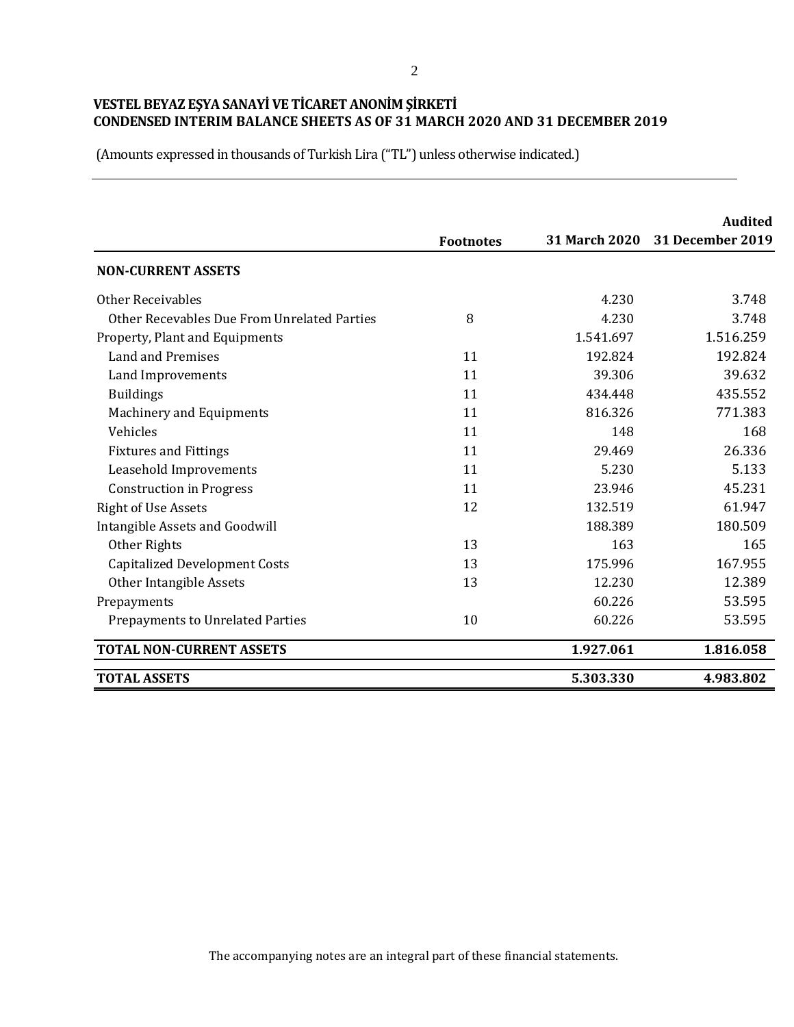**VESTEL BEYAZ EŞYA SANAYİ VE TİCARET ANONİM ŞİRKETİ**
**CONDENSED INTERIM BALANCE SHEETS AS OF 31 MARCH 2020 AND 31 DECEMBER 2019**

(Amounts expressed in thousands of Turkish Lira ("TL") unless otherwise indicated.)

| | Footnotes | 31 March 2020 | Audited 31 December 2019 |
|---|---|---|---|
| **NON-CURRENT ASSETS** | | | |
| Other Receivables | | 4.230 | 3.748 |
| Other Recevables Due From Unrelated Parties | 8 | 4.230 | 3.748 |
| Property, Plant and Equipments | | 1.541.697 | 1.516.259 |
| Land and Premises | 11 | 192.824 | 192.824 |
| Land Improvements | 11 | 39.306 | 39.632 |
| Buildings | 11 | 434.448 | 435.552 |
| Machinery and Equipments | 11 | 816.326 | 771.383 |
| Vehicles | 11 | 148 | 168 |
| Fixtures and Fittings | 11 | 29.469 | 26.336 |
| Leasehold Improvements | 11 | 5.230 | 5.133 |
| Construction in Progress | 11 | 23.946 | 45.231 |
| Right of Use Assets | 12 | 132.519 | 61.947 |
| Intangible Assets and Goodwill | | 188.389 | 180.509 |
| Other Rights | 13 | 163 | 165 |
| Capitalized Development Costs | 13 | 175.996 | 167.955 |
| Other Intangible Assets | 13 | 12.230 | 12.389 |
| Prepayments | | 60.226 | 53.595 |
| Prepayments to Unrelated Parties | 10 | 60.226 | 53.595 |
| **TOTAL NON-CURRENT ASSETS** | | **1.927.061** | **1.816.058** |
| **TOTAL ASSETS** | | **5.303.330** | **4.983.802** |

The accompanying notes are an integral part of these financial statements.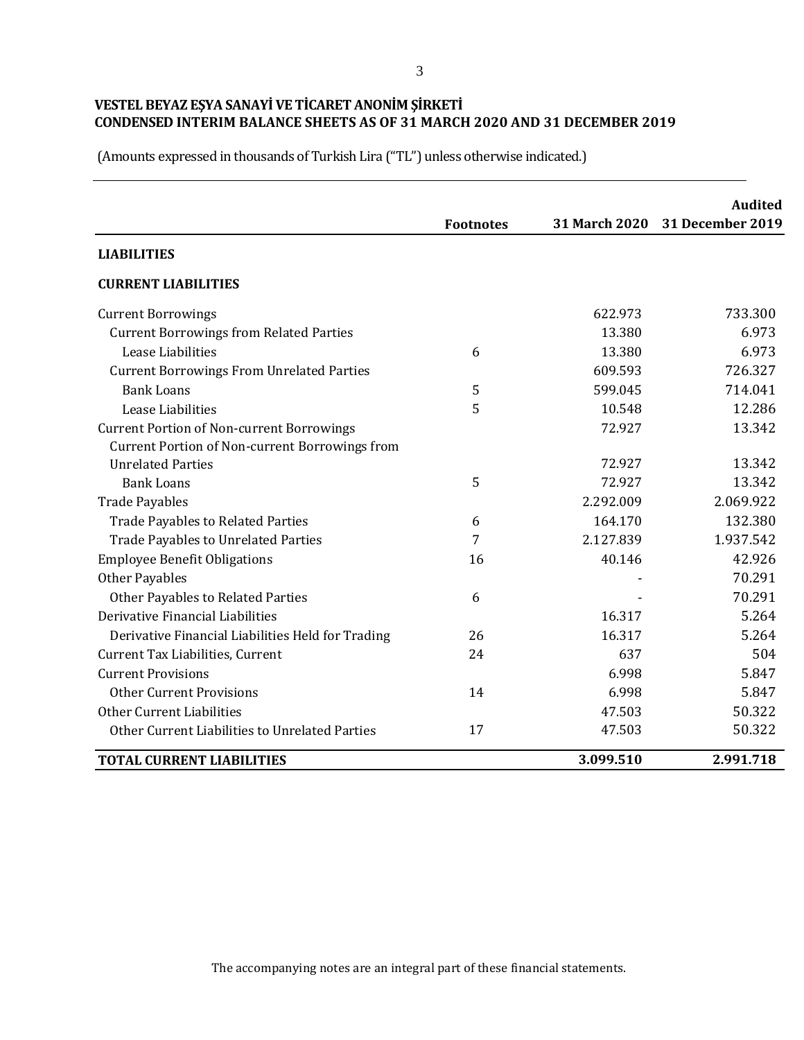**VESTEL BEYAZ EŞYA SANAYİ VE TİCARET ANONİM ŞİRKETİ**
**CONDENSED INTERIM BALANCE SHEETS AS OF 31 MARCH 2020 AND 31 DECEMBER 2019**

(Amounts expressed in thousands of Turkish Lira ("TL") unless otherwise indicated.)

| | Footnotes | 31 March 2020 | Audited 31 December 2019 |
|---|---|---|---|
| **LIABILITIES** | | | |
| **CURRENT LIABILITIES** | | | |
| Current Borrowings | | 622.973 | 733.300 |
| Current Borrowings from Related Parties | | 13.380 | 6.973 |
| Lease Liabilities | 6 | 13.380 | 6.973 |
| Current Borrowings From Unrelated Parties | | 609.593 | 726.327 |
| Bank Loans | 5 | 599.045 | 714.041 |
| Lease Liabilities | 5 | 10.548 | 12.286 |
| Current Portion of Non-current Borrowings | | 72.927 | 13.342 |
| Current Portion of Non-current Borrowings from Unrelated Parties | | 72.927 | 13.342 |
| Bank Loans | 5 | 72.927 | 13.342 |
| Trade Payables | | 2.292.009 | 2.069.922 |
| Trade Payables to Related Parties | 6 | 164.170 | 132.380 |
| Trade Payables to Unrelated Parties | 7 | 2.127.839 | 1.937.542 |
| Employee Benefit Obligations | 16 | 40.146 | 42.926 |
| Other Payables | | - | 70.291 |
| Other Payables to Related Parties | 6 | - | 70.291 |
| Derivative Financial Liabilities | | 16.317 | 5.264 |
| Derivative Financial Liabilities Held for Trading | 26 | 16.317 | 5.264 |
| Current Tax Liabilities, Current | 24 | 637 | 504 |
| Current Provisions | | 6.998 | 5.847 |
| Other Current Provisions | 14 | 6.998 | 5.847 |
| Other Current Liabilities | | 47.503 | 50.322 |
| Other Current Liabilities to Unrelated Parties | 17 | 47.503 | 50.322 |
| **TOTAL CURRENT LIABILITIES** | | **3.099.510** | **2.991.718** |

The accompanying notes are an integral part of these financial statements.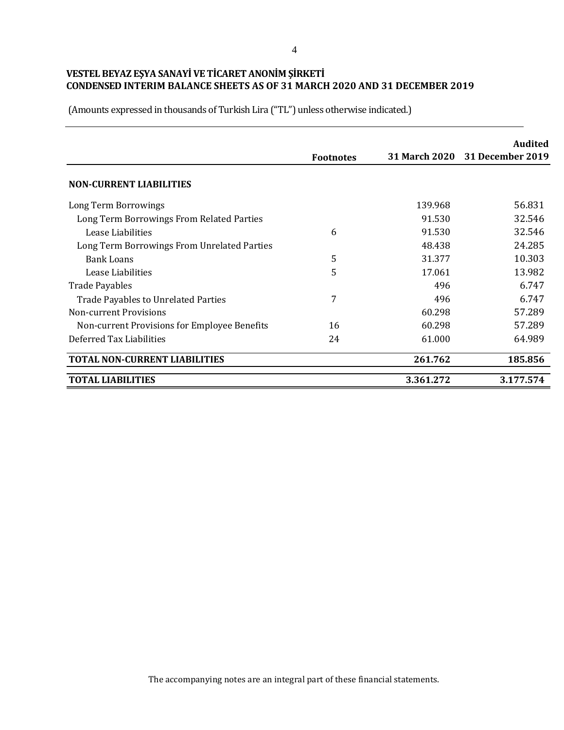**VESTEL BEYAZ EŞYA SANAYİ VE TİCARET ANONİM ŞİRKETİ**
**CONDENSED INTERIM BALANCE SHEETS AS OF 31 MARCH 2020 AND 31 DECEMBER 2019**

(Amounts expressed in thousands of Turkish Lira ("TL") unless otherwise indicated.)

| | Footnotes | 31 March 2020 | Audited 31 December 2019 |
|---|---|---|---|
| **NON-CURRENT LIABILITIES** | | | |
| Long Term Borrowings | | 139.968 | 56.831 |
| Long Term Borrowings From Related Parties | | 91.530 | 32.546 |
| Lease Liabilities | 6 | 91.530 | 32.546 |
| Long Term Borrowings From Unrelated Parties | | 48.438 | 24.285 |
| Bank Loans | 5 | 31.377 | 10.303 |
| Lease Liabilities | 5 | 17.061 | 13.982 |
| Trade Payables | | 496 | 6.747 |
| Trade Payables to Unrelated Parties | 7 | 496 | 6.747 |
| Non-current Provisions | | 60.298 | 57.289 |
| Non-current Provisions for Employee Benefits | 16 | 60.298 | 57.289 |
| Deferred Tax Liabilities | 24 | 61.000 | 64.989 |
| **TOTAL NON-CURRENT LIABILITIES** | | **261.762** | **185.856** |
| **TOTAL LIABILITIES** | | **3.361.272** | **3.177.574** |

The accompanying notes are an integral part of these financial statements.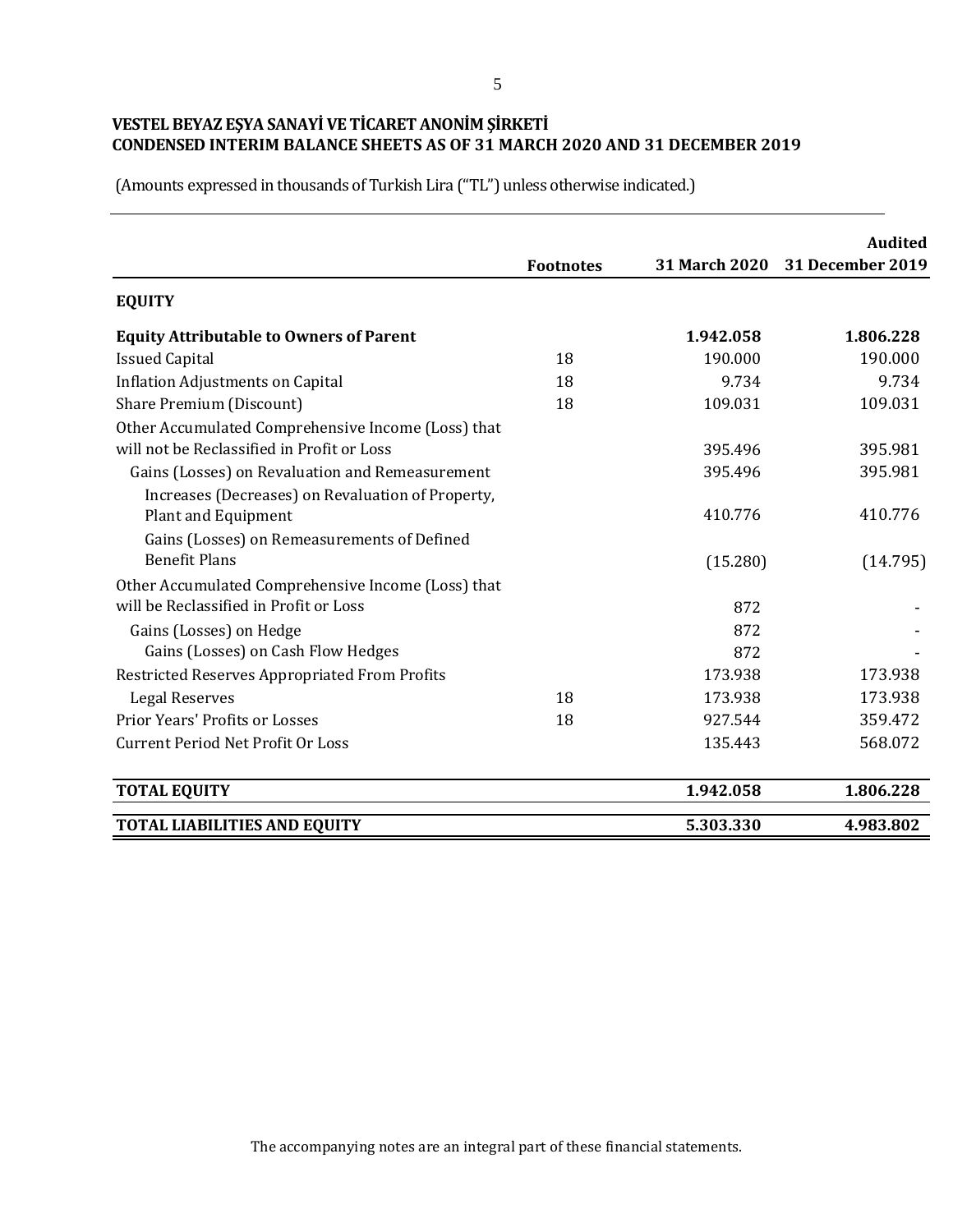**VESTEL BEYAZ EŞYA SANAYİ VE TİCARET ANONİM ŞİRKETİ**
**CONDENSED INTERIM BALANCE SHEETS AS OF 31 MARCH 2020 AND 31 DECEMBER 2019**

(Amounts expressed in thousands of Turkish Lira ("TL") unless otherwise indicated.)

| | Footnotes | 31 March 2020 | Audited 31 December 2019 |
|---|---|---|---|
| **EQUITY** | | | |
| **Equity Attributable to Owners of Parent** | | **1.942.058** | **1.806.228** |
| Issued Capital | 18 | 190.000 | 190.000 |
| Inflation Adjustments on Capital | 18 | 9.734 | 9.734 |
| Share Premium (Discount) | 18 | 109.031 | 109.031 |
| Other Accumulated Comprehensive Income (Loss) that will not be Reclassified in Profit or Loss | | 395.496 | 395.981 |
| Gains (Losses) on Revaluation and Remeasurement | | 395.496 | 395.981 |
| Increases (Decreases) on Revaluation of Property, Plant and Equipment | | 410.776 | 410.776 |
| Gains (Losses) on Remeasurements of Defined Benefit Plans | | (15.280) | (14.795) |
| Other Accumulated Comprehensive Income (Loss) that will be Reclassified in Profit or Loss | | 872 | - |
| Gains (Losses) on Hedge | | 872 | - |
| Gains (Losses) on Cash Flow Hedges | | 872 | - |
| Restricted Reserves Appropriated From Profits | | 173.938 | 173.938 |
| Legal Reserves | 18 | 173.938 | 173.938 |
| Prior Years' Profits or Losses | 18 | 927.544 | 359.472 |
| Current Period Net Profit Or Loss | | 135.443 | 568.072 |
| **TOTAL EQUITY** | | **1.942.058** | **1.806.228** |
| **TOTAL LIABILITIES AND EQUITY** | | **5.303.330** | **4.983.802** |

The accompanying notes are an integral part of these financial statements.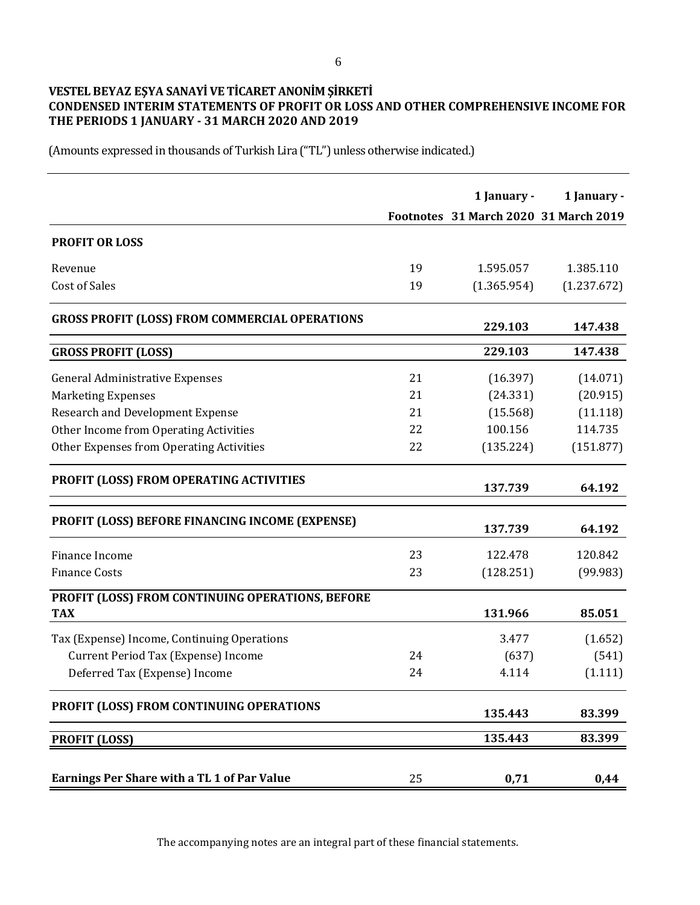**VESTEL BEYAZ EŞYA SANAYİ VE TİCARET ANONİM ŞİRKETİ**
**CONDENSED INTERIM STATEMENTS OF PROFIT OR LOSS AND OTHER COMPREHENSIVE INCOME FOR THE PERIODS 1 JANUARY - 31 MARCH 2020 AND 2019**

(Amounts expressed in thousands of Turkish Lira ("TL") unless otherwise indicated.)

| | Footnotes | 1 January - 31 March 2020 | 1 January - 31 March 2019 |
|---|---|---|---|
| **PROFIT OR LOSS** | | | |
| Revenue | 19 | 1.595.057 | 1.385.110 |
| Cost of Sales | 19 | (1.365.954) | (1.237.672) |
| **GROSS PROFIT (LOSS) FROM COMMERCIAL OPERATIONS** | | **229.103** | **147.438** |
| **GROSS PROFIT (LOSS)** | | **229.103** | **147.438** |
| General Administrative Expenses | 21 | (16.397) | (14.071) |
| Marketing Expenses | 21 | (24.331) | (20.915) |
| Research and Development Expense | 21 | (15.568) | (11.118) |
| Other Income from Operating Activities | 22 | 100.156 | 114.735 |
| Other Expenses from Operating Activities | 22 | (135.224) | (151.877) |
| **PROFIT (LOSS) FROM OPERATING ACTIVITIES** | | **137.739** | **64.192** |
| **PROFIT (LOSS) BEFORE FINANCING INCOME (EXPENSE)** | | **137.739** | **64.192** |
| Finance Income | 23 | 122.478 | 120.842 |
| Fınance Costs | 23 | (128.251) | (99.983) |
| **PROFIT (LOSS) FROM CONTINUING OPERATIONS, BEFORE TAX** | | **131.966** | **85.051** |
| Tax (Expense) Income, Continuing Operations | | 3.477 | (1.652) |
| Current Period Tax (Expense) Income | 24 | (637) | (541) |
| Deferred Tax (Expense) Income | 24 | 4.114 | (1.111) |
| **PROFIT (LOSS) FROM CONTINUING OPERATIONS** | | **135.443** | **83.399** |
| **PROFIT (LOSS)** | | **135.443** | **83.399** |
| **Earnings Per Share with a TL 1 of Par Value** | 25 | **0,71** | **0,44** |

The accompanying notes are an integral part of these financial statements.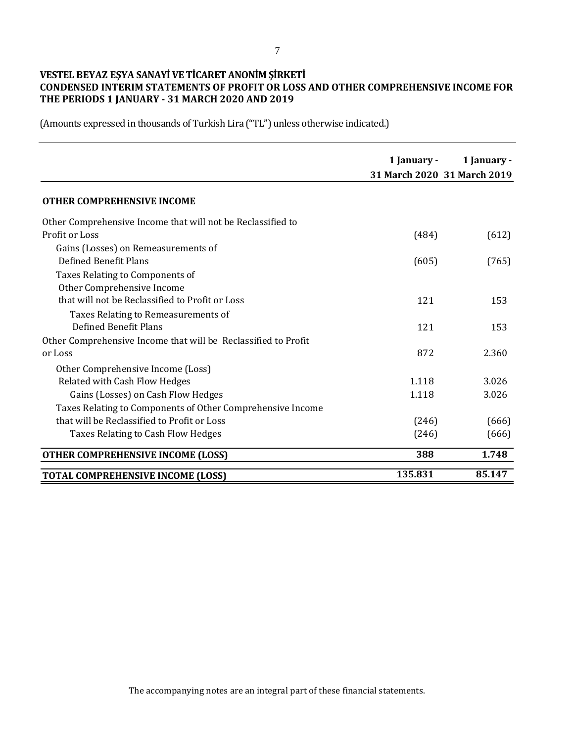**VESTEL BEYAZ EŞYA SANAYİ VE TİCARET ANONİM ŞİRKETİ**
**CONDENSED INTERIM STATEMENTS OF PROFIT OR LOSS AND OTHER COMPREHENSIVE INCOME FOR THE PERIODS 1 JANUARY - 31 MARCH 2020 AND 2019**

(Amounts expressed in thousands of Turkish Lira ("TL") unless otherwise indicated.)

| | 1 January - 31 March 2020 | 1 January - 31 March 2019 |
|---|---|---|
| **OTHER COMPREHENSIVE INCOME** | | |
| Other Comprehensive Income that will not be Reclassified to Profit or Loss | (484) | (612) |
| Gains (Losses) on Remeasurements of Defined Benefit Plans | (605) | (765) |
| Taxes Relating to Components of Other Comprehensive Income that will not be Reclassified to Profit or Loss | 121 | 153 |
| Taxes Relating to Remeasurements of Defined Benefit Plans | 121 | 153 |
| Other Comprehensive Income that will be Reclassified to Profit or Loss | 872 | 2.360 |
| Other Comprehensive Income (Loss) Related with Cash Flow Hedges | 1.118 | 3.026 |
| Gains (Losses) on Cash Flow Hedges | 1.118 | 3.026 |
| Taxes Relating to Components of Other Comprehensive Income that will be Reclassified to Profit or Loss | (246) | (666) |
| Taxes Relating to Cash Flow Hedges | (246) | (666) |
| **OTHER COMPREHENSIVE INCOME (LOSS)** | **388** | **1.748** |
| **TOTAL COMPREHENSIVE INCOME (LOSS)** | **135.831** | **85.147** |

The accompanying notes are an integral part of these financial statements.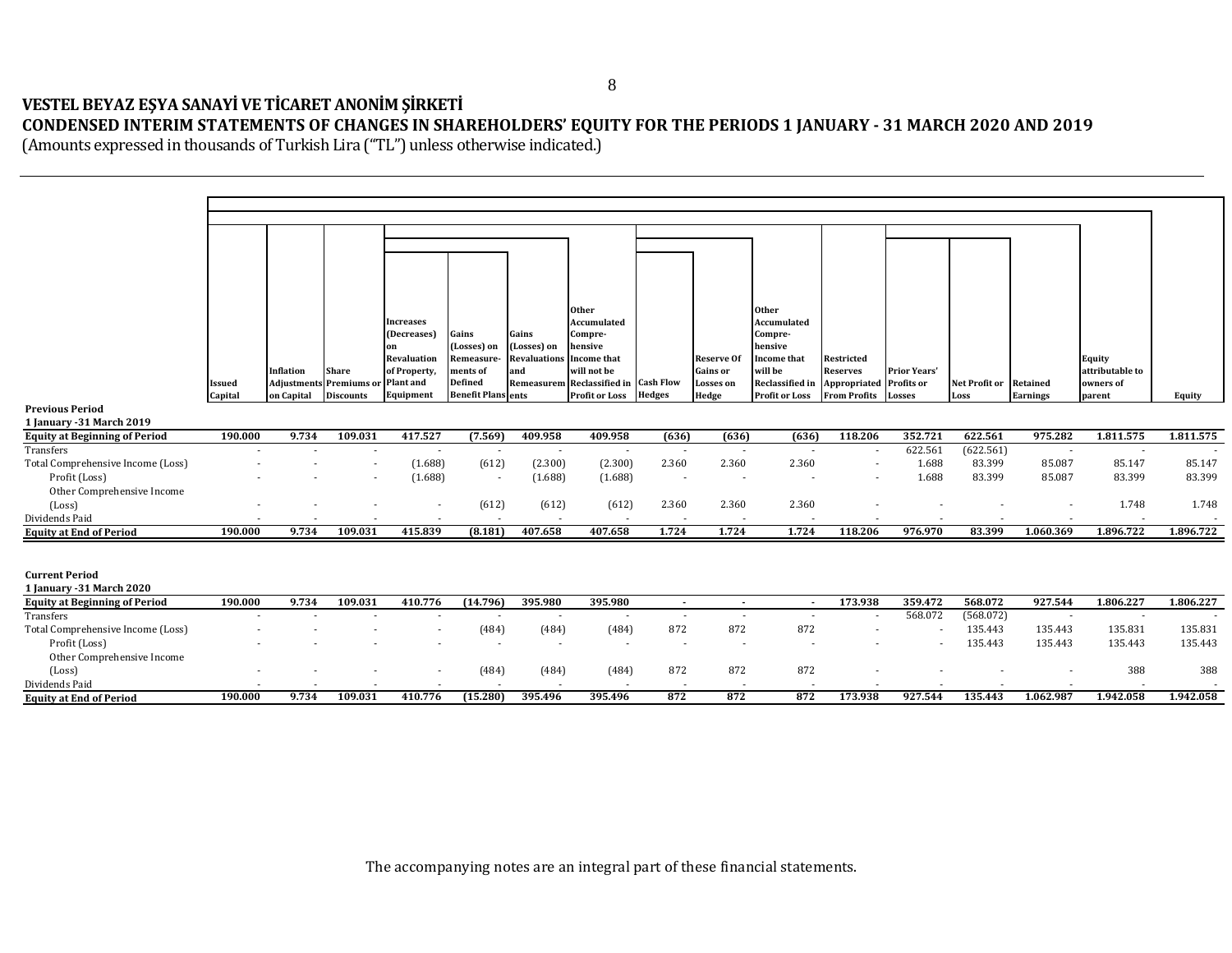**VESTEL BEYAZ EŞYA SANAYİ VE TİCARET ANONİM ŞİRKETİ**

**CONDENSED INTERIM STATEMENTS OF CHANGES IN SHAREHOLDERS' EQUITY FOR THE PERIODS 1 JANUARY - 31 MARCH 2020 AND 2019**

(Amounts expressed in thousands of Turkish Lira ("TL") unless otherwise indicated.)

| | Issued Capital | Inflation Adjustments on Capital | Share Premiums or Discounts | Increases (Decreases) on Revaluation of Property, Plant and Equipment | Gains (Losses) on Remeasurements of Defined Benefit Plans | Gains (Losses) on Revaluations and Remeasurements | Other Accumulated Comprehensive Income that will not be Reclassified in Profit or Loss | Cash Flow Hedges | Reserve Of Gains or Losses on Hedge | Other Accumulated Comprehensive Income that will be Reclassified in Profit or Loss | Restricted Reserves Appropriated From Profits | Prior Years' Profits or Losses | Net Profit or Loss | Retained Earnings | Equity attributable to owners of parent | Equity |
|---|---|---|---|---|---|---|---|---|---|---|---|---|---|---|---|---|
| **Previous Period** | | | | | | | | | | | | | | | | |
| **1 January -31 March 2019** | | | | | | | | | | | | | | | | |
| **Equity at Beginning of Period** | **190.000** | **9.734** | **109.031** | **417.527** | **(7.569)** | **409.958** | **409.958** | **(636)** | **(636)** | **(636)** | **118.206** | **352.721** | **622.561** | **975.282** | **1.811.575** | **1.811.575** |
| Transfers | - | - | - | - | - | - | - | - | - | - | - | 622.561 | (622.561) | - | - | - |
| Total Comprehensive Income (Loss) | - | - | - | (1.688) | (612) | (2.300) | (2.300) | 2.360 | 2.360 | 2.360 | - | 1.688 | 83.399 | 85.087 | 85.147 | 85.147 |
| Profit (Loss) | - | - | - | (1.688) | - | (1.688) | (1.688) | - | - | - | - | 1.688 | 83.399 | 85.087 | 83.399 | 83.399 |
| Other Comprehensive Income (Loss) | - | - | - | - | (612) | (612) | (612) | 2.360 | 2.360 | 2.360 | - | - | - | - | 1.748 | 1.748 |
| Dividends Paid | - | - | - | - | - | - | - | - | - | - | - | - | - | - | - | - |
| **Equity at End of Period** | **190.000** | **9.734** | **109.031** | **415.839** | **(8.181)** | **407.658** | **407.658** | **1.724** | **1.724** | **1.724** | **118.206** | **976.970** | **83.399** | **1.060.369** | **1.896.722** | **1.896.722** |
| | | | | | | | | | | | | | | | | |
| **Current Period** | | | | | | | | | | | | | | | | |
| **1 January -31 March 2020** | | | | | | | | | | | | | | | | |
| **Equity at Beginning of Period** | **190.000** | **9.734** | **109.031** | **410.776** | **(14.796)** | **395.980** | **395.980** | **-** | **-** | **-** | **173.938** | **359.472** | **568.072** | **927.544** | **1.806.227** | **1.806.227** |
| Transfers | - | - | - | - | - | - | - | - | - | - | - | 568.072 | (568.072) | - | - | - |
| Total Comprehensive Income (Loss) | - | - | - | - | (484) | (484) | (484) | 872 | 872 | 872 | - | - | 135.443 | 135.443 | 135.831 | 135.831 |
| Profit (Loss) | - | - | - | - | - | - | - | - | - | - | - | - | 135.443 | 135.443 | 135.443 | 135.443 |
| Other Comprehensive Income (Loss) | - | - | - | - | (484) | (484) | (484) | 872 | 872 | 872 | - | - | - | - | 388 | 388 |
| Dividends Paid | - | - | - | - | - | - | - | - | - | - | - | - | - | - | - | - |
| **Equity at End of Period** | **190.000** | **9.734** | **109.031** | **410.776** | **(15.280)** | **395.496** | **395.496** | **872** | **872** | **872** | **173.938** | **927.544** | **135.443** | **1.062.987** | **1.942.058** | **1.942.058** |

The accompanying notes are an integral part of these financial statements.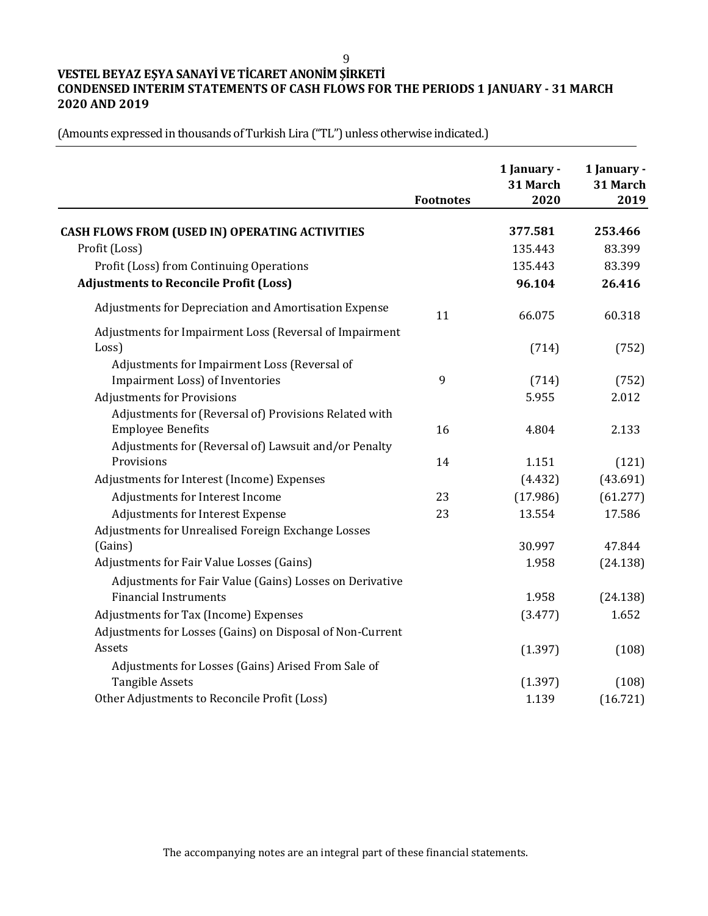**VESTEL BEYAZ EŞYA SANAYİ VE TİCARET ANONİM ŞİRKETİ**
**CONDENSED INTERIM STATEMENTS OF CASH FLOWS FOR THE PERIODS 1 JANUARY - 31 MARCH 2020 AND 2019**

(Amounts expressed in thousands of Turkish Lira ("TL") unless otherwise indicated.)

| | Footnotes | 1 January - 31 March 2020 | 1 January - 31 March 2019 |
|---|---|---|---|
| **CASH FLOWS FROM (USED IN) OPERATING ACTIVITIES** | | **377.581** | **253.466** |
| Profit (Loss) | | 135.443 | 83.399 |
| Profit (Loss) from Continuing Operations | | 135.443 | 83.399 |
| **Adjustments to Reconcile Profit (Loss)** | | **96.104** | **26.416** |
| Adjustments for Depreciation and Amortisation Expense | 11 | 66.075 | 60.318 |
| Adjustments for Impairment Loss (Reversal of Impairment Loss) | | (714) | (752) |
| Adjustments for Impairment Loss (Reversal of Impairment Loss) of Inventories | 9 | (714) | (752) |
| Adjustments for Provisions | | 5.955 | 2.012 |
| Adjustments for (Reversal of) Provisions Related with Employee Benefits | 16 | 4.804 | 2.133 |
| Adjustments for (Reversal of) Lawsuit and/or Penalty Provisions | 14 | 1.151 | (121) |
| Adjustments for Interest (Income) Expenses | | (4.432) | (43.691) |
| Adjustments for Interest Income | 23 | (17.986) | (61.277) |
| Adjustments for Interest Expense | 23 | 13.554 | 17.586 |
| Adjustments for Unrealised Foreign Exchange Losses (Gains) | | 30.997 | 47.844 |
| Adjustments for Fair Value Losses (Gains) | | 1.958 | (24.138) |
| Adjustments for Fair Value (Gains) Losses on Derivative Financial Instruments | | 1.958 | (24.138) |
| Adjustments for Tax (Income) Expenses | | (3.477) | 1.652 |
| Adjustments for Losses (Gains) on Disposal of Non-Current Assets | | (1.397) | (108) |
| Adjustments for Losses (Gains) Arised From Sale of Tangible Assets | | (1.397) | (108) |
| Other Adjustments to Reconcile Profit (Loss) | | 1.139 | (16.721) |

The accompanying notes are an integral part of these financial statements.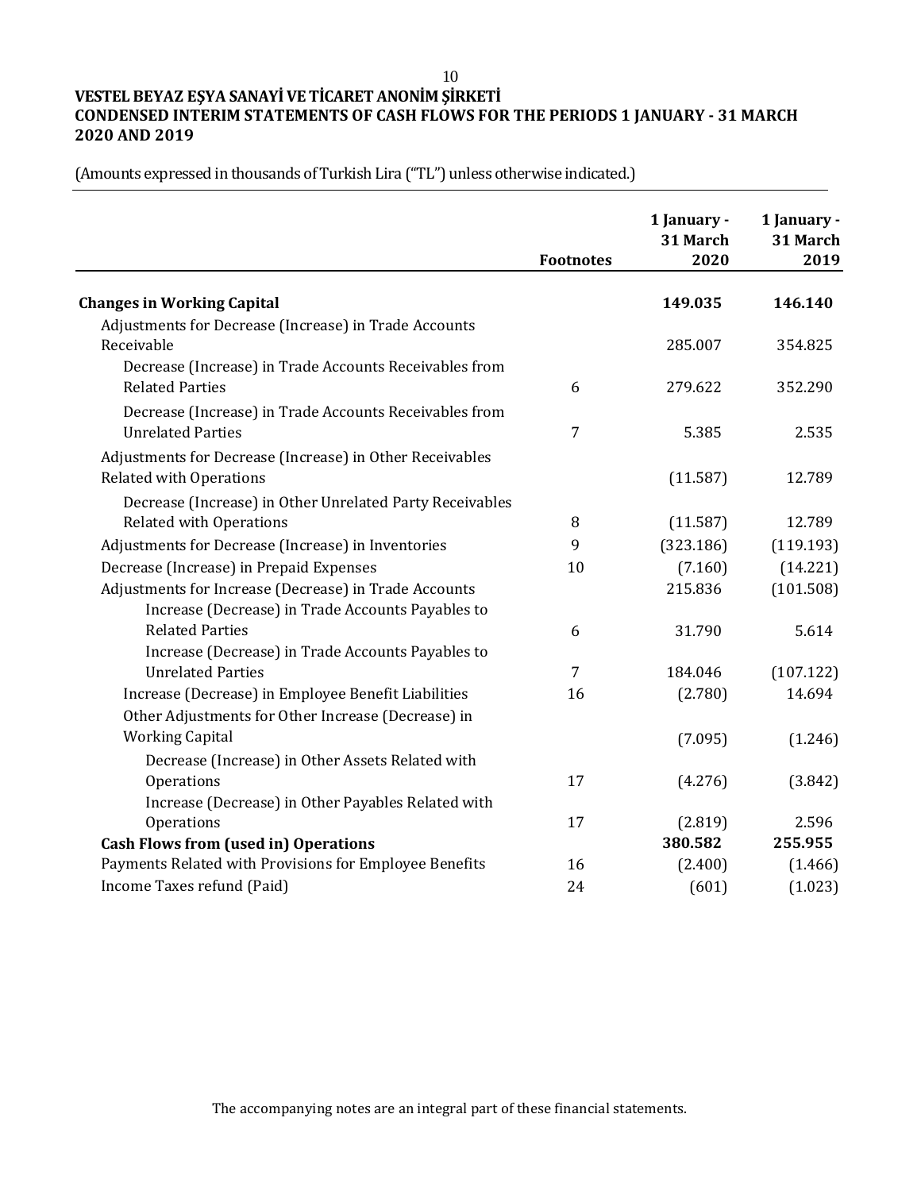**VESTEL BEYAZ EŞYA SANAYİ VE TİCARET ANONİM ŞİRKETİ**
**CONDENSED INTERIM STATEMENTS OF CASH FLOWS FOR THE PERIODS 1 JANUARY - 31 MARCH 2020 AND 2019**

(Amounts expressed in thousands of Turkish Lira ("TL") unless otherwise indicated.)

| | Footnotes | 1 January - 31 March 2020 | 1 January - 31 March 2019 |
|---|---|---|---|
| **Changes in Working Capital** | | **149.035** | **146.140** |
| Adjustments for Decrease (Increase) in Trade Accounts Receivable | | 285.007 | 354.825 |
| Decrease (Increase) in Trade Accounts Receivables from Related Parties | 6 | 279.622 | 352.290 |
| Decrease (Increase) in Trade Accounts Receivables from Unrelated Parties | 7 | 5.385 | 2.535 |
| Adjustments for Decrease (Increase) in Other Receivables Related with Operations | | (11.587) | 12.789 |
| Decrease (Increase) in Other Unrelated Party Receivables Related with Operations | 8 | (11.587) | 12.789 |
| Adjustments for Decrease (Increase) in Inventories | 9 | (323.186) | (119.193) |
| Decrease (Increase) in Prepaid Expenses | 10 | (7.160) | (14.221) |
| Adjustments for Increase (Decrease) in Trade Accounts | | 215.836 | (101.508) |
| Increase (Decrease) in Trade Accounts Payables to Related Parties | 6 | 31.790 | 5.614 |
| Increase (Decrease) in Trade Accounts Payables to Unrelated Parties | 7 | 184.046 | (107.122) |
| Increase (Decrease) in Employee Benefit Liabilities | 16 | (2.780) | 14.694 |
| Other Adjustments for Other Increase (Decrease) in Working Capital | | (7.095) | (1.246) |
| Decrease (Increase) in Other Assets Related with Operations | 17 | (4.276) | (3.842) |
| Increase (Decrease) in Other Payables Related with Operations | 17 | (2.819) | 2.596 |
| **Cash Flows from (used in) Operations** | | **380.582** | **255.955** |
| Payments Related with Provisions for Employee Benefits | 16 | (2.400) | (1.466) |
| Income Taxes refund (Paid) | 24 | (601) | (1.023) |

The accompanying notes are an integral part of these financial statements.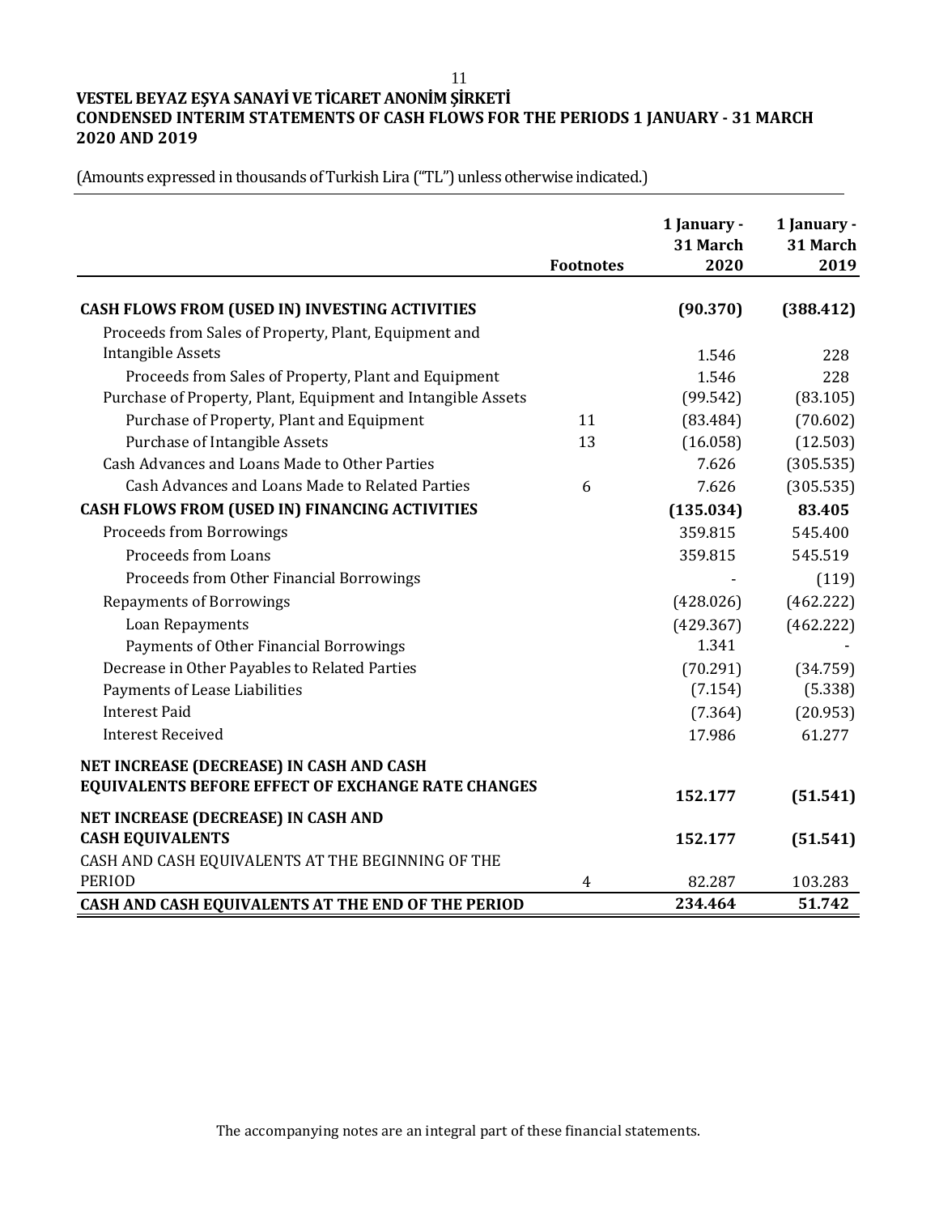# VESTEL BEYAZ EŞYA SANAYİ VE TİCARET ANONİM ŞİRKETİ
## CONDENSED INTERIM STATEMENTS OF CASH FLOWS FOR THE PERIODS 1 JANUARY - 31 MARCH 2020 AND 2019

(Amounts expressed in thousands of Turkish Lira ("TL") unless otherwise indicated.)

| | Footnotes | 1 January - 31 March 2020 | 1 January - 31 March 2019 |
|---|---|---|---|
| **CASH FLOWS FROM (USED IN) INVESTING ACTIVITIES** | | **(90.370)** | **(388.412)** |
| Proceeds from Sales of Property, Plant, Equipment and Intangible Assets | | 1.546 | 228 |
| Proceeds from Sales of Property, Plant and Equipment | | 1.546 | 228 |
| Purchase of Property, Plant, Equipment and Intangible Assets | | (99.542) | (83.105) |
| Purchase of Property, Plant and Equipment | 11 | (83.484) | (70.602) |
| Purchase of Intangible Assets | 13 | (16.058) | (12.503) |
| Cash Advances and Loans Made to Other Parties | | 7.626 | (305.535) |
| Cash Advances and Loans Made to Related Parties | 6 | 7.626 | (305.535) |
| **CASH FLOWS FROM (USED IN) FINANCING ACTIVITIES** | | **(135.034)** | **83.405** |
| Proceeds from Borrowings | | 359.815 | 545.400 |
| Proceeds from Loans | | 359.815 | 545.519 |
| Proceeds from Other Financial Borrowings | | - | (119) |
| Repayments of Borrowings | | (428.026) | (462.222) |
| Loan Repayments | | (429.367) | (462.222) |
| Payments of Other Financial Borrowings | | 1.341 | - |
| Decrease in Other Payables to Related Parties | | (70.291) | (34.759) |
| Payments of Lease Liabilities | | (7.154) | (5.338) |
| Interest Paid | | (7.364) | (20.953) |
| Interest Received | | 17.986 | 61.277 |
| **NET INCREASE (DECREASE) IN CASH AND CASH EQUIVALENTS BEFORE EFFECT OF EXCHANGE RATE CHANGES** | | **152.177** | **(51.541)** |
| **NET INCREASE (DECREASE) IN CASH AND CASH EQUIVALENTS** | | **152.177** | **(51.541)** |
| CASH AND CASH EQUIVALENTS AT THE BEGINNING OF THE PERIOD | 4 | 82.287 | 103.283 |
| **CASH AND CASH EQUIVALENTS AT THE END OF THE PERIOD** | | **234.464** | **51.742** |

The accompanying notes are an integral part of these financial statements.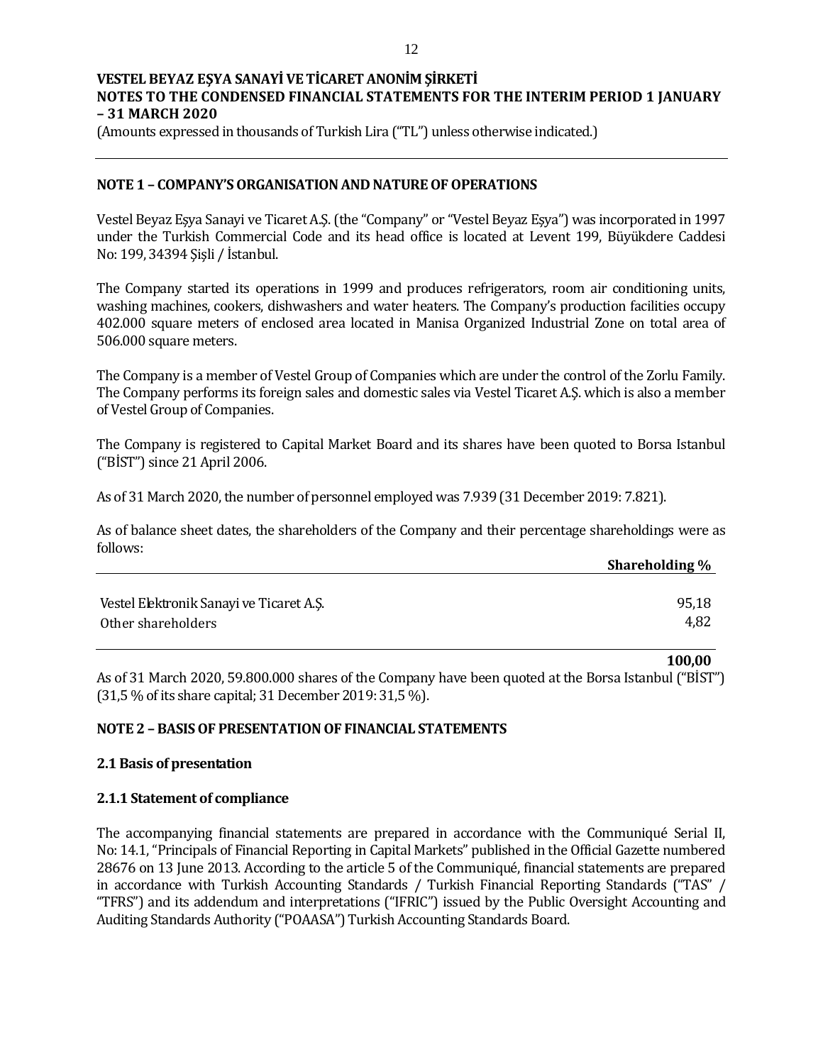## NOTE 1 – COMPANY'S ORGANISATION AND NATURE OF OPERATIONS

Vestel Beyaz Eşya Sanayi ve Ticaret A.Ş. (the "Company" or "Vestel Beyaz Eşya") was incorporated in 1997 under the Turkish Commercial Code and its head office is located at Levent 199, Büyükdere Caddesi No: 199, 34394 Şişli / İstanbul.

The Company started its operations in 1999 and produces refrigerators, room air conditioning units, washing machines, cookers, dishwashers and water heaters. The Company's production facilities occupy 402.000 square meters of enclosed area located in Manisa Organized Industrial Zone on total area of 506.000 square meters.

The Company is a member of Vestel Group of Companies which are under the control of the Zorlu Family. The Company performs its foreign sales and domestic sales via Vestel Ticaret A.Ş. which is also a member of Vestel Group of Companies.

The Company is registered to Capital Market Board and its shares have been quoted to Borsa Istanbul ("BİST") since 21 April 2006.

As of 31 March 2020, the number of personnel employed was 7.939 (31 December 2019: 7.821).

As of balance sheet dates, the shareholders of the Company and their percentage shareholdings were as follows:

| | Shareholding % |
|---|---|
| Vestel Elektronik Sanayi ve Ticaret A.Ş. | 95,18 |
| Other shareholders | 4,82 |
| | **100,00** |

As of 31 March 2020, 59.800.000 shares of the Company have been quoted at the Borsa Istanbul ("BİST") (31,5 % of its share capital; 31 December 2019: 31,5 %).

## NOTE 2 – BASIS OF PRESENTATION OF FINANCIAL STATEMENTS

### 2.1 Basis of presentation

#### 2.1.1 Statement of compliance

The accompanying financial statements are prepared in accordance with the Communiqué Serial II, No: 14.1, "Principals of Financial Reporting in Capital Markets" published in the Official Gazette numbered 28676 on 13 June 2013. According to the article 5 of the Communiqué, financial statements are prepared in accordance with Turkish Accounting Standards / Turkish Financial Reporting Standards ("TAS" / "TFRS") and its addendum and interpretations ("IFRIC") issued by the Public Oversight Accounting and Auditing Standards Authority ("POAASA") Turkish Accounting Standards Board.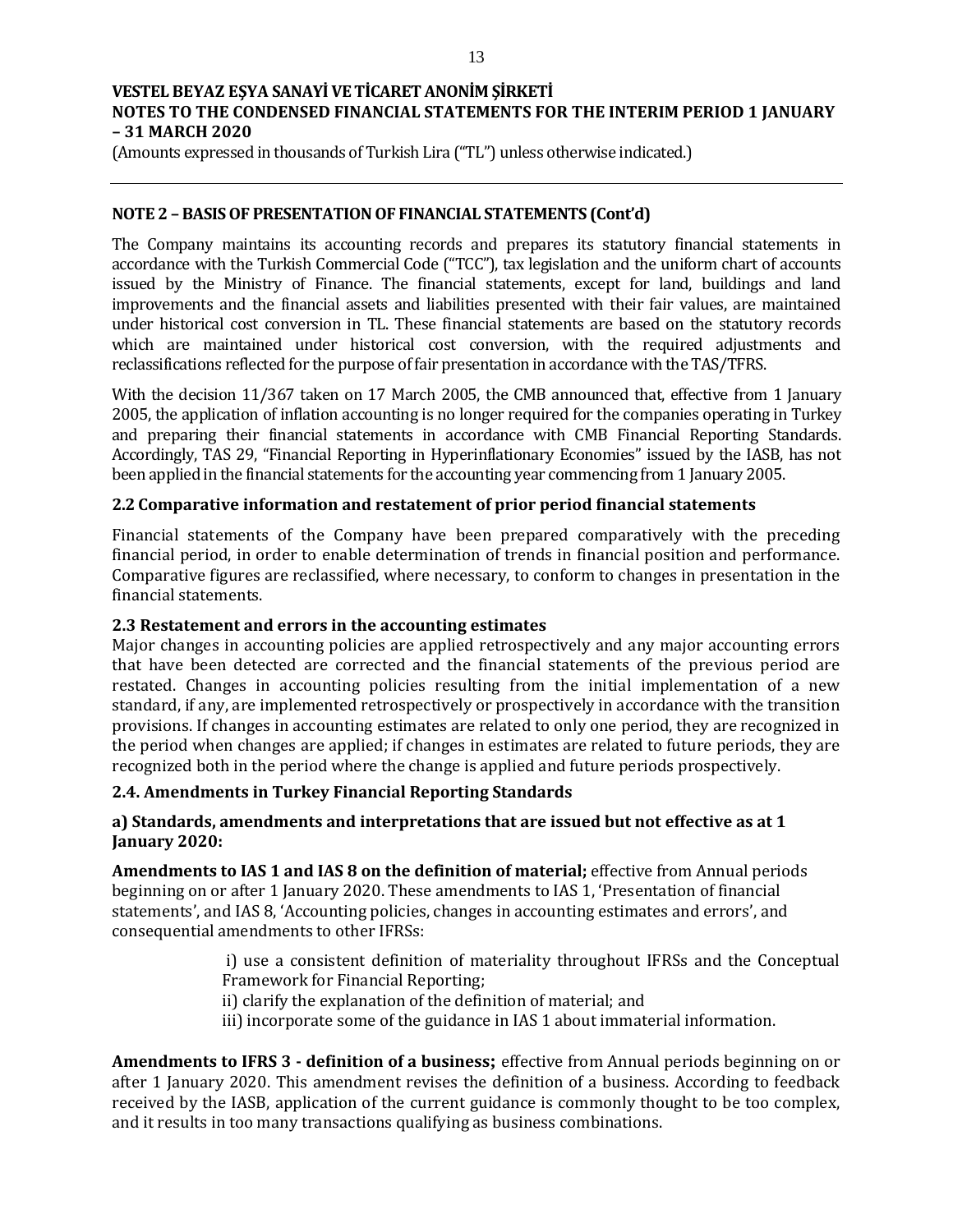## NOTE 2 – BASIS OF PRESENTATION OF FINANCIAL STATEMENTS (Cont'd)

The Company maintains its accounting records and prepares its statutory financial statements in accordance with the Turkish Commercial Code ("TCC"), tax legislation and the uniform chart of accounts issued by the Ministry of Finance. The financial statements, except for land, buildings and land improvements and the financial assets and liabilities presented with their fair values, are maintained under historical cost conversion in TL. These financial statements are based on the statutory records which are maintained under historical cost conversion, with the required adjustments and reclassifications reflected for the purpose of fair presentation in accordance with the TAS/TFRS.

With the decision 11/367 taken on 17 March 2005, the CMB announced that, effective from 1 January 2005, the application of inflation accounting is no longer required for the companies operating in Turkey and preparing their financial statements in accordance with CMB Financial Reporting Standards. Accordingly, TAS 29, "Financial Reporting in Hyperinflationary Economies" issued by the IASB, has not been applied in the financial statements for the accounting year commencing from 1 January 2005.

### 2.2 Comparative information and restatement of prior period financial statements

Financial statements of the Company have been prepared comparatively with the preceding financial period, in order to enable determination of trends in financial position and performance. Comparative figures are reclassified, where necessary, to conform to changes in presentation in the financial statements.

### 2.3 Restatement and errors in the accounting estimates

Major changes in accounting policies are applied retrospectively and any major accounting errors that have been detected are corrected and the financial statements of the previous period are restated. Changes in accounting policies resulting from the initial implementation of a new standard, if any, are implemented retrospectively or prospectively in accordance with the transition provisions. If changes in accounting estimates are related to only one period, they are recognized in the period when changes are applied; if changes in estimates are related to future periods, they are recognized both in the period where the change is applied and future periods prospectively.

### 2.4. Amendments in Turkey Financial Reporting Standards

#### a) Standards, amendments and interpretations that are issued but not effective as at 1 January 2020:

**Amendments to IAS 1 and IAS 8 on the definition of material;** effective from Annual periods beginning on or after 1 January 2020. These amendments to IAS 1, 'Presentation of financial statements', and IAS 8, 'Accounting policies, changes in accounting estimates and errors', and consequential amendments to other IFRSs:

i) use a consistent definition of materiality throughout IFRSs and the Conceptual Framework for Financial Reporting;
ii) clarify the explanation of the definition of material; and
iii) incorporate some of the guidance in IAS 1 about immaterial information.

**Amendments to IFRS 3 - definition of a business;** effective from Annual periods beginning on or after 1 January 2020. This amendment revises the definition of a business. According to feedback received by the IASB, application of the current guidance is commonly thought to be too complex, and it results in too many transactions qualifying as business combinations.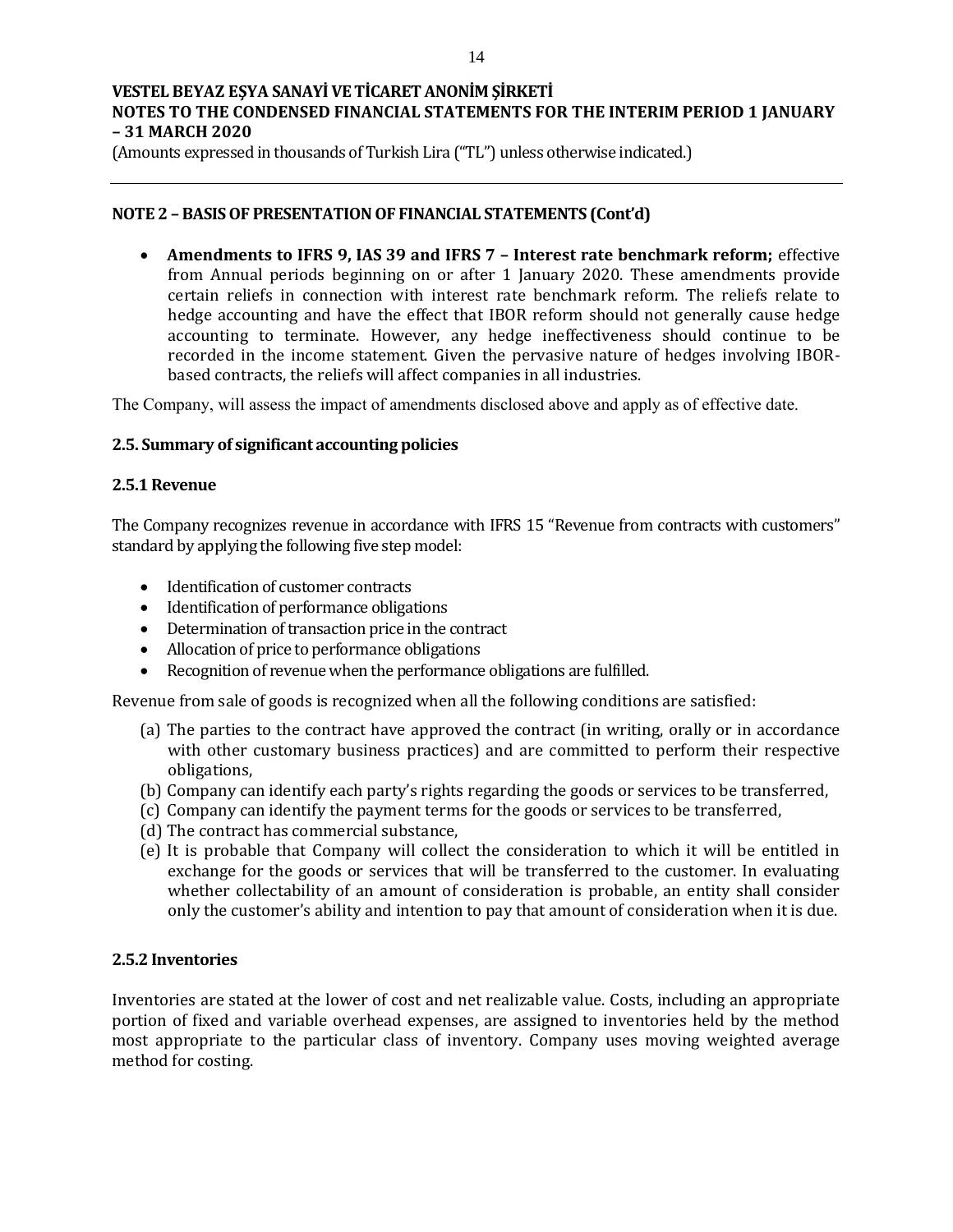## NOTE 2 – BASIS OF PRESENTATION OF FINANCIAL STATEMENTS (Cont'd)

- **Amendments to IFRS 9, IAS 39 and IFRS 7 – Interest rate benchmark reform;** effective from Annual periods beginning on or after 1 January 2020. These amendments provide certain reliefs in connection with interest rate benchmark reform. The reliefs relate to hedge accounting and have the effect that IBOR reform should not generally cause hedge accounting to terminate. However, any hedge ineffectiveness should continue to be recorded in the income statement. Given the pervasive nature of hedges involving IBOR-based contracts, the reliefs will affect companies in all industries.

The Company, will assess the impact of amendments disclosed above and apply as of effective date.

### 2.5. Summary of significant accounting policies

#### 2.5.1 Revenue

The Company recognizes revenue in accordance with IFRS 15 "Revenue from contracts with customers" standard by applying the following five step model:

- Identification of customer contracts
- Identification of performance obligations
- Determination of transaction price in the contract
- Allocation of price to performance obligations
- Recognition of revenue when the performance obligations are fulfilled.

Revenue from sale of goods is recognized when all the following conditions are satisfied:

(a) The parties to the contract have approved the contract (in writing, orally or in accordance with other customary business practices) and are committed to perform their respective obligations,
(b) Company can identify each party's rights regarding the goods or services to be transferred,
(c) Company can identify the payment terms for the goods or services to be transferred,
(d) The contract has commercial substance,
(e) It is probable that Company will collect the consideration to which it will be entitled in exchange for the goods or services that will be transferred to the customer. In evaluating whether collectability of an amount of consideration is probable, an entity shall consider only the customer's ability and intention to pay that amount of consideration when it is due.

#### 2.5.2 Inventories

Inventories are stated at the lower of cost and net realizable value. Costs, including an appropriate portion of fixed and variable overhead expenses, are assigned to inventories held by the method most appropriate to the particular class of inventory. Company uses moving weighted average method for costing.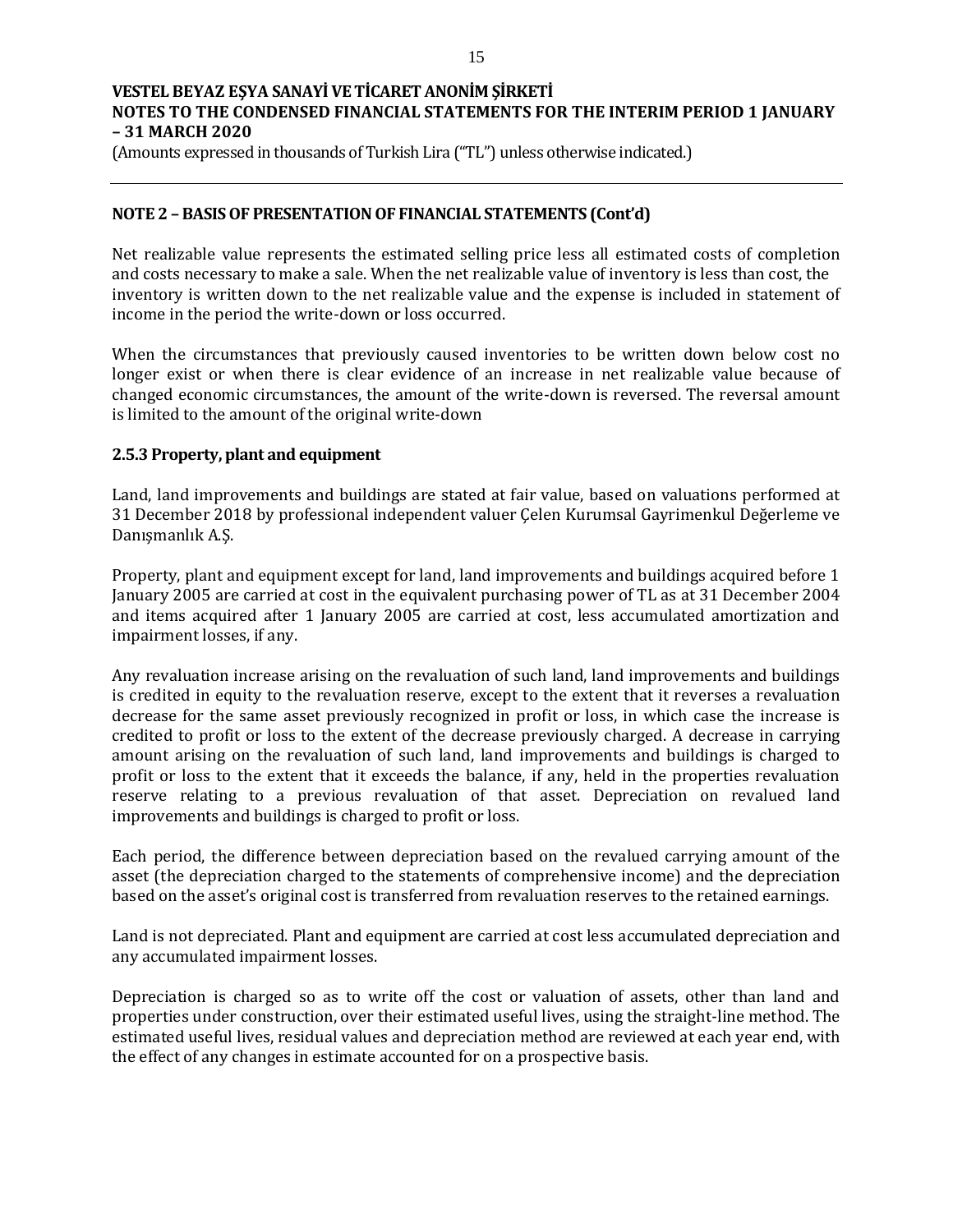## NOTE 2 – BASIS OF PRESENTATION OF FINANCIAL STATEMENTS (Cont'd)

Net realizable value represents the estimated selling price less all estimated costs of completion and costs necessary to make a sale. When the net realizable value of inventory is less than cost, the inventory is written down to the net realizable value and the expense is included in statement of income in the period the write-down or loss occurred.

When the circumstances that previously caused inventories to be written down below cost no longer exist or when there is clear evidence of an increase in net realizable value because of changed economic circumstances, the amount of the write-down is reversed. The reversal amount is limited to the amount of the original write-down

### 2.5.3 Property, plant and equipment

Land, land improvements and buildings are stated at fair value, based on valuations performed at 31 December 2018 by professional independent valuer Çelen Kurumsal Gayrimenkul Değerleme ve Danışmanlık A.Ş.

Property, plant and equipment except for land, land improvements and buildings acquired before 1 January 2005 are carried at cost in the equivalent purchasing power of TL as at 31 December 2004 and items acquired after 1 January 2005 are carried at cost, less accumulated amortization and impairment losses, if any.

Any revaluation increase arising on the revaluation of such land, land improvements and buildings is credited in equity to the revaluation reserve, except to the extent that it reverses a revaluation decrease for the same asset previously recognized in profit or loss, in which case the increase is credited to profit or loss to the extent of the decrease previously charged. A decrease in carrying amount arising on the revaluation of such land, land improvements and buildings is charged to profit or loss to the extent that it exceeds the balance, if any, held in the properties revaluation reserve relating to a previous revaluation of that asset. Depreciation on revalued land improvements and buildings is charged to profit or loss.

Each period, the difference between depreciation based on the revalued carrying amount of the asset (the depreciation charged to the statements of comprehensive income) and the depreciation based on the asset's original cost is transferred from revaluation reserves to the retained earnings.

Land is not depreciated. Plant and equipment are carried at cost less accumulated depreciation and any accumulated impairment losses.

Depreciation is charged so as to write off the cost or valuation of assets, other than land and properties under construction, over their estimated useful lives, using the straight-line method. The estimated useful lives, residual values and depreciation method are reviewed at each year end, with the effect of any changes in estimate accounted for on a prospective basis.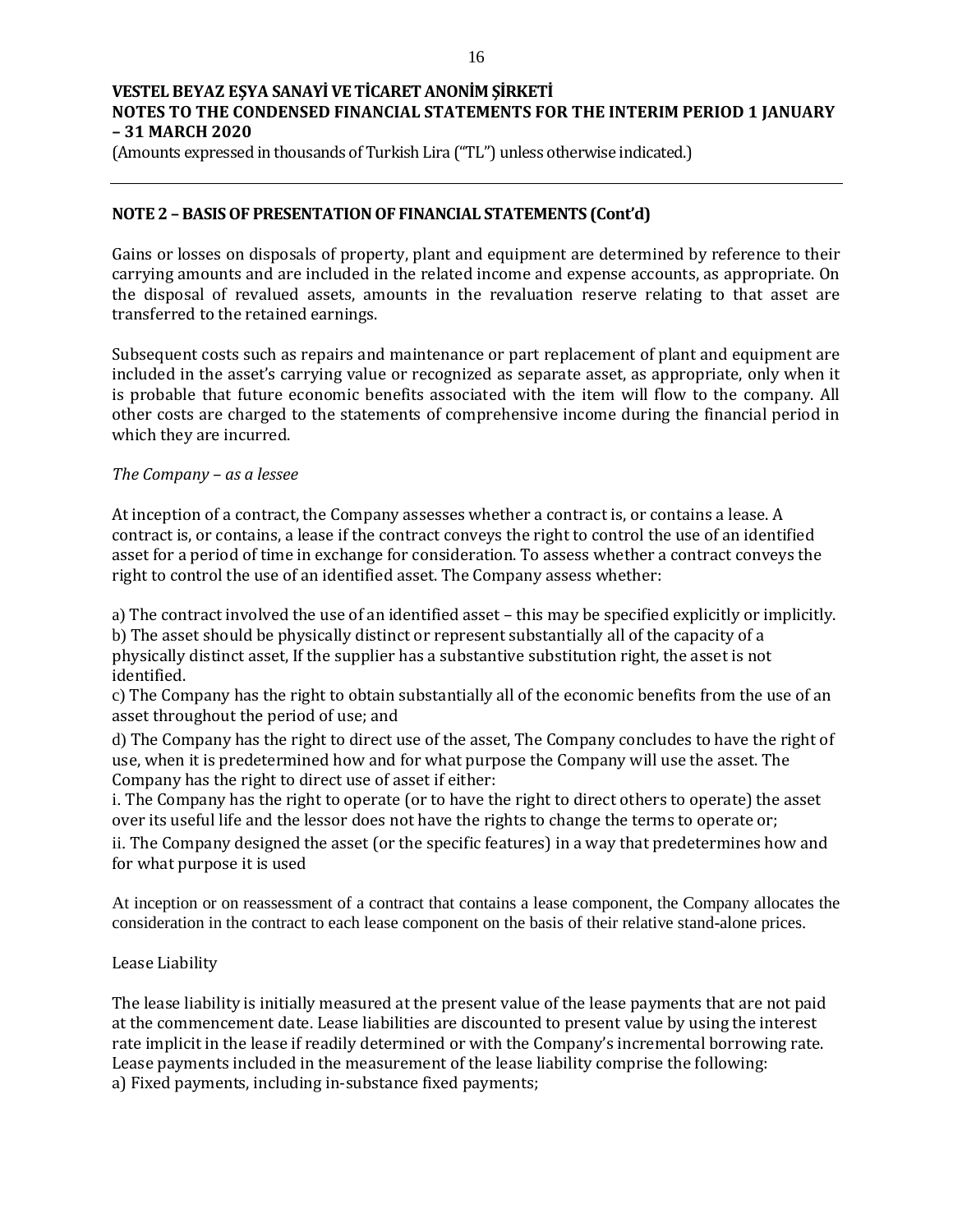## NOTE 2 – BASIS OF PRESENTATION OF FINANCIAL STATEMENTS (Cont'd)

Gains or losses on disposals of property, plant and equipment are determined by reference to their carrying amounts and are included in the related income and expense accounts, as appropriate. On the disposal of revalued assets, amounts in the revaluation reserve relating to that asset are transferred to the retained earnings.

Subsequent costs such as repairs and maintenance or part replacement of plant and equipment are included in the asset's carrying value or recognized as separate asset, as appropriate, only when it is probable that future economic benefits associated with the item will flow to the company. All other costs are charged to the statements of comprehensive income during the financial period in which they are incurred.

*The Company – as a lessee*

At inception of a contract, the Company assesses whether a contract is, or contains a lease. A contract is, or contains, a lease if the contract conveys the right to control the use of an identified asset for a period of time in exchange for consideration. To assess whether a contract conveys the right to control the use of an identified asset. The Company assess whether:

a) The contract involved the use of an identified asset – this may be specified explicitly or implicitly.
b) The asset should be physically distinct or represent substantially all of the capacity of a physically distinct asset, If the supplier has a substantive substitution right, the asset is not identified.
c) The Company has the right to obtain substantially all of the economic benefits from the use of an asset throughout the period of use; and
d) The Company has the right to direct use of the asset, The Company concludes to have the right of use, when it is predetermined how and for what purpose the Company will use the asset. The Company has the right to direct use of asset if either:
i. The Company has the right to operate (or to have the right to direct others to operate) the asset over its useful life and the lessor does not have the rights to change the terms to operate or;
ii. The Company designed the asset (or the specific features) in a way that predetermines how and for what purpose it is used

At inception or on reassessment of a contract that contains a lease component, the Company allocates the consideration in the contract to each lease component on the basis of their relative stand-alone prices.

Lease Liability

The lease liability is initially measured at the present value of the lease payments that are not paid at the commencement date. Lease liabilities are discounted to present value by using the interest rate implicit in the lease if readily determined or with the Company's incremental borrowing rate. Lease payments included in the measurement of the lease liability comprise the following:
a) Fixed payments, including in-substance fixed payments;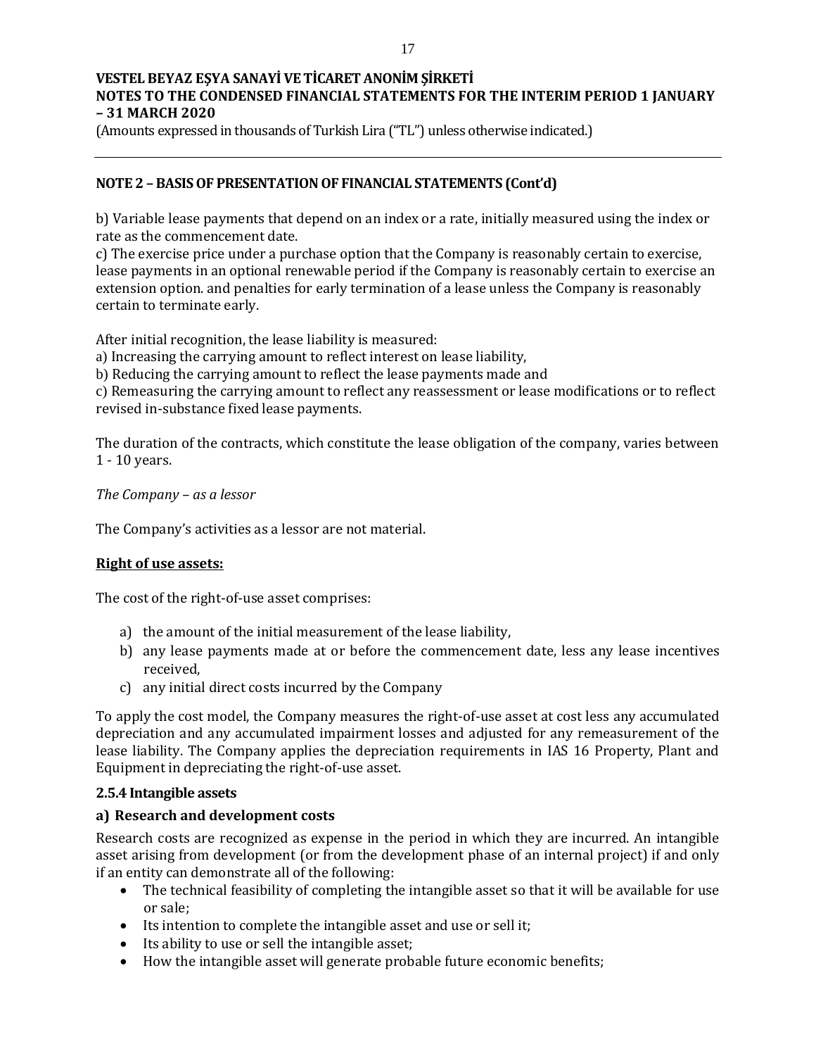# VESTEL BEYAZ EŞYA SANAYİ VE TİCARET ANONİM ŞİRKETİ
## NOTES TO THE CONDENSED FINANCIAL STATEMENTS FOR THE INTERIM PERIOD 1 JANUARY – 31 MARCH 2020

(Amounts expressed in thousands of Turkish Lira ("TL") unless otherwise indicated.)

### NOTE 2 – BASIS OF PRESENTATION OF FINANCIAL STATEMENTS (Cont'd)

b) Variable lease payments that depend on an index or a rate, initially measured using the index or rate as the commencement date.
c) The exercise price under a purchase option that the Company is reasonably certain to exercise, lease payments in an optional renewable period if the Company is reasonably certain to exercise an extension option. and penalties for early termination of a lease unless the Company is reasonably certain to terminate early.

After initial recognition, the lease liability is measured:
a) Increasing the carrying amount to reflect interest on lease liability,
b) Reducing the carrying amount to reflect the lease payments made and
c) Remeasuring the carrying amount to reflect any reassessment or lease modifications or to reflect revised in-substance fixed lease payments.

The duration of the contracts, which constitute the lease obligation of the company, varies between 1 - 10 years.

*The Company – as a lessor*

The Company's activities as a lessor are not material.

**Right of use assets:**

The cost of the right-of-use asset comprises:

a) the amount of the initial measurement of the lease liability,
b) any lease payments made at or before the commencement date, less any lease incentives received,
c) any initial direct costs incurred by the Company

To apply the cost model, the Company measures the right-of-use asset at cost less any accumulated depreciation and any accumulated impairment losses and adjusted for any remeasurement of the lease liability. The Company applies the depreciation requirements in IAS 16 Property, Plant and Equipment in depreciating the right-of-use asset.

#### 2.5.4 Intangible assets

**a) Research and development costs**

Research costs are recognized as expense in the period in which they are incurred. An intangible asset arising from development (or from the development phase of an internal project) if and only if an entity can demonstrate all of the following:

- The technical feasibility of completing the intangible asset so that it will be available for use or sale;
- Its intention to complete the intangible asset and use or sell it;
- Its ability to use or sell the intangible asset;
- How the intangible asset will generate probable future economic benefits;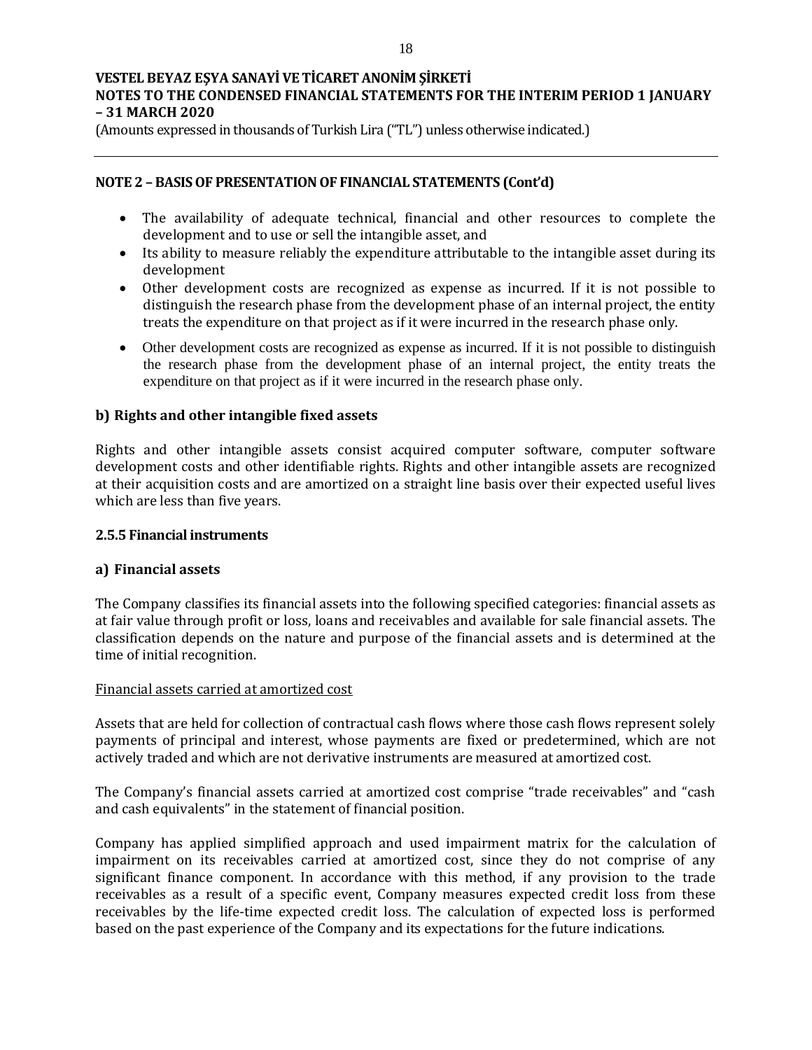## NOTE 2 – BASIS OF PRESENTATION OF FINANCIAL STATEMENTS (Cont'd)

- The availability of adequate technical, financial and other resources to complete the development and to use or sell the intangible asset, and
- Its ability to measure reliably the expenditure attributable to the intangible asset during its development
- Other development costs are recognized as expense as incurred. If it is not possible to distinguish the research phase from the development phase of an internal project, the entity treats the expenditure on that project as if it were incurred in the research phase only.
- Other development costs are recognized as expense as incurred. If it is not possible to distinguish the research phase from the development phase of an internal project, the entity treats the expenditure on that project as if it were incurred in the research phase only.

### b) Rights and other intangible fixed assets

Rights and other intangible assets consist acquired computer software, computer software development costs and other identifiable rights. Rights and other intangible assets are recognized at their acquisition costs and are amortized on a straight line basis over their expected useful lives which are less than five years.

### 2.5.5 Financial instruments

### a) Financial assets

The Company classifies its financial assets into the following specified categories: financial assets as at fair value through profit or loss, loans and receivables and available for sale financial assets. The classification depends on the nature and purpose of the financial assets and is determined at the time of initial recognition.

Financial assets carried at amortized cost

Assets that are held for collection of contractual cash flows where those cash flows represent solely payments of principal and interest, whose payments are fixed or predetermined, which are not actively traded and which are not derivative instruments are measured at amortized cost.

The Company's financial assets carried at amortized cost comprise "trade receivables" and "cash and cash equivalents" in the statement of financial position.

Company has applied simplified approach and used impairment matrix for the calculation of impairment on its receivables carried at amortized cost, since they do not comprise of any significant finance component. In accordance with this method, if any provision to the trade receivables as a result of a specific event, Company measures expected credit loss from these receivables by the life-time expected credit loss. The calculation of expected loss is performed based on the past experience of the Company and its expectations for the future indications.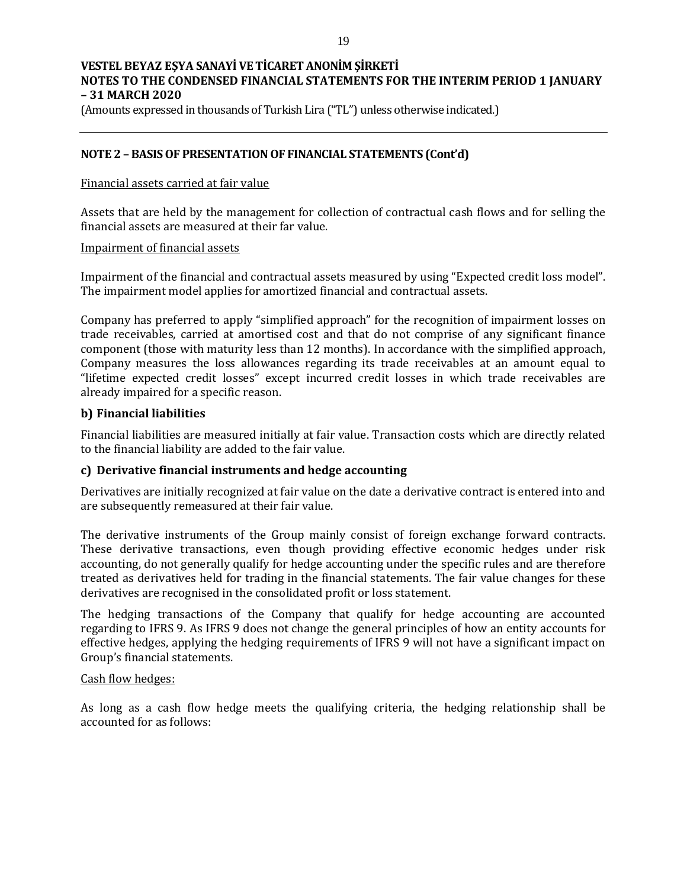## NOTE 2 – BASIS OF PRESENTATION OF FINANCIAL STATEMENTS (Cont'd)

Financial assets carried at fair value

Assets that are held by the management for collection of contractual cash flows and for selling the financial assets are measured at their far value.

Impairment of financial assets

Impairment of the financial and contractual assets measured by using "Expected credit loss model". The impairment model applies for amortized financial and contractual assets.

Company has preferred to apply "simplified approach" for the recognition of impairment losses on trade receivables, carried at amortised cost and that do not comprise of any significant finance component (those with maturity less than 12 months). In accordance with the simplified approach, Company measures the loss allowances regarding its trade receivables at an amount equal to "lifetime expected credit losses" except incurred credit losses in which trade receivables are already impaired for a specific reason.

**b) Financial liabilities**

Financial liabilities are measured initially at fair value. Transaction costs which are directly related to the financial liability are added to the fair value.

**c) Derivative financial instruments and hedge accounting**

Derivatives are initially recognized at fair value on the date a derivative contract is entered into and are subsequently remeasured at their fair value.

The derivative instruments of the Group mainly consist of foreign exchange forward contracts. These derivative transactions, even though providing effective economic hedges under risk accounting, do not generally qualify for hedge accounting under the specific rules and are therefore treated as derivatives held for trading in the financial statements. The fair value changes for these derivatives are recognised in the consolidated profit or loss statement.

The hedging transactions of the Company that qualify for hedge accounting are accounted regarding to IFRS 9. As IFRS 9 does not change the general principles of how an entity accounts for effective hedges, applying the hedging requirements of IFRS 9 will not have a significant impact on Group's financial statements.

Cash flow hedges:

As long as a cash flow hedge meets the qualifying criteria, the hedging relationship shall be accounted for as follows: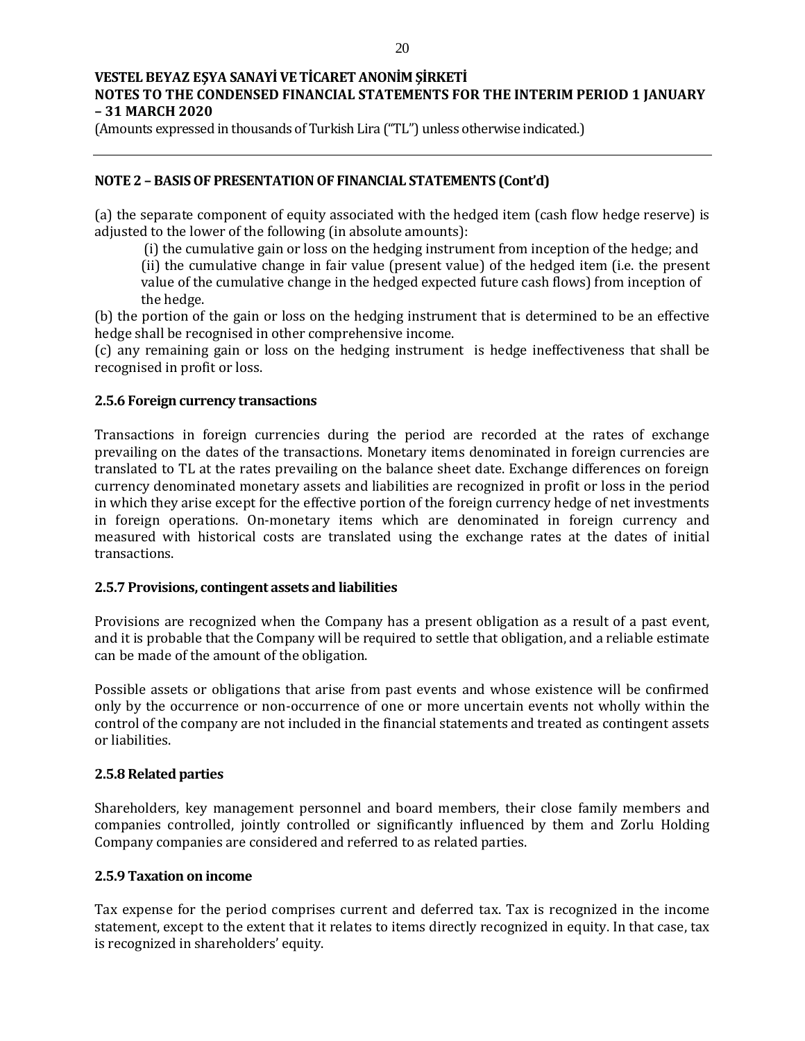## NOTE 2 – BASIS OF PRESENTATION OF FINANCIAL STATEMENTS (Cont'd)

(a) the separate component of equity associated with the hedged item (cash flow hedge reserve) is adjusted to the lower of the following (in absolute amounts):

(i) the cumulative gain or loss on the hedging instrument from inception of the hedge; and

(ii) the cumulative change in fair value (present value) of the hedged item (i.e. the present value of the cumulative change in the hedged expected future cash flows) from inception of the hedge.

(b) the portion of the gain or loss on the hedging instrument that is determined to be an effective hedge shall be recognised in other comprehensive income.

(c) any remaining gain or loss on the hedging instrument is hedge ineffectiveness that shall be recognised in profit or loss.

### 2.5.6 Foreign currency transactions

Transactions in foreign currencies during the period are recorded at the rates of exchange prevailing on the dates of the transactions. Monetary items denominated in foreign currencies are translated to TL at the rates prevailing on the balance sheet date. Exchange differences on foreign currency denominated monetary assets and liabilities are recognized in profit or loss in the period in which they arise except for the effective portion of the foreign currency hedge of net investments in foreign operations. On-monetary items which are denominated in foreign currency and measured with historical costs are translated using the exchange rates at the dates of initial transactions.

### 2.5.7 Provisions, contingent assets and liabilities

Provisions are recognized when the Company has a present obligation as a result of a past event, and it is probable that the Company will be required to settle that obligation, and a reliable estimate can be made of the amount of the obligation.

Possible assets or obligations that arise from past events and whose existence will be confirmed only by the occurrence or non-occurrence of one or more uncertain events not wholly within the control of the company are not included in the financial statements and treated as contingent assets or liabilities.

### 2.5.8 Related parties

Shareholders, key management personnel and board members, their close family members and companies controlled, jointly controlled or significantly influenced by them and Zorlu Holding Company companies are considered and referred to as related parties.

### 2.5.9 Taxation on income

Tax expense for the period comprises current and deferred tax. Tax is recognized in the income statement, except to the extent that it relates to items directly recognized in equity. In that case, tax is recognized in shareholders' equity.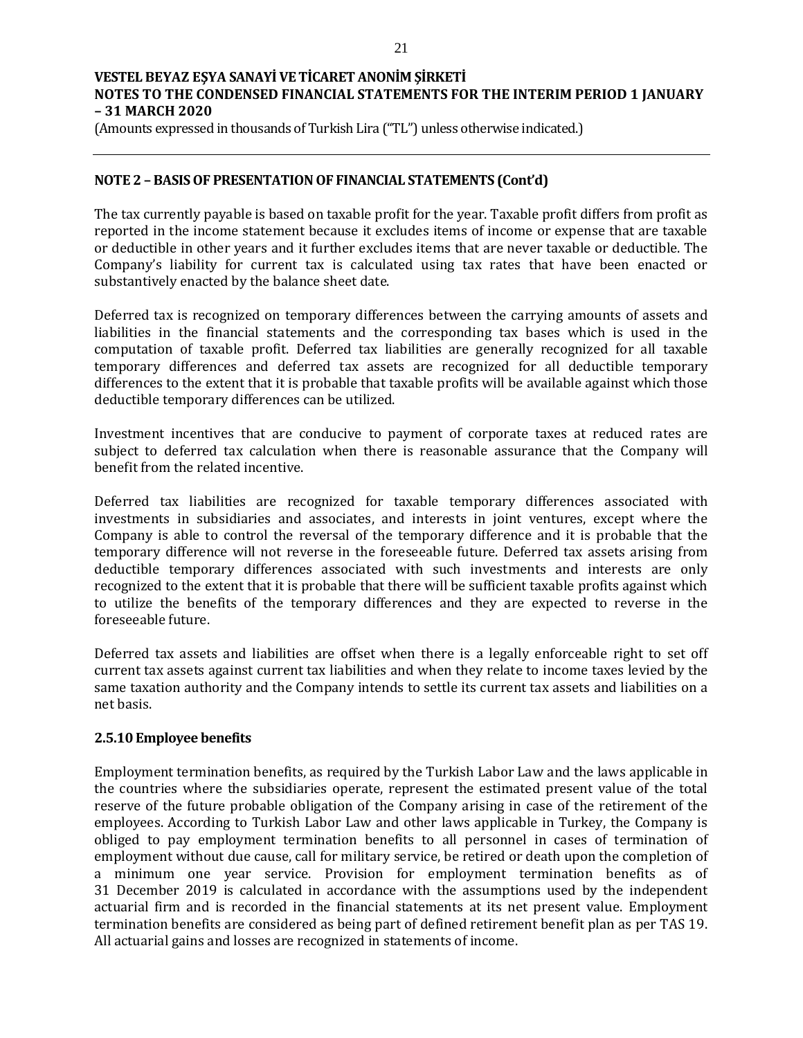## NOTE 2 – BASIS OF PRESENTATION OF FINANCIAL STATEMENTS (Cont'd)

The tax currently payable is based on taxable profit for the year. Taxable profit differs from profit as reported in the income statement because it excludes items of income or expense that are taxable or deductible in other years and it further excludes items that are never taxable or deductible. The Company's liability for current tax is calculated using tax rates that have been enacted or substantively enacted by the balance sheet date.

Deferred tax is recognized on temporary differences between the carrying amounts of assets and liabilities in the financial statements and the corresponding tax bases which is used in the computation of taxable profit. Deferred tax liabilities are generally recognized for all taxable temporary differences and deferred tax assets are recognized for all deductible temporary differences to the extent that it is probable that taxable profits will be available against which those deductible temporary differences can be utilized.

Investment incentives that are conducive to payment of corporate taxes at reduced rates are subject to deferred tax calculation when there is reasonable assurance that the Company will benefit from the related incentive.

Deferred tax liabilities are recognized for taxable temporary differences associated with investments in subsidiaries and associates, and interests in joint ventures, except where the Company is able to control the reversal of the temporary difference and it is probable that the temporary difference will not reverse in the foreseeable future. Deferred tax assets arising from deductible temporary differences associated with such investments and interests are only recognized to the extent that it is probable that there will be sufficient taxable profits against which to utilize the benefits of the temporary differences and they are expected to reverse in the foreseeable future.

Deferred tax assets and liabilities are offset when there is a legally enforceable right to set off current tax assets against current tax liabilities and when they relate to income taxes levied by the same taxation authority and the Company intends to settle its current tax assets and liabilities on a net basis.

### 2.5.10 Employee benefits

Employment termination benefits, as required by the Turkish Labor Law and the laws applicable in the countries where the subsidiaries operate, represent the estimated present value of the total reserve of the future probable obligation of the Company arising in case of the retirement of the employees. According to Turkish Labor Law and other laws applicable in Turkey, the Company is obliged to pay employment termination benefits to all personnel in cases of termination of employment without due cause, call for military service, be retired or death upon the completion of a minimum one year service. Provision for employment termination benefits as of 31 December 2019 is calculated in accordance with the assumptions used by the independent actuarial firm and is recorded in the financial statements at its net present value. Employment termination benefits are considered as being part of defined retirement benefit plan as per TAS 19. All actuarial gains and losses are recognized in statements of income.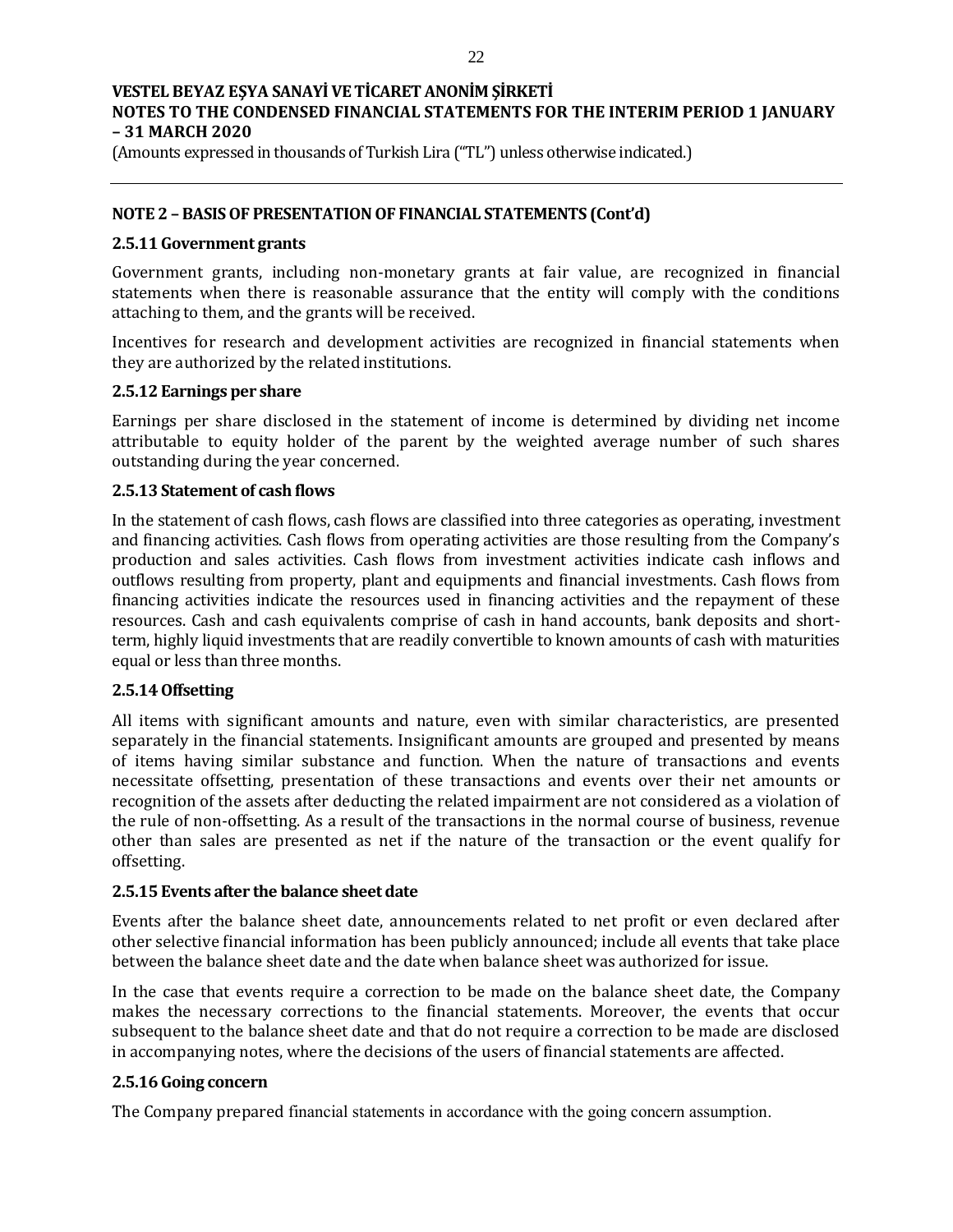## NOTE 2 – BASIS OF PRESENTATION OF FINANCIAL STATEMENTS (Cont'd)

### 2.5.11 Government grants

Government grants, including non-monetary grants at fair value, are recognized in financial statements when there is reasonable assurance that the entity will comply with the conditions attaching to them, and the grants will be received.

Incentives for research and development activities are recognized in financial statements when they are authorized by the related institutions.

### 2.5.12 Earnings per share

Earnings per share disclosed in the statement of income is determined by dividing net income attributable to equity holder of the parent by the weighted average number of such shares outstanding during the year concerned.

### 2.5.13 Statement of cash flows

In the statement of cash flows, cash flows are classified into three categories as operating, investment and financing activities. Cash flows from operating activities are those resulting from the Company's production and sales activities. Cash flows from investment activities indicate cash inflows and outflows resulting from property, plant and equipments and financial investments. Cash flows from financing activities indicate the resources used in financing activities and the repayment of these resources. Cash and cash equivalents comprise of cash in hand accounts, bank deposits and short-term, highly liquid investments that are readily convertible to known amounts of cash with maturities equal or less than three months.

### 2.5.14 Offsetting

All items with significant amounts and nature, even with similar characteristics, are presented separately in the financial statements. Insignificant amounts are grouped and presented by means of items having similar substance and function. When the nature of transactions and events necessitate offsetting, presentation of these transactions and events over their net amounts or recognition of the assets after deducting the related impairment are not considered as a violation of the rule of non-offsetting. As a result of the transactions in the normal course of business, revenue other than sales are presented as net if the nature of the transaction or the event qualify for offsetting.

### 2.5.15 Events after the balance sheet date

Events after the balance sheet date, announcements related to net profit or even declared after other selective financial information has been publicly announced; include all events that take place between the balance sheet date and the date when balance sheet was authorized for issue.

In the case that events require a correction to be made on the balance sheet date, the Company makes the necessary corrections to the financial statements. Moreover, the events that occur subsequent to the balance sheet date and that do not require a correction to be made are disclosed in accompanying notes, where the decisions of the users of financial statements are affected.

### 2.5.16 Going concern

The Company prepared financial statements in accordance with the going concern assumption.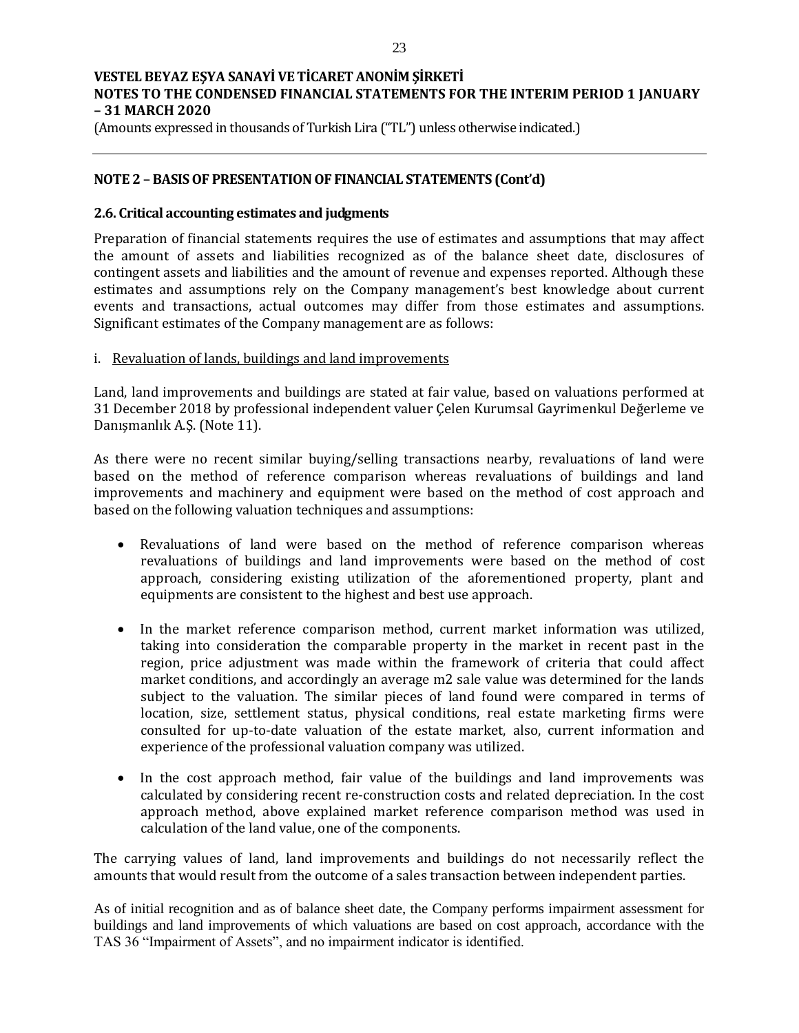## NOTE 2 – BASIS OF PRESENTATION OF FINANCIAL STATEMENTS (Cont'd)

### 2.6. Critical accounting estimates and judgments

Preparation of financial statements requires the use of estimates and assumptions that may affect the amount of assets and liabilities recognized as of the balance sheet date, disclosures of contingent assets and liabilities and the amount of revenue and expenses reported. Although these estimates and assumptions rely on the Company management's best knowledge about current events and transactions, actual outcomes may differ from those estimates and assumptions. Significant estimates of the Company management are as follows:

i. Revaluation of lands, buildings and land improvements

Land, land improvements and buildings are stated at fair value, based on valuations performed at 31 December 2018 by professional independent valuer Çelen Kurumsal Gayrimenkul Değerleme ve Danışmanlık A.Ş. (Note 11).

As there were no recent similar buying/selling transactions nearby, revaluations of land were based on the method of reference comparison whereas revaluations of buildings and land improvements and machinery and equipment were based on the method of cost approach and based on the following valuation techniques and assumptions:

- Revaluations of land were based on the method of reference comparison whereas revaluations of buildings and land improvements were based on the method of cost approach, considering existing utilization of the aforementioned property, plant and equipments are consistent to the highest and best use approach.

- In the market reference comparison method, current market information was utilized, taking into consideration the comparable property in the market in recent past in the region, price adjustment was made within the framework of criteria that could affect market conditions, and accordingly an average m2 sale value was determined for the lands subject to the valuation. The similar pieces of land found were compared in terms of location, size, settlement status, physical conditions, real estate marketing firms were consulted for up-to-date valuation of the estate market, also, current information and experience of the professional valuation company was utilized.

- In the cost approach method, fair value of the buildings and land improvements was calculated by considering recent re-construction costs and related depreciation. In the cost approach method, above explained market reference comparison method was used in calculation of the land value, one of the components.

The carrying values of land, land improvements and buildings do not necessarily reflect the amounts that would result from the outcome of a sales transaction between independent parties.

As of initial recognition and as of balance sheet date, the Company performs impairment assessment for buildings and land improvements of which valuations are based on cost approach, accordance with the TAS 36 "Impairment of Assets", and no impairment indicator is identified.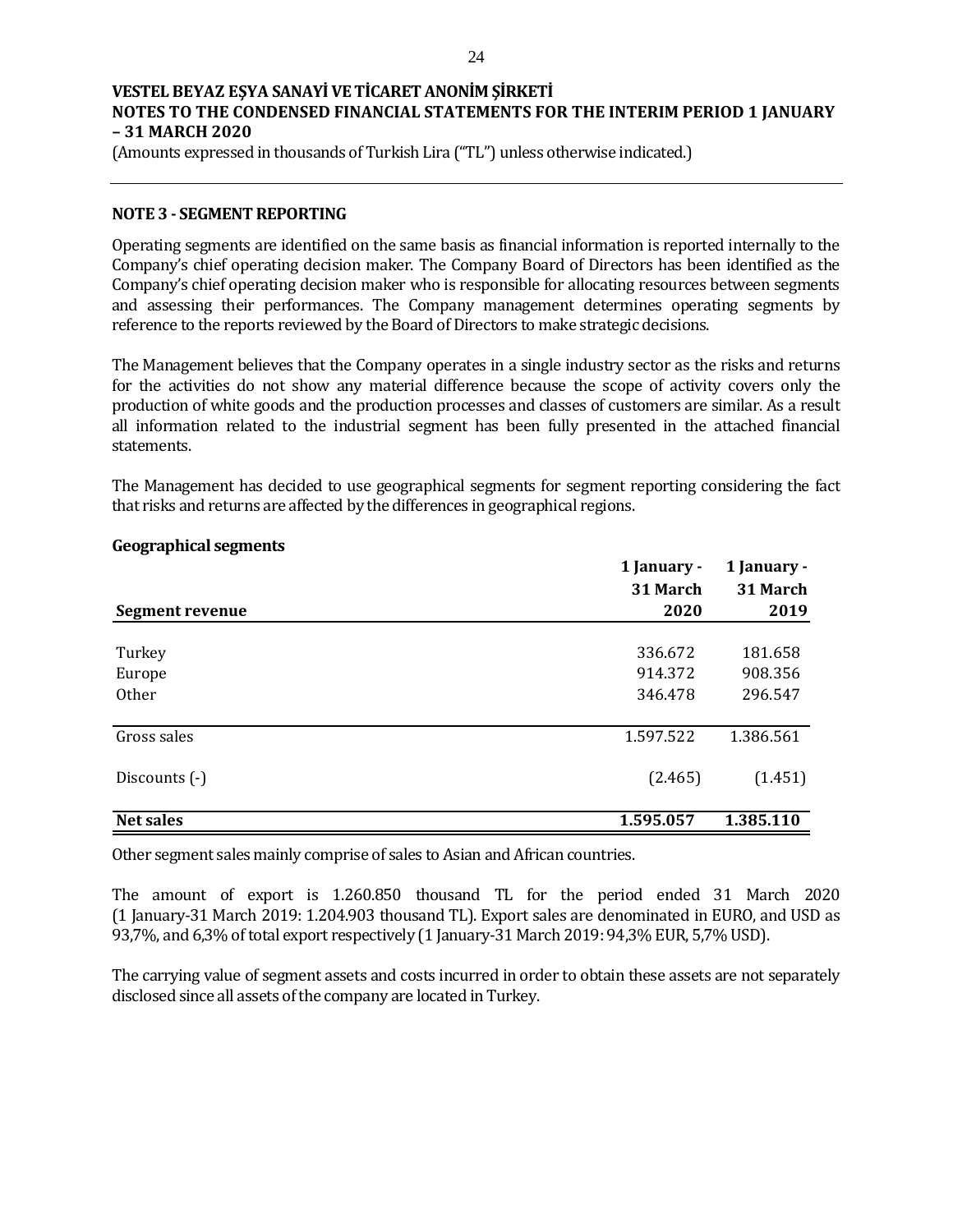VESTEL BEYAZ EŞYA SANAYİ VE TİCARET ANONİM ŞİRKETİ
NOTES TO THE CONDENSED FINANCIAL STATEMENTS FOR THE INTERIM PERIOD 1 JANUARY – 31 MARCH 2020
(Amounts expressed in thousands of Turkish Lira ("TL") unless otherwise indicated.)

## NOTE 3 - SEGMENT REPORTING

Operating segments are identified on the same basis as financial information is reported internally to the Company's chief operating decision maker. The Company Board of Directors has been identified as the Company's chief operating decision maker who is responsible for allocating resources between segments and assessing their performances. The Company management determines operating segments by reference to the reports reviewed by the Board of Directors to make strategic decisions.

The Management believes that the Company operates in a single industry sector as the risks and returns for the activities do not show any material difference because the scope of activity covers only the production of white goods and the production processes and classes of customers are similar. As a result all information related to the industrial segment has been fully presented in the attached financial statements.

The Management has decided to use geographical segments for segment reporting considering the fact that risks and returns are affected by the differences in geographical regions.

**Geographical segments**

| **Segment revenue** | **1 January - 31 March 2020** | **1 January - 31 March 2019** |
|---|---|---|
| Turkey | 336.672 | 181.658 |
| Europe | 914.372 | 908.356 |
| Other | 346.478 | 296.547 |
| Gross sales | 1.597.522 | 1.386.561 |
| Discounts (-) | (2.465) | (1.451) |
| **Net sales** | **1.595.057** | **1.385.110** |

Other segment sales mainly comprise of sales to Asian and African countries.

The amount of export is 1.260.850 thousand TL for the period ended 31 March 2020 (1 January-31 March 2019: 1.204.903 thousand TL). Export sales are denominated in EURO, and USD as 93,7%, and 6,3% of total export respectively (1 January-31 March 2019: 94,3% EUR, 5,7% USD).

The carrying value of segment assets and costs incurred in order to obtain these assets are not separately disclosed since all assets of the company are located in Turkey.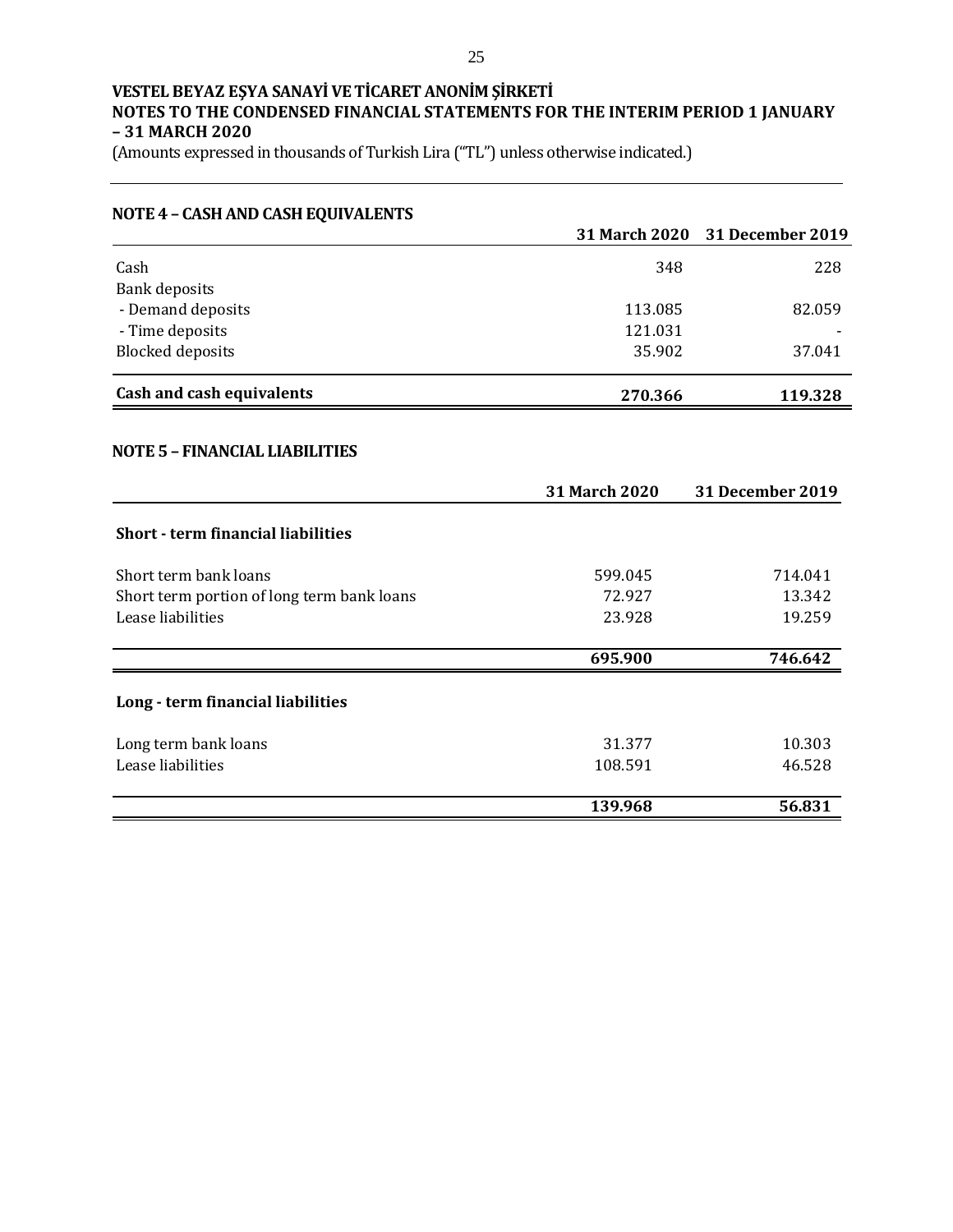**VESTEL BEYAZ EŞYA SANAYİ VE TİCARET ANONİM ŞİRKETİ**
**NOTES TO THE CONDENSED FINANCIAL STATEMENTS FOR THE INTERIM PERIOD 1 JANUARY – 31 MARCH 2020**
(Amounts expressed in thousands of Turkish Lira ("TL") unless otherwise indicated.)

## NOTE 4 – CASH AND CASH EQUIVALENTS

| | 31 March 2020 | 31 December 2019 |
|---|---|---|
| Cash | 348 | 228 |
| Bank deposits | | |
| - Demand deposits | 113.085 | 82.059 |
| - Time deposits | 121.031 | - |
| Blocked deposits | 35.902 | 37.041 |
| **Cash and cash equivalents** | **270.366** | **119.328** |

## NOTE 5 – FINANCIAL LIABILITIES

| | 31 March 2020 | 31 December 2019 |
|---|---|---|
| **Short - term financial liabilities** | | |
| Short term bank loans | 599.045 | 714.041 |
| Short term portion of long term bank loans | 72.927 | 13.342 |
| Lease liabilities | 23.928 | 19.259 |
| | **695.900** | **746.642** |
| **Long - term financial liabilities** | | |
| Long term bank loans | 31.377 | 10.303 |
| Lease liabilities | 108.591 | 46.528 |
| | **139.968** | **56.831** |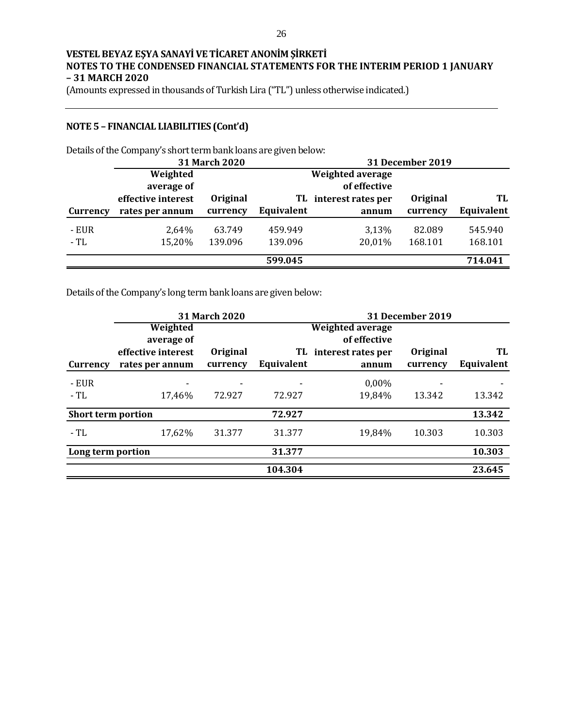**VESTEL BEYAZ EŞYA SANAYİ VE TİCARET ANONİM ŞİRKETİ**
**NOTES TO THE CONDENSED FINANCIAL STATEMENTS FOR THE INTERIM PERIOD 1 JANUARY – 31 MARCH 2020**
(Amounts expressed in thousands of Turkish Lira ("TL") unless otherwise indicated.)

## NOTE 5 – FINANCIAL LIABILITIES (Cont'd)

Details of the Company's short term bank loans are given below:

| | 31 March 2020 | | | 31 December 2019 | | |
|---|---|---|---|---|---|---|
| **Currency** | **Weighted average of effective interest rates per annum** | **Original currency** | **TL Equivalent** | **Weighted average of effective interest rates per annum** | **Original currency** | **TL Equivalent** |
| - EUR | 2,64% | 63.749 | 459.949 | 3,13% | 82.089 | 545.940 |
| - TL | 15,20% | 139.096 | 139.096 | 20,01% | 168.101 | 168.101 |
| | | | **599.045** | | | **714.041** |

Details of the Company's long term bank loans are given below:

| | 31 March 2020 | | | 31 December 2019 | | |
|---|---|---|---|---|---|---|
| **Currency** | **Weighted average of effective interest rates per annum** | **Original currency** | **TL Equivalent** | **Weighted average of effective interest rates per annum** | **Original currency** | **TL Equivalent** |
| - EUR | - | - | - | 0,00% | - | - |
| - TL | 17,46% | 72.927 | 72.927 | 19,84% | 13.342 | 13.342 |
| **Short term portion** | | | **72.927** | | | **13.342** |
| - TL | 17,62% | 31.377 | 31.377 | 19,84% | 10.303 | 10.303 |
| **Long term portion** | | | **31.377** | | | **10.303** |
| | | | **104.304** | | | **23.645** |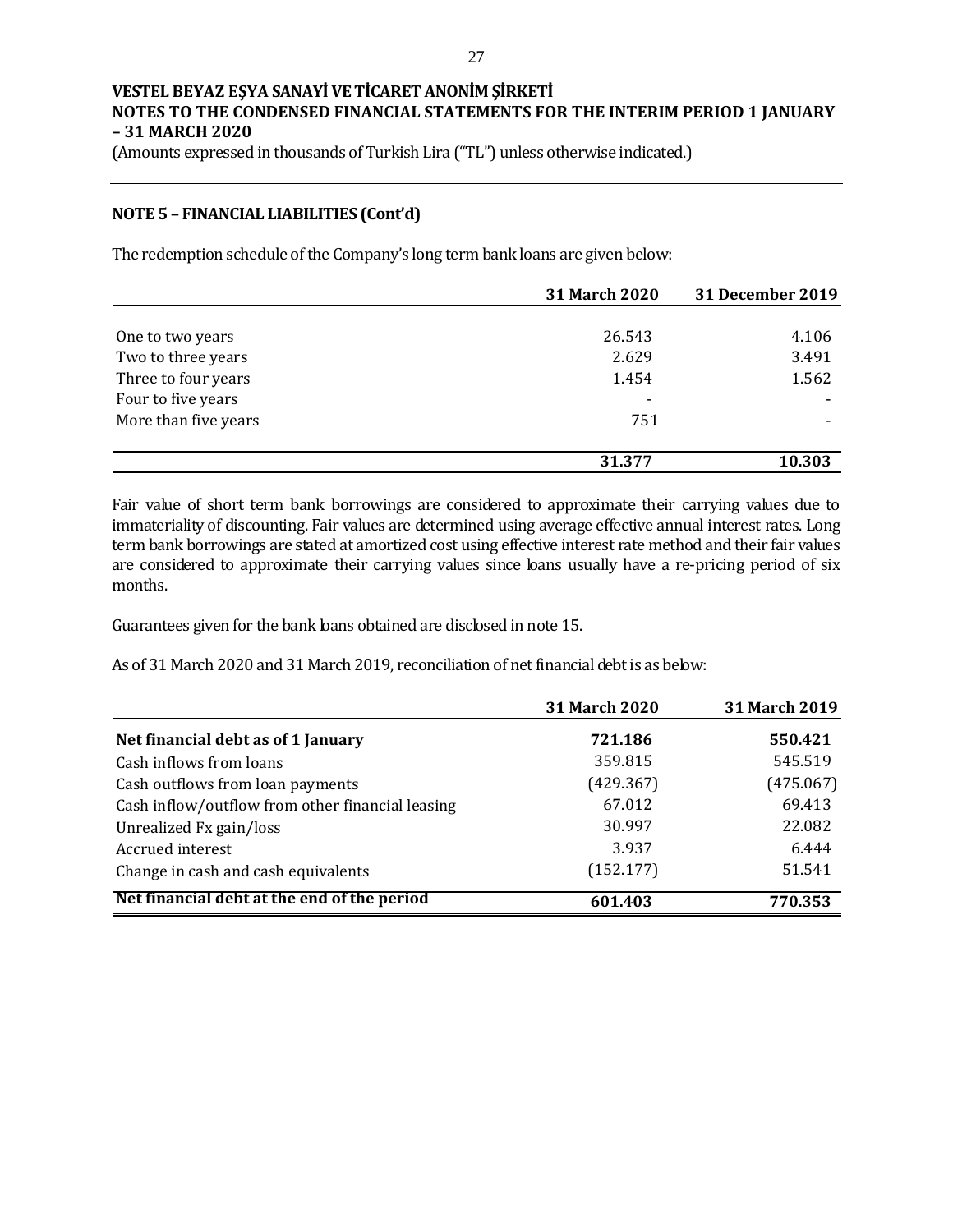VESTEL BEYAZ EŞYA SANAYİ VE TİCARET ANONİM ŞİRKETİ
NOTES TO THE CONDENSED FINANCIAL STATEMENTS FOR THE INTERIM PERIOD 1 JANUARY – 31 MARCH 2020
(Amounts expressed in thousands of Turkish Lira ("TL") unless otherwise indicated.)

## NOTE 5 – FINANCIAL LIABILITIES (Cont'd)

The redemption schedule of the Company's long term bank loans are given below:

| | 31 March 2020 | 31 December 2019 |
|---|---|---|
| One to two years | 26.543 | 4.106 |
| Two to three years | 2.629 | 3.491 |
| Three to four years | 1.454 | 1.562 |
| Four to five years | - | - |
| More than five years | 751 | - |
| | **31.377** | **10.303** |

Fair value of short term bank borrowings are considered to approximate their carrying values due to immateriality of discounting. Fair values are determined using average effective annual interest rates. Long term bank borrowings are stated at amortized cost using effective interest rate method and their fair values are considered to approximate their carrying values since loans usually have a re-pricing period of six months.

Guarantees given for the bank loans obtained are disclosed in note 15.

As of 31 March 2020 and 31 March 2019, reconciliation of net financial debt is as below:

| | 31 March 2020 | 31 March 2019 |
|---|---|---|
| **Net financial debt as of 1 January** | **721.186** | **550.421** |
| Cash inflows from loans | 359.815 | 545.519 |
| Cash outflows from loan payments | (429.367) | (475.067) |
| Cash inflow/outflow from other financial leasing | 67.012 | 69.413 |
| Unrealized Fx gain/loss | 30.997 | 22.082 |
| Accrued interest | 3.937 | 6.444 |
| Change in cash and cash equivalents | (152.177) | 51.541 |
| **Net financial debt at the end of the period** | **601.403** | **770.353** |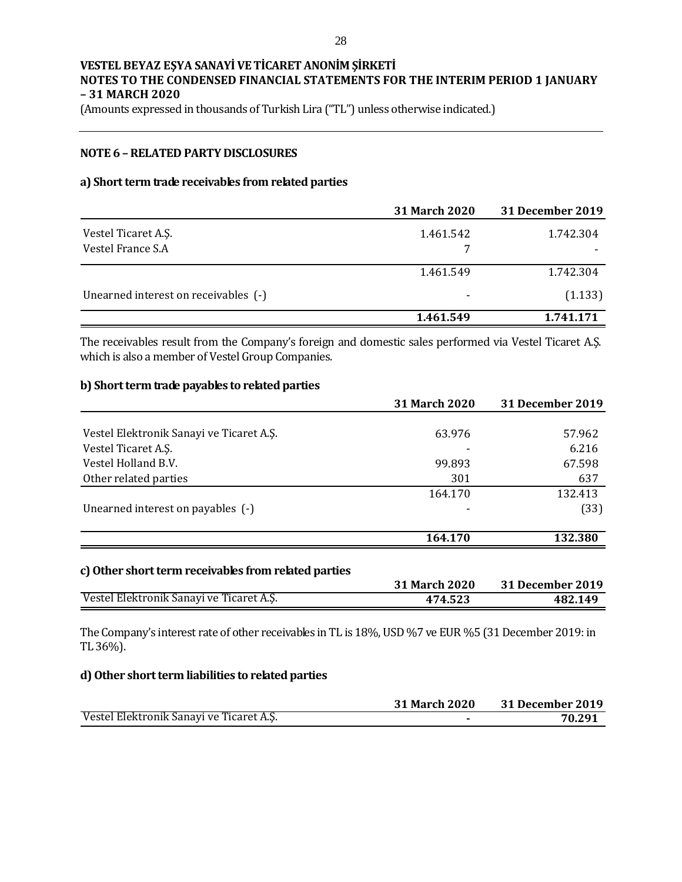VESTEL BEYAZ EŞYA SANAYİ VE TİCARET ANONİM ŞİRKETİ
NOTES TO THE CONDENSED FINANCIAL STATEMENTS FOR THE INTERIM PERIOD 1 JANUARY – 31 MARCH 2020
(Amounts expressed in thousands of Turkish Lira ("TL") unless otherwise indicated.)

## NOTE 6 – RELATED PARTY DISCLOSURES

### a) Short term trade receivables from related parties

| | 31 March 2020 | 31 December 2019 |
|---|---|---|
| Vestel Ticaret A.Ş. | 1.461.542 | 1.742.304 |
| Vestel France S.A | 7 | - |
| | 1.461.549 | 1.742.304 |
| Unearned interest on receivables (-) | - | (1.133) |
| | **1.461.549** | **1.741.171** |

The receivables result from the Company's foreign and domestic sales performed via Vestel Ticaret A.Ş. which is also a member of Vestel Group Companies.

### b) Short term trade payables to related parties

| | 31 March 2020 | 31 December 2019 |
|---|---|---|
| Vestel Elektronik Sanayi ve Ticaret A.Ş. | 63.976 | 57.962 |
| Vestel Ticaret A.Ş. | - | 6.216 |
| Vestel Holland B.V. | 99.893 | 67.598 |
| Other related parties | 301 | 637 |
| | 164.170 | 132.413 |
| Unearned interest on payables (-) | - | (33) |
| | **164.170** | **132.380** |

### c) Other short term receivables from related parties

| | 31 March 2020 | 31 December 2019 |
|---|---|---|
| Vestel Elektronik Sanayi ve Ticaret A.Ş. | **474.523** | **482.149** |

The Company's interest rate of other receivables in TL is 18%, USD %7 ve EUR %5 (31 December 2019: in TL 36%).

### d) Other short term liabilities to related parties

| | 31 March 2020 | 31 December 2019 |
|---|---|---|
| Vestel Elektronik Sanayi ve Ticaret A.Ş. | **-** | **70.291** |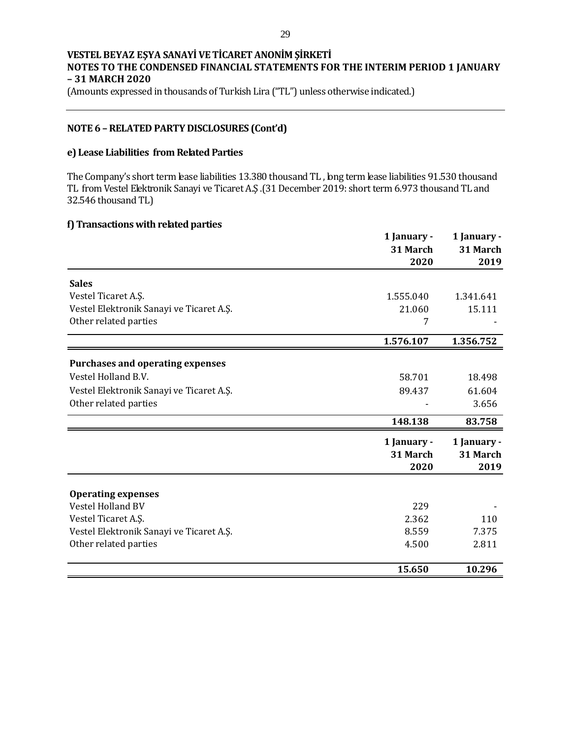## NOTE 6 – RELATED PARTY DISCLOSURES (Cont'd)

### e) Lease Liabilities from Related Parties

The Company's short term lease liabilities 13.380 thousand TL , long term lease liabilities 91.530 thousand TL from Vestel Elektronik Sanayi ve Ticaret A.Ş .(31 December 2019: short term 6.973 thousand TL and 32.546 thousand TL)

### f) Transactions with related parties

| | 1 January - 31 March 2020 | 1 January - 31 March 2019 |
|---|---|---|
| **Sales** | | |
| Vestel Ticaret A.Ş. | 1.555.040 | 1.341.641 |
| Vestel Elektronik Sanayi ve Ticaret A.Ş. | 21.060 | 15.111 |
| Other related parties | 7 | - |
| | **1.576.107** | **1.356.752** |
| **Purchases and operating expenses** | | |
| Vestel Holland B.V. | 58.701 | 18.498 |
| Vestel Elektronik Sanayi ve Ticaret A.Ş. | 89.437 | 61.604 |
| Other related parties | - | 3.656 |
| | **148.138** | **83.758** |

| | 1 January - 31 March 2020 | 1 January - 31 March 2019 |
|---|---|---|
| **Operating expenses** | | |
| Vestel Holland BV | 229 | - |
| Vestel Ticaret A.Ş. | 2.362 | 110 |
| Vestel Elektronik Sanayi ve Ticaret A.Ş. | 8.559 | 7.375 |
| Other related parties | 4.500 | 2.811 |
| | **15.650** | **10.296** |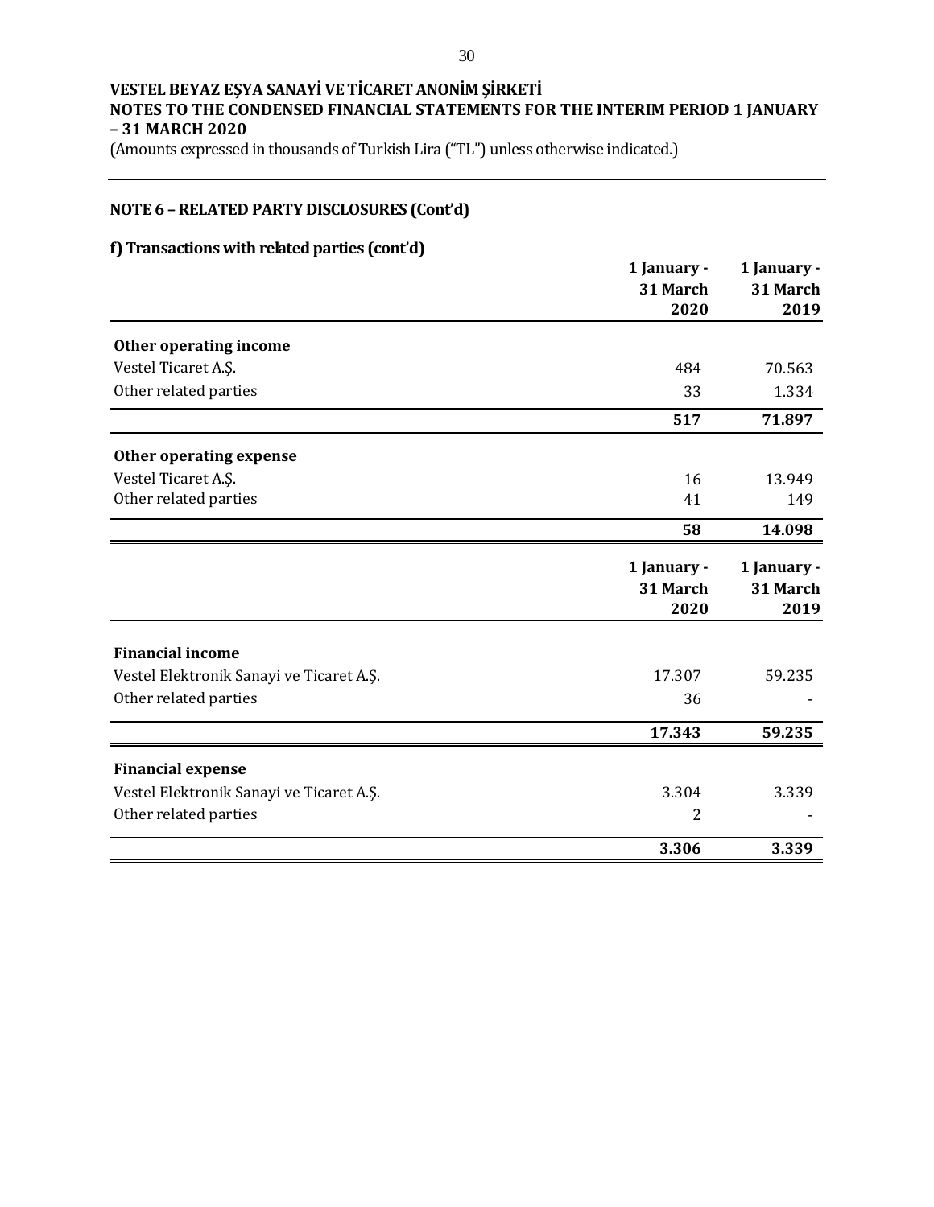# VESTEL BEYAZ EŞYA SANAYİ VE TİCARET ANONİM ŞİRKETİ
## NOTES TO THE CONDENSED FINANCIAL STATEMENTS FOR THE INTERIM PERIOD 1 JANUARY – 31 MARCH 2020

(Amounts expressed in thousands of Turkish Lira ("TL") unless otherwise indicated.)

### NOTE 6 – RELATED PARTY DISCLOSURES (Cont'd)

#### f) Transactions with related parties (cont'd)

| | 1 January - 31 March 2020 | 1 January - 31 March 2019 |
|---|---|---|
| **Other operating income** | | |
| Vestel Ticaret A.Ş. | 484 | 70.563 |
| Other related parties | 33 | 1.334 |
| | **517** | **71.897** |
| **Other operating expense** | | |
| Vestel Ticaret A.Ş. | 16 | 13.949 |
| Other related parties | 41 | 149 |
| | **58** | **14.098** |

| | 1 January - 31 March 2020 | 1 January - 31 March 2019 |
|---|---|---|
| **Financial income** | | |
| Vestel Elektronik Sanayi ve Ticaret A.Ş. | 17.307 | 59.235 |
| Other related parties | 36 | - |
| | **17.343** | **59.235** |
| **Financial expense** | | |
| Vestel Elektronik Sanayi ve Ticaret A.Ş. | 3.304 | 3.339 |
| Other related parties | 2 | - |
| | **3.306** | **3.339** |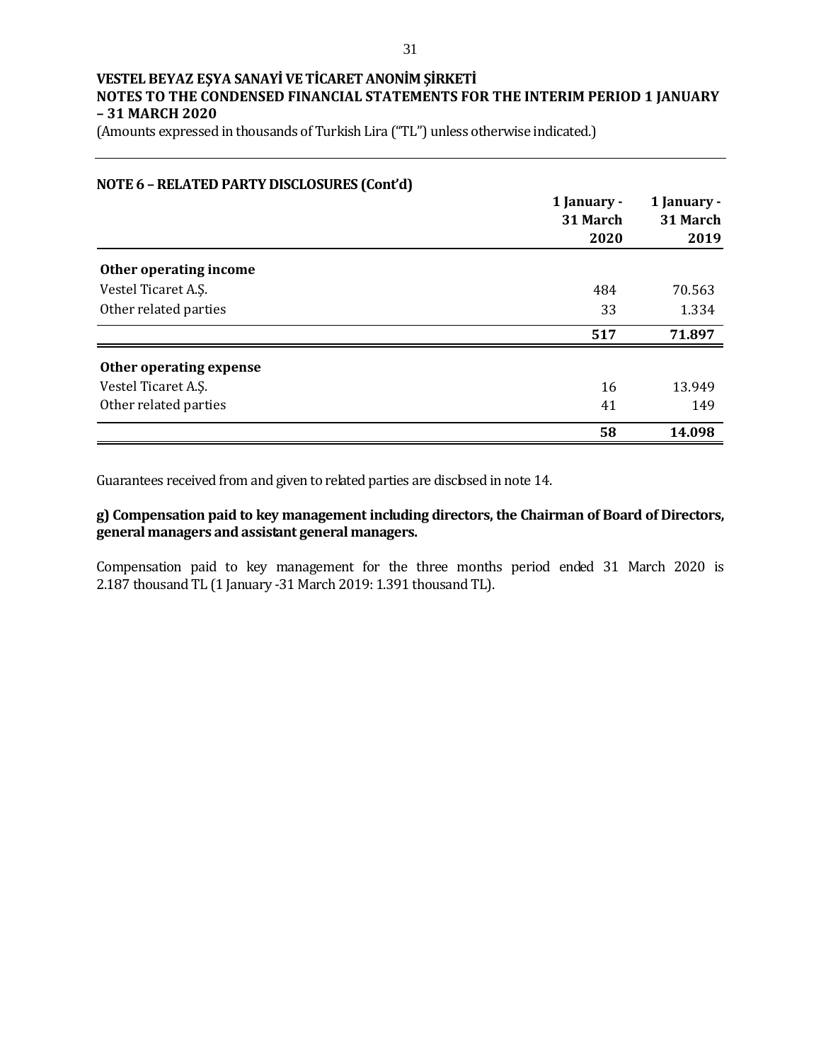**VESTEL BEYAZ EŞYA SANAYİ VE TİCARET ANONİM ŞİRKETİ**
**NOTES TO THE CONDENSED FINANCIAL STATEMENTS FOR THE INTERIM PERIOD 1 JANUARY – 31 MARCH 2020**
(Amounts expressed in thousands of Turkish Lira ("TL") unless otherwise indicated.)

## NOTE 6 – RELATED PARTY DISCLOSURES (Cont'd)

| | 1 January - 31 March 2020 | 1 January - 31 March 2019 |
|---|---|---|
| **Other operating income** | | |
| Vestel Ticaret A.Ş. | 484 | 70.563 |
| Other related parties | 33 | 1.334 |
| | **517** | **71.897** |
| **Other operating expense** | | |
| Vestel Ticaret A.Ş. | 16 | 13.949 |
| Other related parties | 41 | 149 |
| | **58** | **14.098** |

Guarantees received from and given to related parties are disclosed in note 14.

**g) Compensation paid to key management including directors, the Chairman of Board of Directors, general managers and assistant general managers.**

Compensation paid to key management for the three months period ended 31 March 2020 is 2.187 thousand TL (1 January -31 March 2019: 1.391 thousand TL).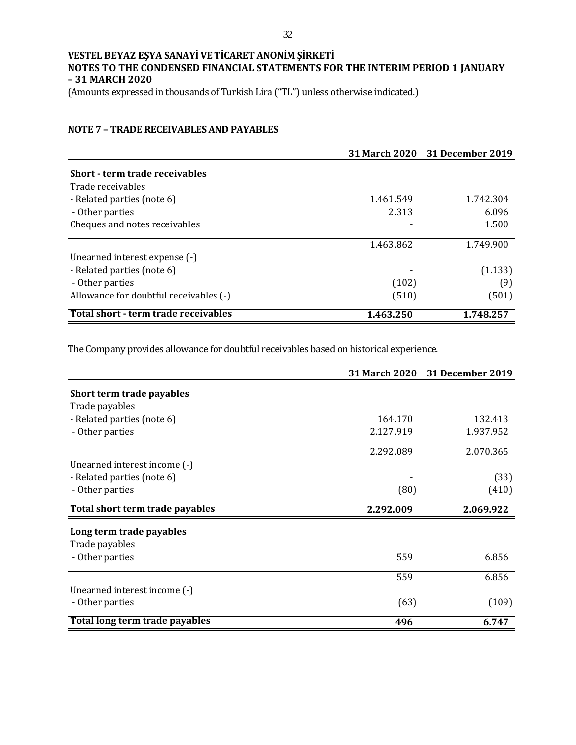**VESTEL BEYAZ EŞYA SANAYİ VE TİCARET ANONİM ŞİRKETİ**
**NOTES TO THE CONDENSED FINANCIAL STATEMENTS FOR THE INTERIM PERIOD 1 JANUARY – 31 MARCH 2020**
(Amounts expressed in thousands of Turkish Lira ("TL") unless otherwise indicated.)

## NOTE 7 – TRADE RECEIVABLES AND PAYABLES

| | 31 March 2020 | 31 December 2019 |
|---|---|---|
| **Short - term trade receivables** | | |
| Trade receivables | | |
| - Related parties (note 6) | 1.461.549 | 1.742.304 |
| - Other parties | 2.313 | 6.096 |
| Cheques and notes receivables | - | 1.500 |
| | 1.463.862 | 1.749.900 |
| Unearned interest expense (-) | | |
| - Related parties (note 6) | - | (1.133) |
| - Other parties | (102) | (9) |
| Allowance for doubtful receivables (-) | (510) | (501) |
| **Total short - term trade receivables** | **1.463.250** | **1.748.257** |

The Company provides allowance for doubtful receivables based on historical experience.

| | 31 March 2020 | 31 December 2019 |
|---|---|---|
| **Short term trade payables** | | |
| Trade payables | | |
| - Related parties (note 6) | 164.170 | 132.413 |
| - Other parties | 2.127.919 | 1.937.952 |
| | 2.292.089 | 2.070.365 |
| Unearned interest income (-) | | |
| - Related parties (note 6) | - | (33) |
| - Other parties | (80) | (410) |
| **Total short term trade payables** | **2.292.009** | **2.069.922** |
| **Long term trade payables** | | |
| Trade payables | | |
| - Other parties | 559 | 6.856 |
| | 559 | 6.856 |
| Unearned interest income (-) | | |
| - Other parties | (63) | (109) |
| **Total long term trade payables** | **496** | **6.747** |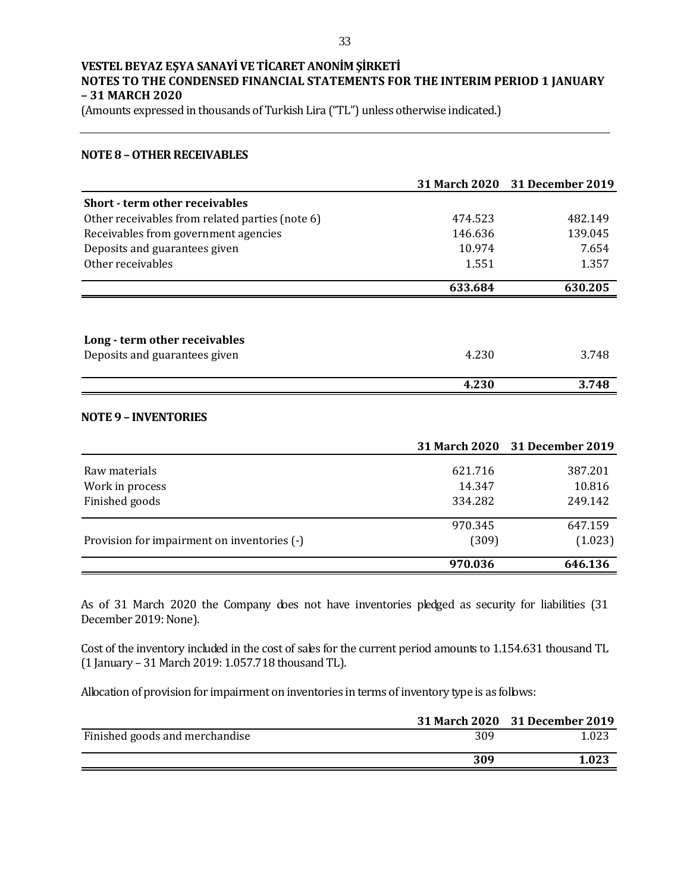# VESTEL BEYAZ EŞYA SANAYİ VE TİCARET ANONİM ŞİRKETİ
## NOTES TO THE CONDENSED FINANCIAL STATEMENTS FOR THE INTERIM PERIOD 1 JANUARY – 31 MARCH 2020

(Amounts expressed in thousands of Turkish Lira ("TL") unless otherwise indicated.)

### NOTE 8 – OTHER RECEIVABLES

| | 31 March 2020 | 31 December 2019 |
|---|---|---|
| **Short - term other receivables** | | |
| Other receivables from related parties (note 6) | 474.523 | 482.149 |
| Receivables from government agencies | 146.636 | 139.045 |
| Deposits and guarantees given | 10.974 | 7.654 |
| Other receivables | 1.551 | 1.357 |
| | **633.684** | **630.205** |

| | | |
|---|---|---|
| **Long - term other receivables** | | |
| Deposits and guarantees given | 4.230 | 3.748 |
| | **4.230** | **3.748** |

### NOTE 9 – INVENTORIES

| | 31 March 2020 | 31 December 2019 |
|---|---|---|
| Raw materials | 621.716 | 387.201 |
| Work in process | 14.347 | 10.816 |
| Finished goods | 334.282 | 249.142 |
| | 970.345 | 647.159 |
| Provision for impairment on inventories (-) | (309) | (1.023) |
| | **970.036** | **646.136** |

As of 31 March 2020 the Company does not have inventories pledged as security for liabilities (31 December 2019: None).

Cost of the inventory included in the cost of sales for the current period amounts to 1.154.631 thousand TL (1 January – 31 March 2019: 1.057.718 thousand TL).

Allocation of provision for impairment on inventories in terms of inventory type is as follows:

| | 31 March 2020 | 31 December 2019 |
|---|---|---|
| Finished goods and merchandise | 309 | 1.023 |
| | **309** | **1.023** |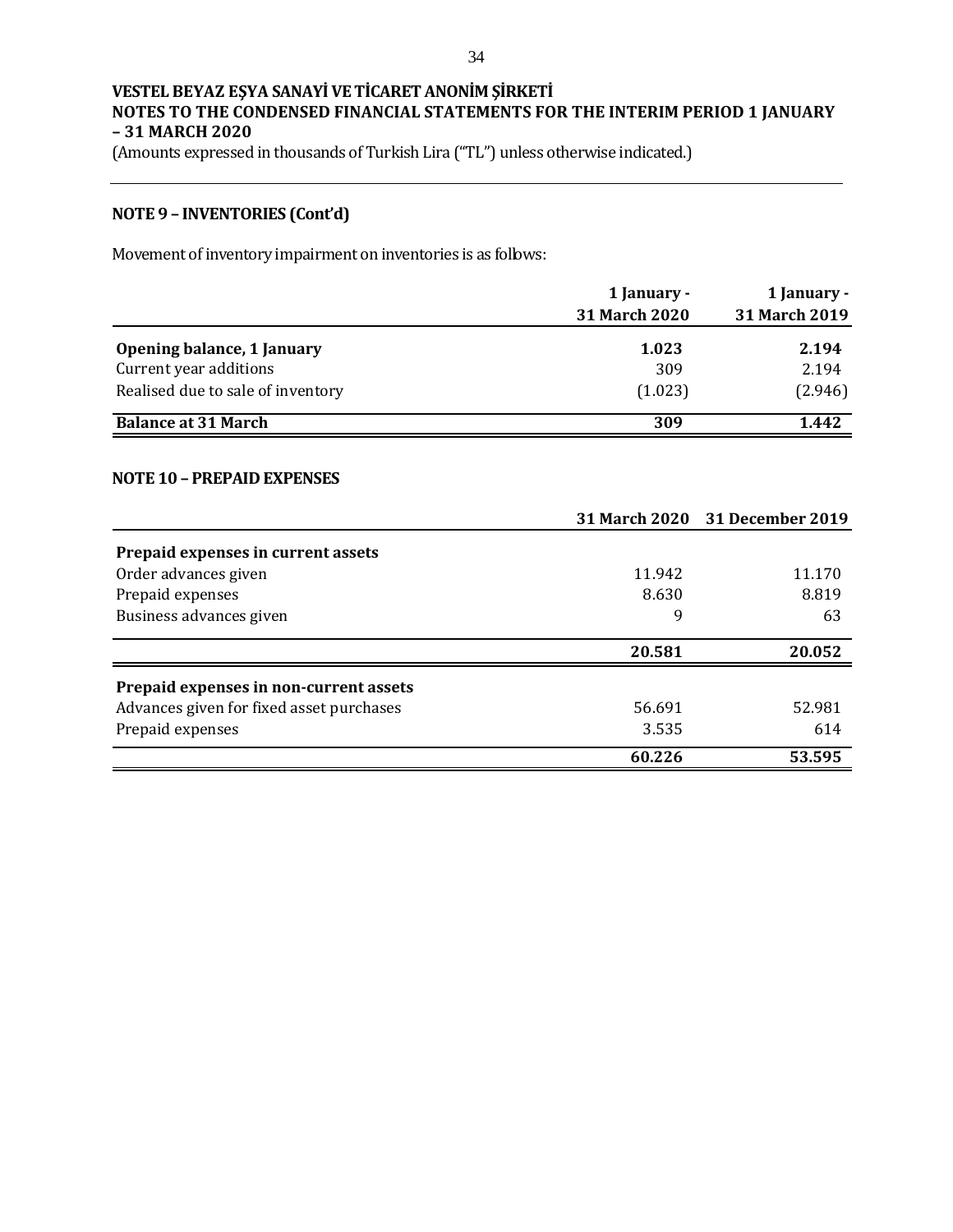## NOTE 9 – INVENTORIES (Cont'd)

Movement of inventory impairment on inventories is as follows:

| | 1 January - 31 March 2020 | 1 January - 31 March 2019 |
|---|---|---|
| **Opening balance, 1 January** | **1.023** | **2.194** |
| Current year additions | 309 | 2.194 |
| Realised due to sale of inventory | (1.023) | (2.946) |
| **Balance at 31 March** | **309** | **1.442** |

## NOTE 10 – PREPAID EXPENSES

| | 31 March 2020 | 31 December 2019 |
|---|---|---|
| **Prepaid expenses in current assets** | | |
| Order advances given | 11.942 | 11.170 |
| Prepaid expenses | 8.630 | 8.819 |
| Business advances given | 9 | 63 |
| | **20.581** | **20.052** |
| **Prepaid expenses in non-current assets** | | |
| Advances given for fixed asset purchases | 56.691 | 52.981 |
| Prepaid expenses | 3.535 | 614 |
| | **60.226** | **53.595** |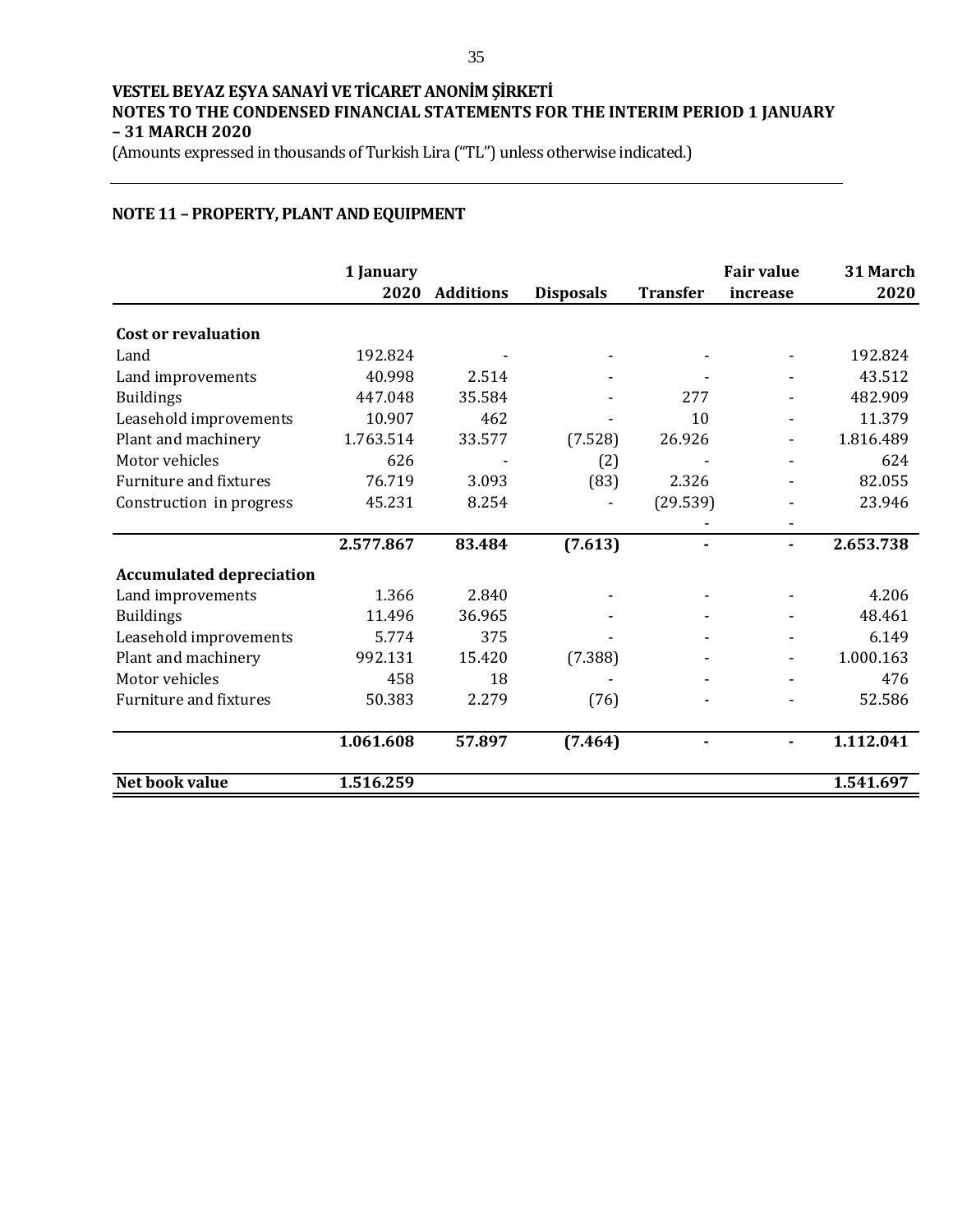**VESTEL BEYAZ EŞYA SANAYİ VE TİCARET ANONİM ŞİRKETİ**
**NOTES TO THE CONDENSED FINANCIAL STATEMENTS FOR THE INTERIM PERIOD 1 JANUARY – 31 MARCH 2020**
(Amounts expressed in thousands of Turkish Lira ("TL") unless otherwise indicated.)

## NOTE 11 – PROPERTY, PLANT AND EQUIPMENT

| | 1 January 2020 | Additions | Disposals | Transfer | Fair value increase | 31 March 2020 |
|---|---|---|---|---|---|---|
| **Cost or revaluation** | | | | | | |
| Land | 192.824 | - | - | - | - | 192.824 |
| Land improvements | 40.998 | 2.514 | - | - | - | 43.512 |
| Buildings | 447.048 | 35.584 | - | 277 | - | 482.909 |
| Leasehold improvements | 10.907 | 462 | - | 10 | - | 11.379 |
| Plant and machinery | 1.763.514 | 33.577 | (7.528) | 26.926 | - | 1.816.489 |
| Motor vehicles | 626 | - | (2) | - | - | 624 |
| Furniture and fixtures | 76.719 | 3.093 | (83) | 2.326 | - | 82.055 |
| Construction in progress | 45.231 | 8.254 | - | (29.539) | - | 23.946 |
| | | | | - | - | |
| | **2.577.867** | **83.484** | **(7.613)** | **-** | **-** | **2.653.738** |
| **Accumulated depreciation** | | | | | | |
| Land improvements | 1.366 | 2.840 | - | - | - | 4.206 |
| Buildings | 11.496 | 36.965 | - | - | - | 48.461 |
| Leasehold improvements | 5.774 | 375 | - | - | - | 6.149 |
| Plant and machinery | 992.131 | 15.420 | (7.388) | - | - | 1.000.163 |
| Motor vehicles | 458 | 18 | - | - | - | 476 |
| Furniture and fixtures | 50.383 | 2.279 | (76) | - | - | 52.586 |
| | **1.061.608** | **57.897** | **(7.464)** | **-** | **-** | **1.112.041** |
| **Net book value** | **1.516.259** | | | | | **1.541.697** |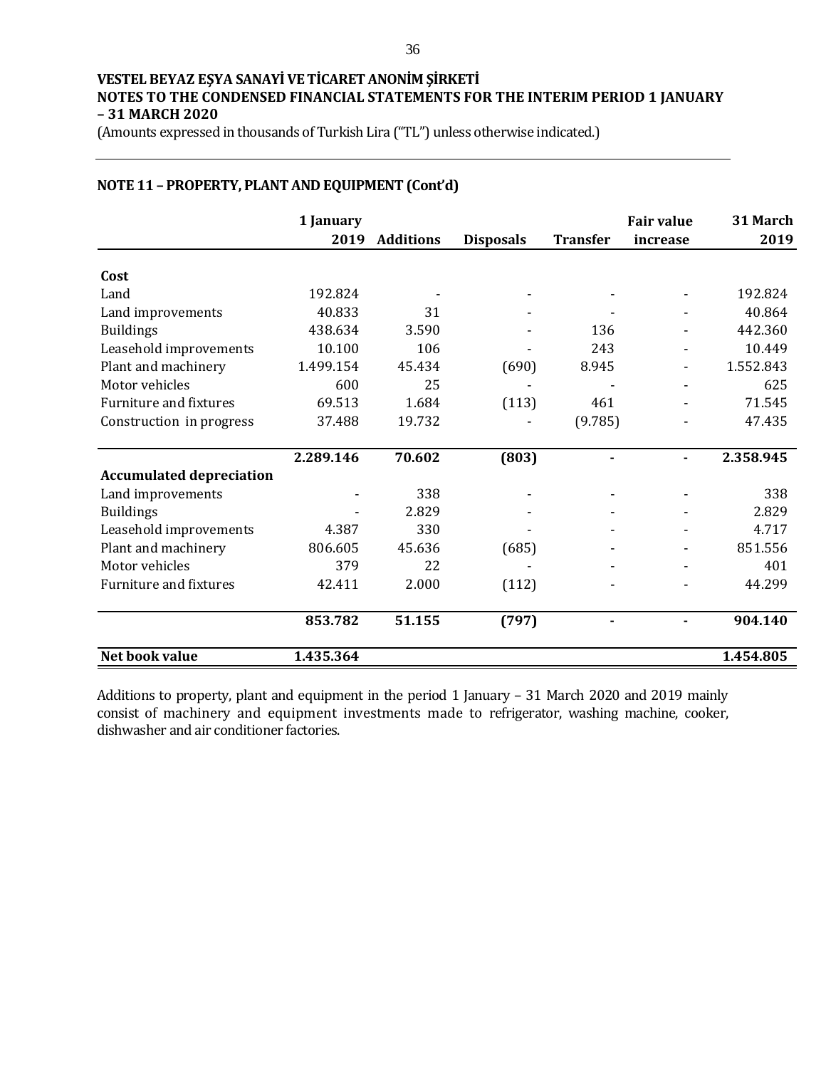**VESTEL BEYAZ EŞYA SANAYİ VE TİCARET ANONİM ŞİRKETİ**
**NOTES TO THE CONDENSED FINANCIAL STATEMENTS FOR THE INTERIM PERIOD 1 JANUARY – 31 MARCH 2020**
(Amounts expressed in thousands of Turkish Lira ("TL") unless otherwise indicated.)

## NOTE 11 – PROPERTY, PLANT AND EQUIPMENT (Cont'd)

| | 1 January 2019 | Additions | Disposals | Transfer | Fair value increase | 31 March 2019 |
|---|---|---|---|---|---|---|
| **Cost** | | | | | | |
| Land | 192.824 | - | - | - | - | 192.824 |
| Land improvements | 40.833 | 31 | - | - | - | 40.864 |
| Buildings | 438.634 | 3.590 | - | 136 | - | 442.360 |
| Leasehold improvements | 10.100 | 106 | - | 243 | - | 10.449 |
| Plant and machinery | 1.499.154 | 45.434 | (690) | 8.945 | - | 1.552.843 |
| Motor vehicles | 600 | 25 | - | - | - | 625 |
| Furniture and fixtures | 69.513 | 1.684 | (113) | 461 | - | 71.545 |
| Construction in progress | 37.488 | 19.732 | - | (9.785) | - | 47.435 |
| | **2.289.146** | **70.602** | **(803)** | **-** | **-** | **2.358.945** |
| **Accumulated depreciation** | | | | | | |
| Land improvements | - | 338 | - | - | - | 338 |
| Buildings | - | 2.829 | - | - | - | 2.829 |
| Leasehold improvements | 4.387 | 330 | - | - | - | 4.717 |
| Plant and machinery | 806.605 | 45.636 | (685) | - | - | 851.556 |
| Motor vehicles | 379 | 22 | - | - | - | 401 |
| Furniture and fixtures | 42.411 | 2.000 | (112) | - | - | 44.299 |
| | **853.782** | **51.155** | **(797)** | **-** | **-** | **904.140** |
| **Net book value** | **1.435.364** | | | | | **1.454.805** |

Additions to property, plant and equipment in the period 1 January – 31 March 2020 and 2019 mainly consist of machinery and equipment investments made to refrigerator, washing machine, cooker, dishwasher and air conditioner factories.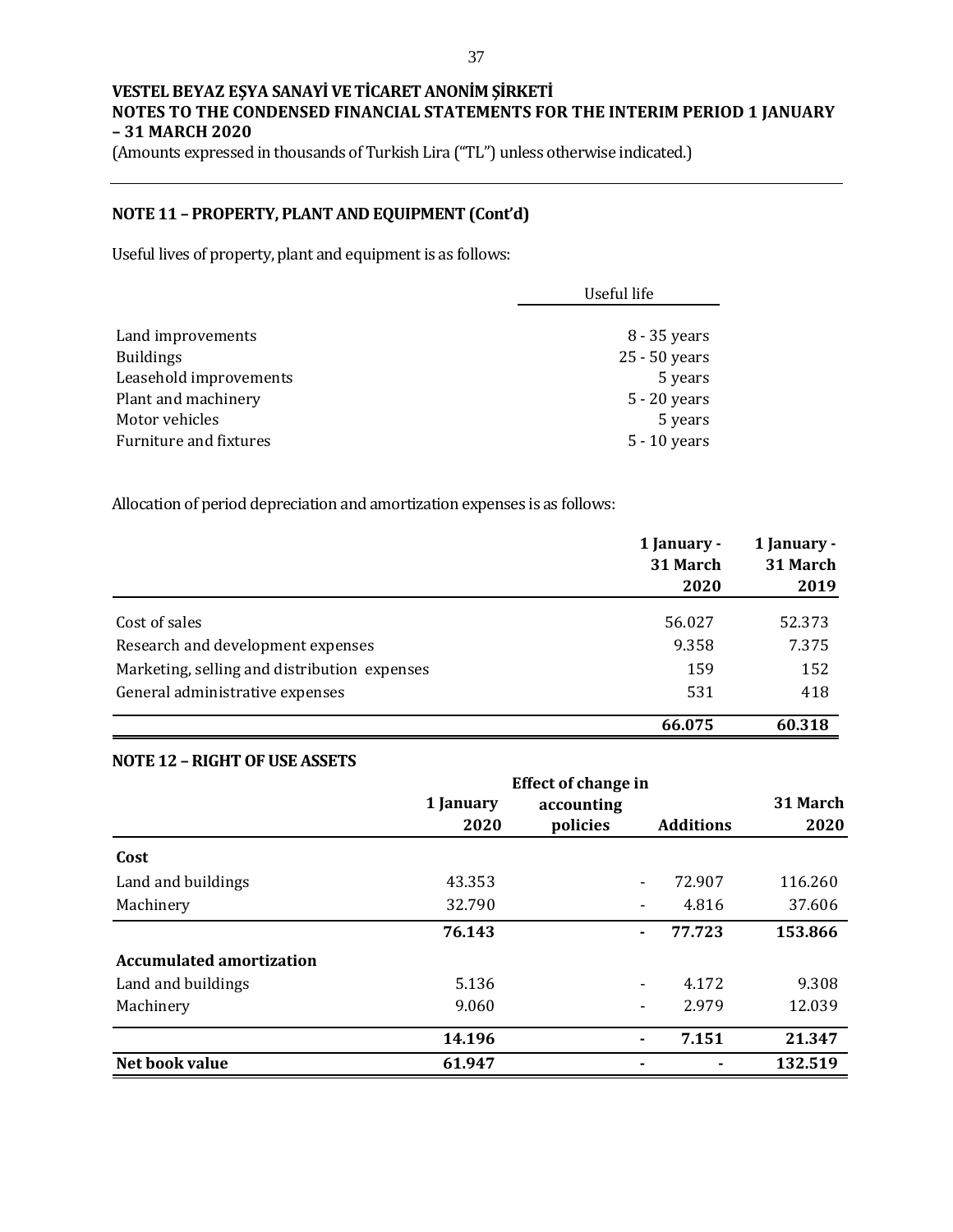# VESTEL BEYAZ EŞYA SANAYİ VE TİCARET ANONİM ŞİRKETİ
## NOTES TO THE CONDENSED FINANCIAL STATEMENTS FOR THE INTERIM PERIOD 1 JANUARY – 31 MARCH 2020

(Amounts expressed in thousands of Turkish Lira ("TL") unless otherwise indicated.)

### NOTE 11 – PROPERTY, PLANT AND EQUIPMENT (Cont'd)

Useful lives of property, plant and equipment is as follows:

| | Useful life |
|---|---|
| Land improvements | 8 - 35 years |
| Buildings | 25 - 50 years |
| Leasehold improvements | 5 years |
| Plant and machinery | 5 - 20 years |
| Motor vehicles | 5 years |
| Furniture and fixtures | 5 - 10 years |

Allocation of period depreciation and amortization expenses is as follows:

| | 1 January - 31 March 2020 | 1 January - 31 March 2019 |
|---|---|---|
| Cost of sales | 56.027 | 52.373 |
| Research and development expenses | 9.358 | 7.375 |
| Marketing, selling and distribution expenses | 159 | 152 |
| General administrative expenses | 531 | 418 |
| | **66.075** | **60.318** |

### NOTE 12 – RIGHT OF USE ASSETS

| | 1 January 2020 | Effect of change in accounting policies | Additions | 31 March 2020 |
|---|---|---|---|---|
| **Cost** | | | | |
| Land and buildings | 43.353 | - | 72.907 | 116.260 |
| Machinery | 32.790 | - | 4.816 | 37.606 |
| | **76.143** | **-** | **77.723** | **153.866** |
| **Accumulated amortization** | | | | |
| Land and buildings | 5.136 | - | 4.172 | 9.308 |
| Machinery | 9.060 | - | 2.979 | 12.039 |
| | **14.196** | **-** | **7.151** | **21.347** |
| **Net book value** | **61.947** | **-** | **-** | **132.519** |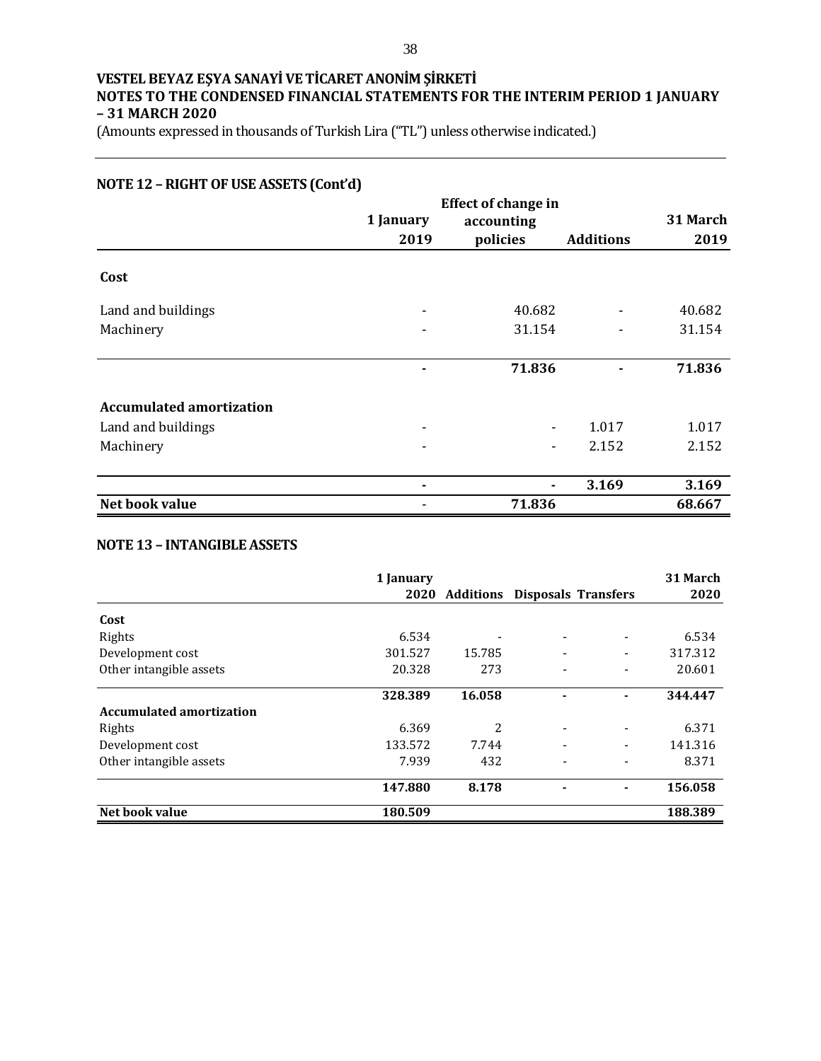**VESTEL BEYAZ EŞYA SANAYİ VE TİCARET ANONİM ŞİRKETİ**
**NOTES TO THE CONDENSED FINANCIAL STATEMENTS FOR THE INTERIM PERIOD 1 JANUARY – 31 MARCH 2020**
(Amounts expressed in thousands of Turkish Lira ("TL") unless otherwise indicated.)

## NOTE 12 – RIGHT OF USE ASSETS (Cont'd)

| | 1 January 2019 | Effect of change in accounting policies | Additions | 31 March 2019 |
|---|---|---|---|---|
| **Cost** | | | | |
| Land and buildings | - | 40.682 | - | 40.682 |
| Machinery | - | 31.154 | - | 31.154 |
| | **-** | **71.836** | **-** | **71.836** |
| **Accumulated amortization** | | | | |
| Land and buildings | - | - | 1.017 | 1.017 |
| Machinery | - | - | 2.152 | 2.152 |
| | **-** | **-** | **3.169** | **3.169** |
| **Net book value** | - | **71.836** | | **68.667** |

## NOTE 13 – INTANGIBLE ASSETS

| | 1 January 2020 | Additions | Disposals | Transfers | 31 March 2020 |
|---|---|---|---|---|---|
| **Cost** | | | | | |
| Rights | 6.534 | - | - | - | 6.534 |
| Development cost | 301.527 | 15.785 | - | - | 317.312 |
| Other intangible assets | 20.328 | 273 | - | - | 20.601 |
| | **328.389** | **16.058** | **-** | **-** | **344.447** |
| **Accumulated amortization** | | | | | |
| Rights | 6.369 | 2 | - | - | 6.371 |
| Development cost | 133.572 | 7.744 | - | - | 141.316 |
| Other intangible assets | 7.939 | 432 | - | - | 8.371 |
| | **147.880** | **8.178** | **-** | **-** | **156.058** |
| **Net book value** | **180.509** | | | | **188.389** |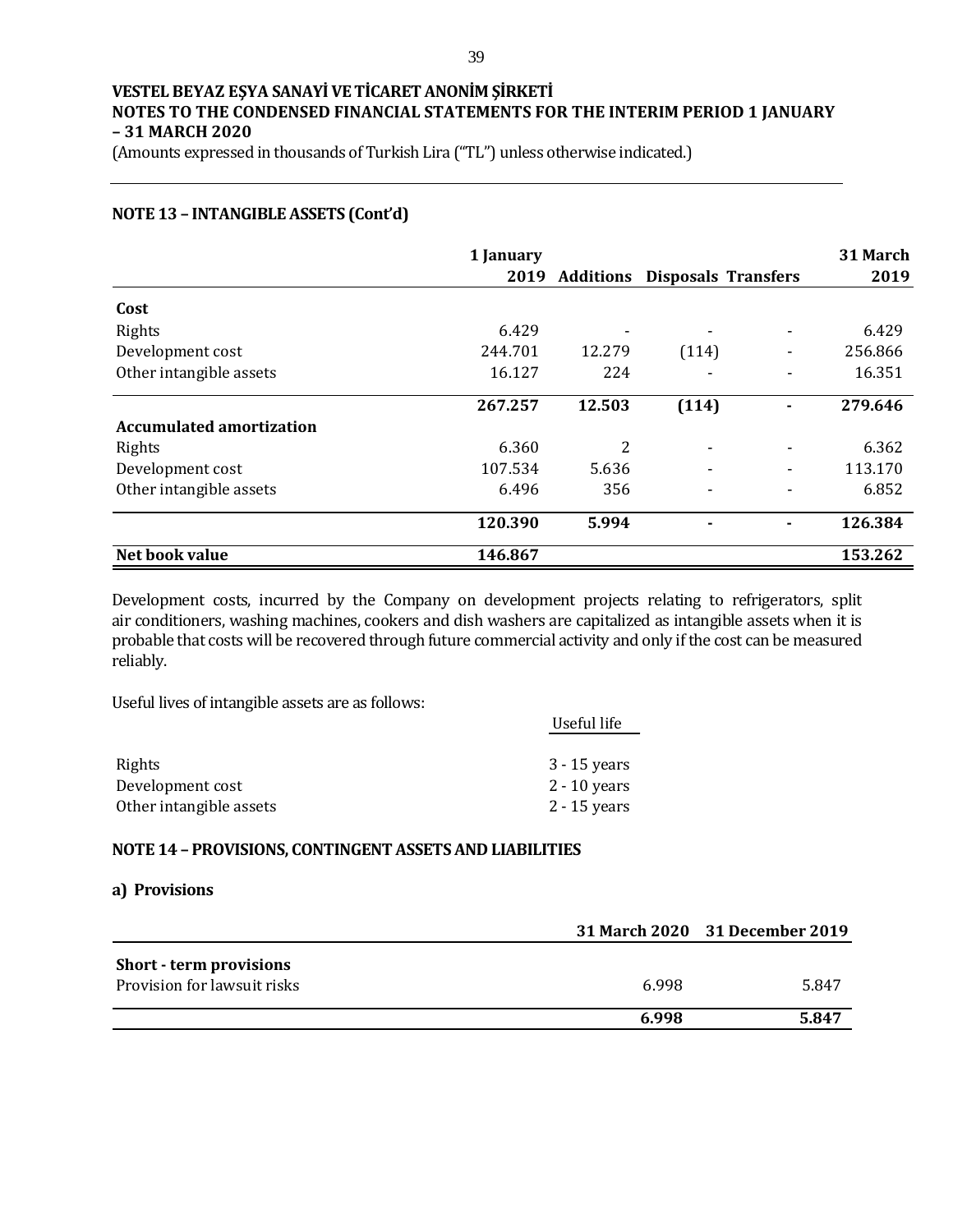## NOTE 13 – INTANGIBLE ASSETS (Cont'd)

| | 1 January 2019 | Additions | Disposals | Transfers | 31 March 2019 |
|---|---|---|---|---|---|
| **Cost** | | | | | |
| Rights | 6.429 | - | - | - | 6.429 |
| Development cost | 244.701 | 12.279 | (114) | - | 256.866 |
| Other intangible assets | 16.127 | 224 | - | - | 16.351 |
| | **267.257** | **12.503** | **(114)** | **-** | **279.646** |
| **Accumulated amortization** | | | | | |
| Rights | 6.360 | 2 | - | - | 6.362 |
| Development cost | 107.534 | 5.636 | - | - | 113.170 |
| Other intangible assets | 6.496 | 356 | - | - | 6.852 |
| | **120.390** | **5.994** | **-** | **-** | **126.384** |
| **Net book value** | **146.867** | | | | **153.262** |

Development costs, incurred by the Company on development projects relating to refrigerators, split air conditioners, washing machines, cookers and dish washers are capitalized as intangible assets when it is probable that costs will be recovered through future commercial activity and only if the cost can be measured reliably.

Useful lives of intangible assets are as follows:

| | Useful life |
|---|---|
| Rights | 3 - 15 years |
| Development cost | 2 - 10 years |
| Other intangible assets | 2 - 15 years |

## NOTE 14 – PROVISIONS, CONTINGENT ASSETS AND LIABILITIES

### a) Provisions

| | 31 March 2020 | 31 December 2019 |
|---|---|---|
| **Short - term provisions** | | |
| Provision for lawsuit risks | 6.998 | 5.847 |
| | **6.998** | **5.847** |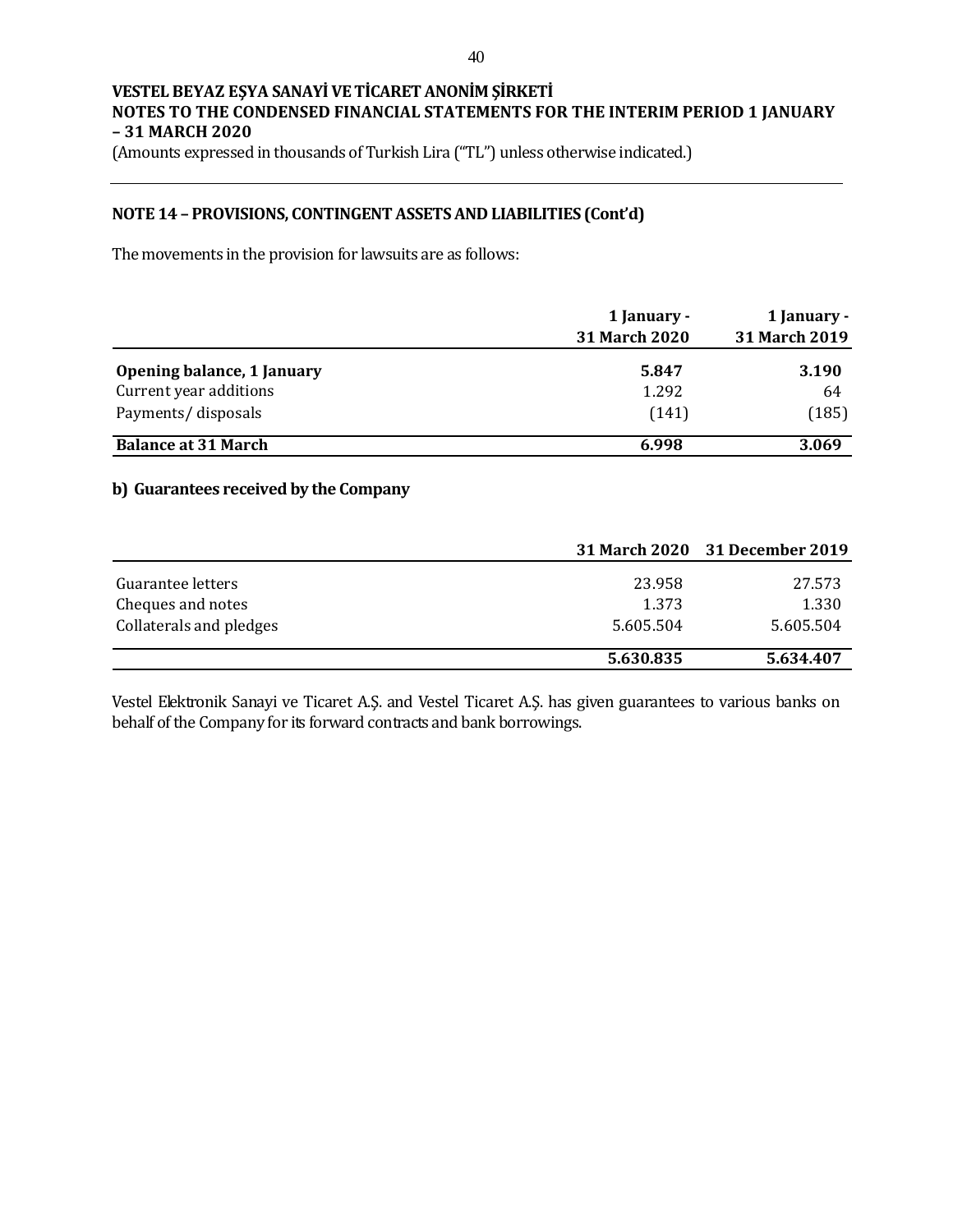**VESTEL BEYAZ EŞYA SANAYİ VE TİCARET ANONİM ŞİRKETİ**
**NOTES TO THE CONDENSED FINANCIAL STATEMENTS FOR THE INTERIM PERIOD 1 JANUARY – 31 MARCH 2020**
(Amounts expressed in thousands of Turkish Lira ("TL") unless otherwise indicated.)

## NOTE 14 – PROVISIONS, CONTINGENT ASSETS AND LIABILITIES (Cont'd)

The movements in the provision for lawsuits are as follows:

| | 1 January - 31 March 2020 | 1 January - 31 March 2019 |
|---|---|---|
| **Opening balance, 1 January** | **5.847** | **3.190** |
| Current year additions | 1.292 | 64 |
| Payments/ disposals | (141) | (185) |
| **Balance at 31 March** | **6.998** | **3.069** |

### b) Guarantees received by the Company

| | 31 March 2020 | 31 December 2019 |
|---|---|---|
| Guarantee letters | 23.958 | 27.573 |
| Cheques and notes | 1.373 | 1.330 |
| Collaterals and pledges | 5.605.504 | 5.605.504 |
| | **5.630.835** | **5.634.407** |

Vestel Elektronik Sanayi ve Ticaret A.Ş. and Vestel Ticaret A.Ş. has given guarantees to various banks on behalf of the Company for its forward contracts and bank borrowings.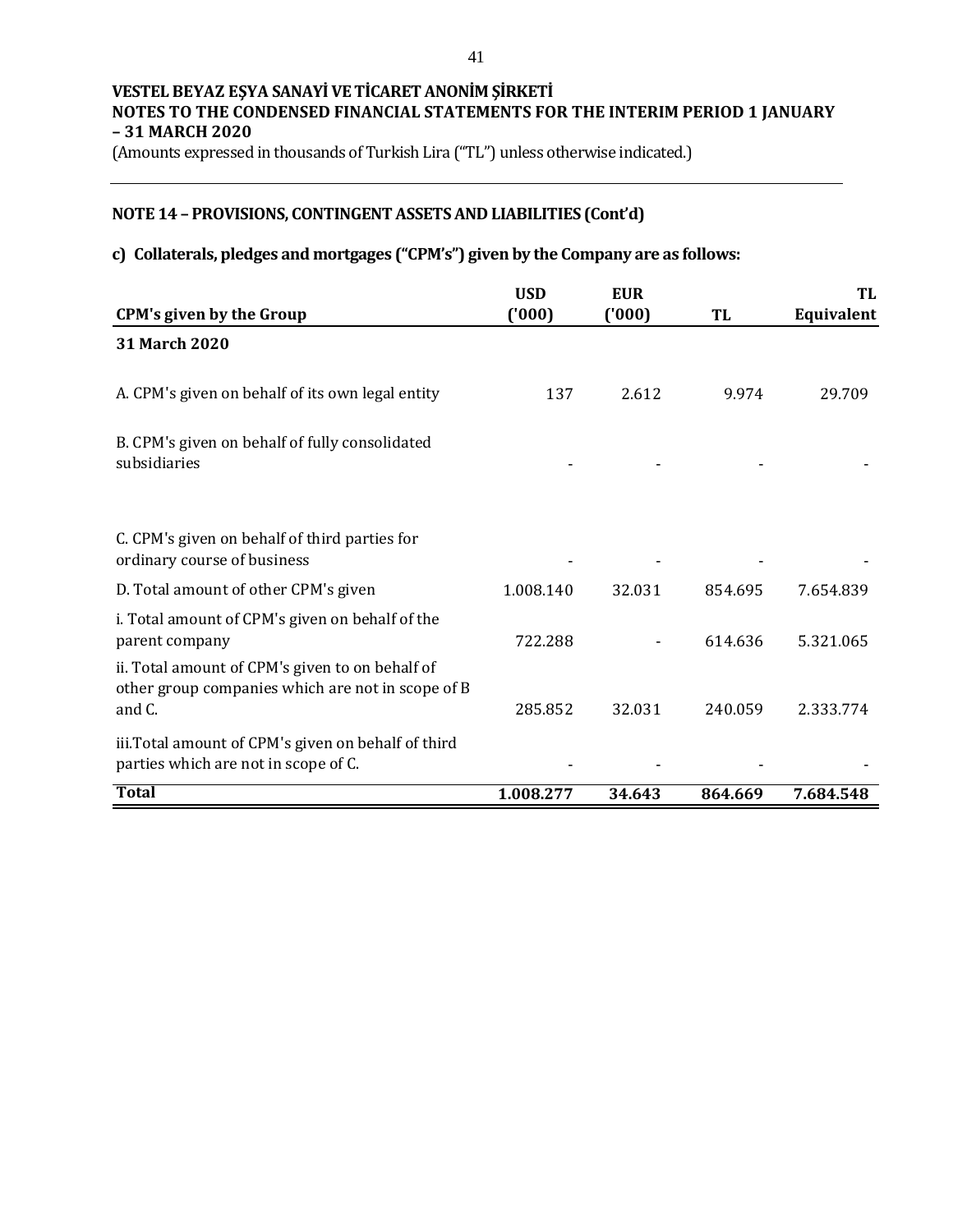**VESTEL BEYAZ EŞYA SANAYİ VE TİCARET ANONİM ŞİRKETİ**
**NOTES TO THE CONDENSED FINANCIAL STATEMENTS FOR THE INTERIM PERIOD 1 JANUARY – 31 MARCH 2020**
(Amounts expressed in thousands of Turkish Lira ("TL") unless otherwise indicated.)

## NOTE 14 – PROVISIONS, CONTINGENT ASSETS AND LIABILITIES (Cont'd)

### c) Collaterals, pledges and mortgages ("CPM's") given by the Company are as follows:

| CPM's given by the Group | USD ('000) | EUR ('000) | TL | TL Equivalent |
|---|---|---|---|---|
| **31 March 2020** | | | | |
| A. CPM's given on behalf of its own legal entity | 137 | 2.612 | 9.974 | 29.709 |
| B. CPM's given on behalf of fully consolidated subsidiaries | - | - | - | - |
| C. CPM's given on behalf of third parties for ordinary course of business | - | - | - | - |
| D. Total amount of other CPM's given | 1.008.140 | 32.031 | 854.695 | 7.654.839 |
| i. Total amount of CPM's given on behalf of the parent company | 722.288 | - | 614.636 | 5.321.065 |
| ii. Total amount of CPM's given to on behalf of other group companies which are not in scope of B and C. | 285.852 | 32.031 | 240.059 | 2.333.774 |
| iii.Total amount of CPM's given on behalf of third parties which are not in scope of C. | - | - | - | - |
| **Total** | **1.008.277** | **34.643** | **864.669** | **7.684.548** |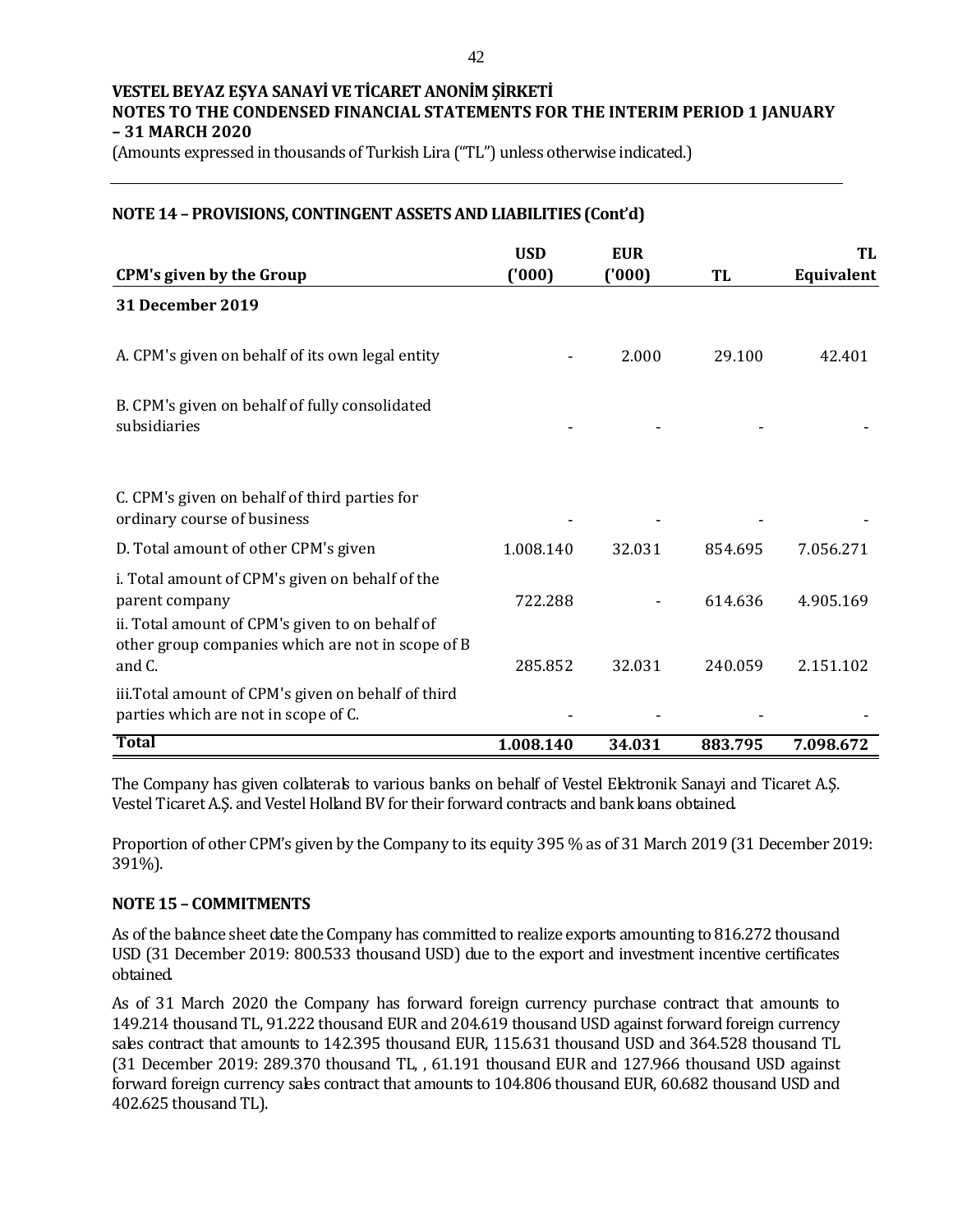**VESTEL BEYAZ EŞYA SANAYİ VE TİCARET ANONİM ŞİRKETİ**
**NOTES TO THE CONDENSED FINANCIAL STATEMENTS FOR THE INTERIM PERIOD 1 JANUARY – 31 MARCH 2020**
(Amounts expressed in thousands of Turkish Lira ("TL") unless otherwise indicated.)

## NOTE 14 – PROVISIONS, CONTINGENT ASSETS AND LIABILITIES (Cont'd)

| CPM's given by the Group | USD ('000) | EUR ('000) | TL | TL Equivalent |
|---|---|---|---|---|
| **31 December 2019** | | | | |
| A. CPM's given on behalf of its own legal entity | - | 2.000 | 29.100 | 42.401 |
| B. CPM's given on behalf of fully consolidated subsidiaries | - | - | - | - |
| C. CPM's given on behalf of third parties for ordinary course of business | - | - | - | - |
| D. Total amount of other CPM's given | 1.008.140 | 32.031 | 854.695 | 7.056.271 |
| i. Total amount of CPM's given on behalf of the parent company | 722.288 | - | 614.636 | 4.905.169 |
| ii. Total amount of CPM's given to on behalf of other group companies which are not in scope of B and C. | 285.852 | 32.031 | 240.059 | 2.151.102 |
| iii.Total amount of CPM's given on behalf of third parties which are not in scope of C. | - | - | - | - |
| **Total** | **1.008.140** | **34.031** | **883.795** | **7.098.672** |

The Company has given collaterals to various banks on behalf of Vestel Elektronik Sanayi and Ticaret A.Ş. Vestel Ticaret A.Ş. and Vestel Holland BV for their forward contracts and bank loans obtained.

Proportion of other CPM's given by the Company to its equity 395 % as of 31 March 2019 (31 December 2019: 391%).

## NOTE 15 – COMMITMENTS

As of the balance sheet date the Company has committed to realize exports amounting to 816.272 thousand USD (31 December 2019: 800.533 thousand USD) due to the export and investment incentive certificates obtained.

As of 31 March 2020 the Company has forward foreign currency purchase contract that amounts to 149.214 thousand TL, 91.222 thousand EUR and 204.619 thousand USD against forward foreign currency sales contract that amounts to 142.395 thousand EUR, 115.631 thousand USD and 364.528 thousand TL (31 December 2019: 289.370 thousand TL, , 61.191 thousand EUR and 127.966 thousand USD against forward foreign currency sales contract that amounts to 104.806 thousand EUR, 60.682 thousand USD and 402.625 thousand TL).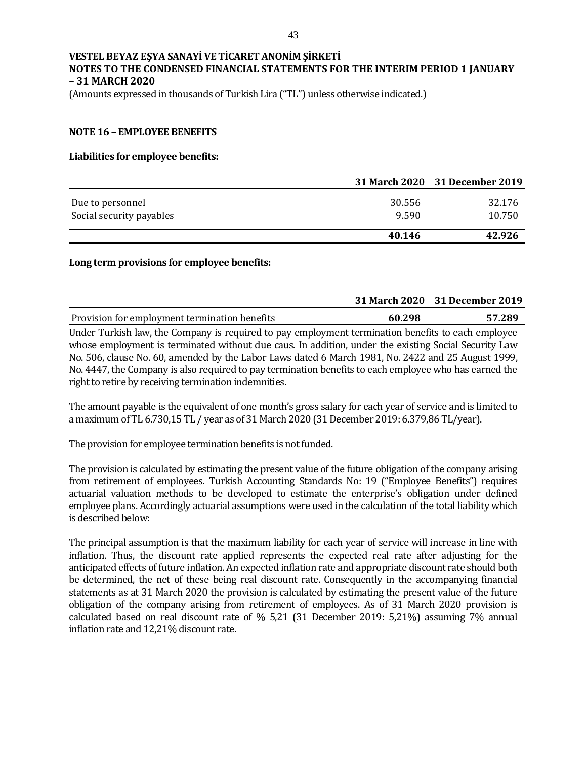## NOTE 16 – EMPLOYEE BENEFITS

**Liabilities for employee benefits:**

| | 31 March 2020 | 31 December 2019 |
|---|---|---|
| Due to personnel | 30.556 | 32.176 |
| Social security payables | 9.590 | 10.750 |
| | **40.146** | **42.926** |

**Long term provisions for employee benefits:**

| | 31 March 2020 | 31 December 2019 |
|---|---|---|
| Provision for employment termination benefits | **60.298** | **57.289** |

Under Turkish law, the Company is required to pay employment termination benefits to each employee whose employment is terminated without due caus. In addition, under the existing Social Security Law No. 506, clause No. 60, amended by the Labor Laws dated 6 March 1981, No. 2422 and 25 August 1999, No. 4447, the Company is also required to pay termination benefits to each employee who has earned the right to retire by receiving termination indemnities.

The amount payable is the equivalent of one month's gross salary for each year of service and is limited to a maximum of TL 6.730,15 TL / year as of 31 March 2020 (31 December 2019: 6.379,86 TL/year).

The provision for employee termination benefits is not funded.

The provision is calculated by estimating the present value of the future obligation of the company arising from retirement of employees. Turkish Accounting Standards No: 19 ("Employee Benefits") requires actuarial valuation methods to be developed to estimate the enterprise's obligation under defined employee plans. Accordingly actuarial assumptions were used in the calculation of the total liability which is described below:

The principal assumption is that the maximum liability for each year of service will increase in line with inflation. Thus, the discount rate applied represents the expected real rate after adjusting for the anticipated effects of future inflation. An expected inflation rate and appropriate discount rate should both be determined, the net of these being real discount rate. Consequently in the accompanying financial statements as at 31 March 2020 the provision is calculated by estimating the present value of the future obligation of the company arising from retirement of employees. As of 31 March 2020 provision is calculated based on real discount rate of % 5,21 (31 December 2019: 5,21%) assuming 7% annual inflation rate and 12,21% discount rate.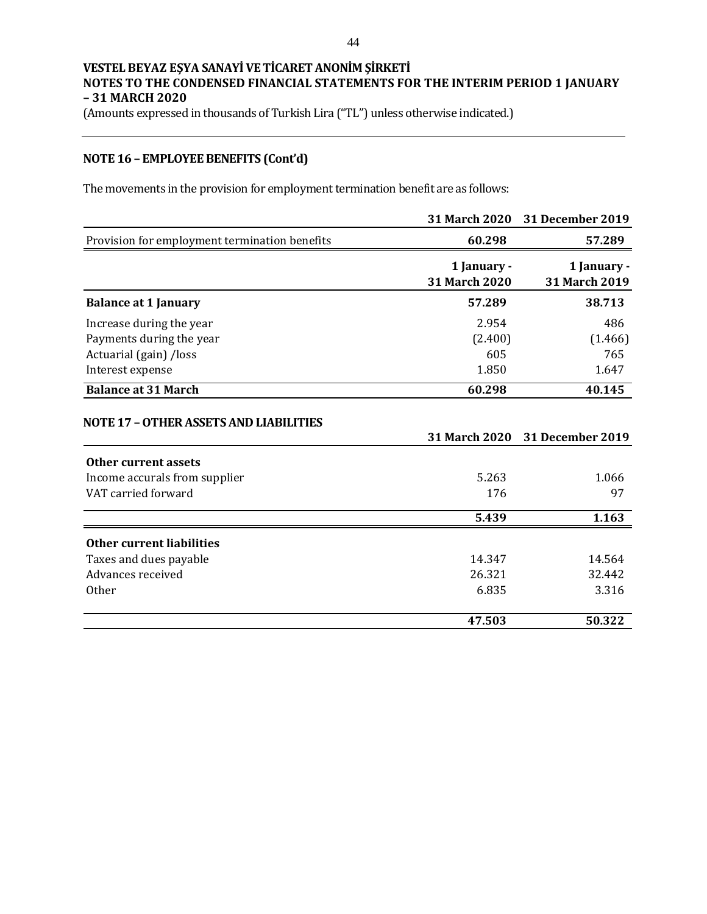**VESTEL BEYAZ EŞYA SANAYİ VE TİCARET ANONİM ŞİRKETİ**
**NOTES TO THE CONDENSED FINANCIAL STATEMENTS FOR THE INTERIM PERIOD 1 JANUARY – 31 MARCH 2020**
(Amounts expressed in thousands of Turkish Lira ("TL") unless otherwise indicated.)

## NOTE 16 – EMPLOYEE BENEFITS (Cont'd)

The movements in the provision for employment termination benefit are as follows:

| | 31 March 2020 | 31 December 2019 |
|---|---|---|
| Provision for employment termination benefits | **60.298** | **57.289** |

| | 1 January - 31 March 2020 | 1 January - 31 March 2019 |
|---|---|---|
| **Balance at 1 January** | **57.289** | **38.713** |
| Increase during the year | 2.954 | 486 |
| Payments during the year | (2.400) | (1.466) |
| Actuarial (gain) /loss | 605 | 765 |
| Interest expense | 1.850 | 1.647 |
| **Balance at 31 March** | **60.298** | **40.145** |

## NOTE 17 – OTHER ASSETS AND LIABILITIES

| | 31 March 2020 | 31 December 2019 |
|---|---|---|
| **Other current assets** | | |
| Income accurals from supplier | 5.263 | 1.066 |
| VAT carried forward | 176 | 97 |
| | **5.439** | **1.163** |
| **Other current liabilities** | | |
| Taxes and dues payable | 14.347 | 14.564 |
| Advances received | 26.321 | 32.442 |
| Other | 6.835 | 3.316 |
| | **47.503** | **50.322** |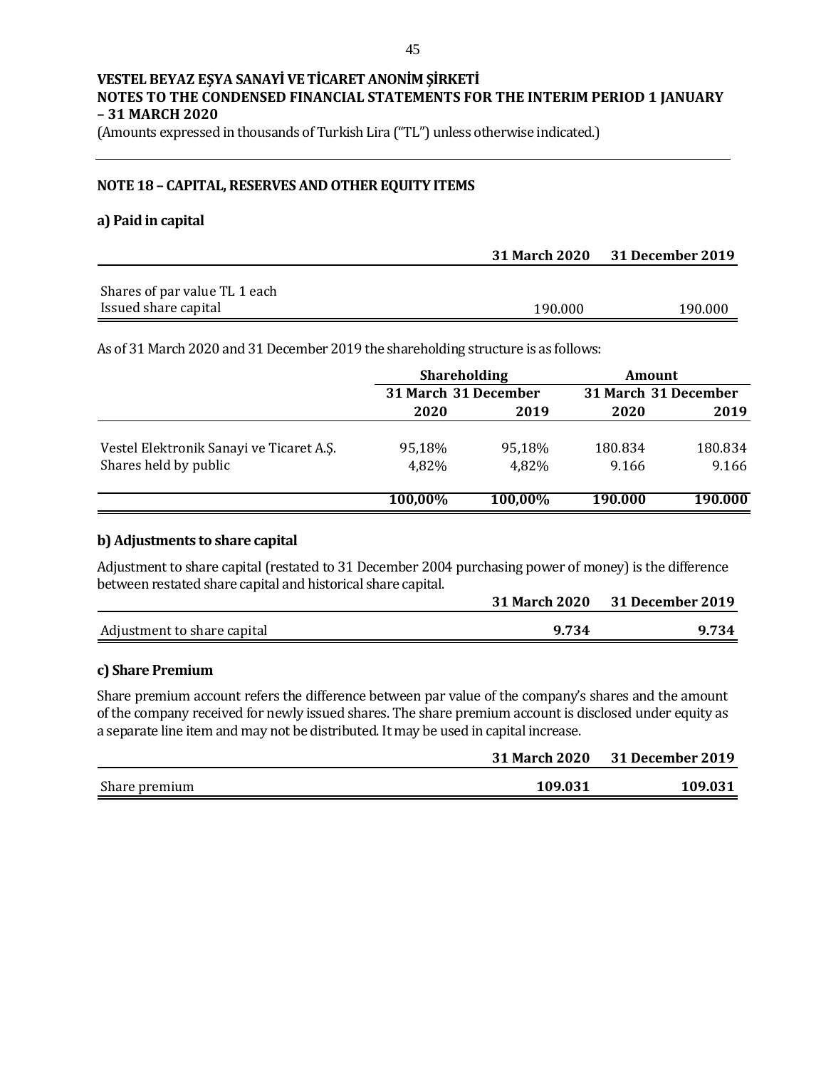# VESTEL BEYAZ EŞYA SANAYİ VE TİCARET ANONİM ŞİRKETİ
## NOTES TO THE CONDENSED FINANCIAL STATEMENTS FOR THE INTERIM PERIOD 1 JANUARY – 31 MARCH 2020

(Amounts expressed in thousands of Turkish Lira ("TL") unless otherwise indicated.)

## NOTE 18 – CAPITAL, RESERVES AND OTHER EQUITY ITEMS

### a) Paid in capital

| | 31 March 2020 | 31 December 2019 |
|---|---|---|
| Shares of par value TL 1 each | | |
| Issued share capital | 190.000 | 190.000 |

As of 31 March 2020 and 31 December 2019 the shareholding structure is as follows:

| | Shareholding | | Amount | |
|---|---|---|---|---|
| | 31 March 2020 | 31 December 2019 | 31 March 2020 | 31 December 2019 |
| Vestel Elektronik Sanayi ve Ticaret A.Ş. | 95,18% | 95,18% | 180.834 | 180.834 |
| Shares held by public | 4,82% | 4,82% | 9.166 | 9.166 |
| | **100,00%** | **100,00%** | **190.000** | **190.000** |

### b) Adjustments to share capital

Adjustment to share capital (restated to 31 December 2004 purchasing power of money) is the difference between restated share capital and historical share capital.

| | 31 March 2020 | 31 December 2019 |
|---|---|---|
| Adjustment to share capital | **9.734** | **9.734** |

### c) Share Premium

Share premium account refers the difference between par value of the company's shares and the amount of the company received for newly issued shares. The share premium account is disclosed under equity as a separate line item and may not be distributed. It may be used in capital increase.

| | 31 March 2020 | 31 December 2019 |
|---|---|---|
| Share premium | **109.031** | **109.031** |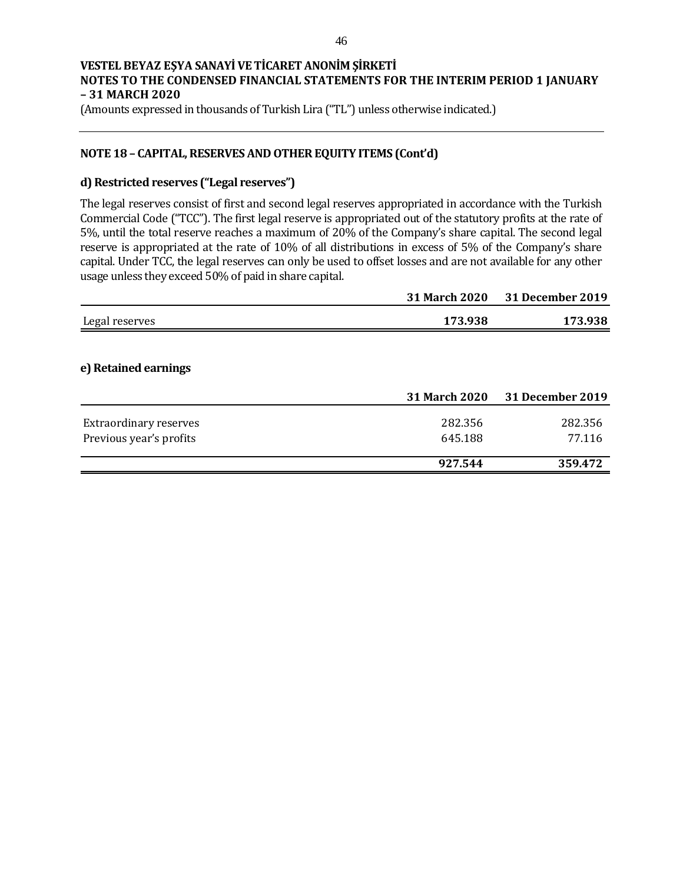**VESTEL BEYAZ EŞYA SANAYİ VE TİCARET ANONİM ŞİRKETİ**
**NOTES TO THE CONDENSED FINANCIAL STATEMENTS FOR THE INTERIM PERIOD 1 JANUARY – 31 MARCH 2020**
(Amounts expressed in thousands of Turkish Lira ("TL") unless otherwise indicated.)

## NOTE 18 – CAPITAL, RESERVES AND OTHER EQUITY ITEMS (Cont'd)

### d) Restricted reserves ("Legal reserves")

The legal reserves consist of first and second legal reserves appropriated in accordance with the Turkish Commercial Code ("TCC"). The first legal reserve is appropriated out of the statutory profits at the rate of 5%, until the total reserve reaches a maximum of 20% of the Company's share capital. The second legal reserve is appropriated at the rate of 10% of all distributions in excess of 5% of the Company's share capital. Under TCC, the legal reserves can only be used to offset losses and are not available for any other usage unless they exceed 50% of paid in share capital.

| | 31 March 2020 | 31 December 2019 |
|---|---|---|
| Legal reserves | **173.938** | **173.938** |

### e) Retained earnings

| | 31 March 2020 | 31 December 2019 |
|---|---|---|
| Extraordinary reserves | 282.356 | 282.356 |
| Previous year's profits | 645.188 | 77.116 |
| | **927.544** | **359.472** |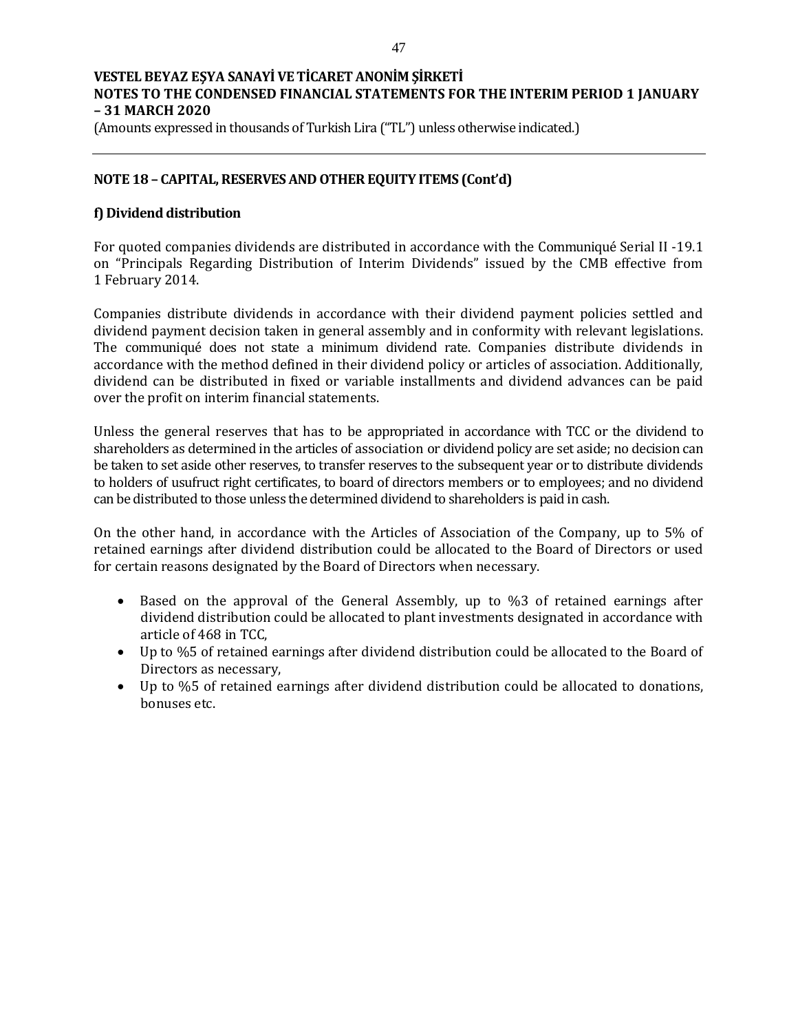## NOTE 18 – CAPITAL, RESERVES AND OTHER EQUITY ITEMS (Cont'd)

### f) Dividend distribution

For quoted companies dividends are distributed in accordance with the Communiqué Serial II -19.1 on "Principals Regarding Distribution of Interim Dividends" issued by the CMB effective from 1 February 2014.

Companies distribute dividends in accordance with their dividend payment policies settled and dividend payment decision taken in general assembly and in conformity with relevant legislations. The communiqué does not state a minimum dividend rate. Companies distribute dividends in accordance with the method defined in their dividend policy or articles of association. Additionally, dividend can be distributed in fixed or variable installments and dividend advances can be paid over the profit on interim financial statements.

Unless the general reserves that has to be appropriated in accordance with TCC or the dividend to shareholders as determined in the articles of association or dividend policy are set aside; no decision can be taken to set aside other reserves, to transfer reserves to the subsequent year or to distribute dividends to holders of usufruct right certificates, to board of directors members or to employees; and no dividend can be distributed to those unless the determined dividend to shareholders is paid in cash.

On the other hand, in accordance with the Articles of Association of the Company, up to 5% of retained earnings after dividend distribution could be allocated to the Board of Directors or used for certain reasons designated by the Board of Directors when necessary.

- Based on the approval of the General Assembly, up to %3 of retained earnings after dividend distribution could be allocated to plant investments designated in accordance with article of 468 in TCC,
- Up to %5 of retained earnings after dividend distribution could be allocated to the Board of Directors as necessary,
- Up to %5 of retained earnings after dividend distribution could be allocated to donations, bonuses etc.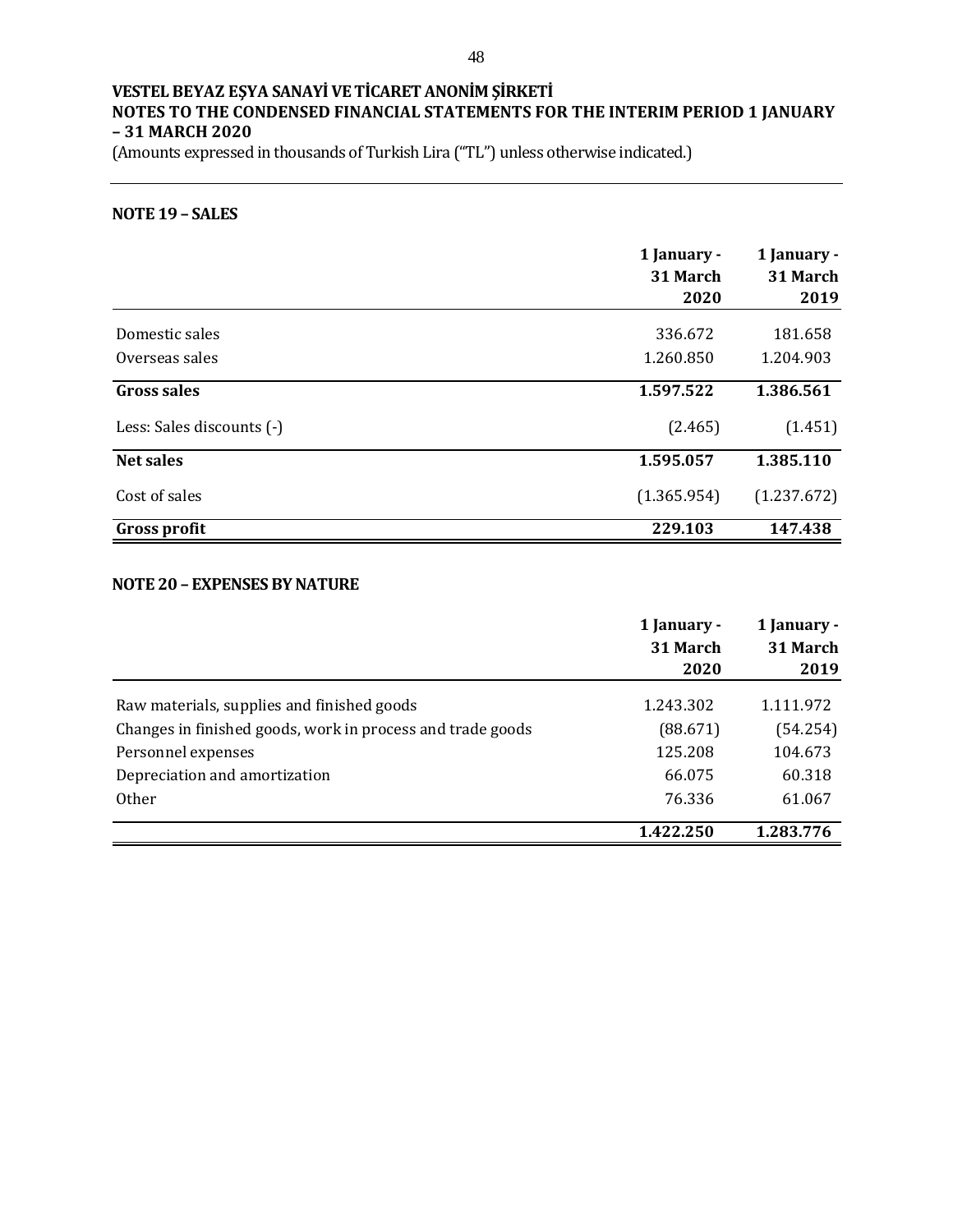# VESTEL BEYAZ EŞYA SANAYİ VE TİCARET ANONİM ŞİRKETİ
## NOTES TO THE CONDENSED FINANCIAL STATEMENTS FOR THE INTERIM PERIOD 1 JANUARY – 31 MARCH 2020

(Amounts expressed in thousands of Turkish Lira ("TL") unless otherwise indicated.)

### NOTE 19 – SALES

| | 1 January - 31 March 2020 | 1 January - 31 March 2019 |
|---|---|---|
| Domestic sales | 336.672 | 181.658 |
| Overseas sales | 1.260.850 | 1.204.903 |
| **Gross sales** | **1.597.522** | **1.386.561** |
| Less: Sales discounts (-) | (2.465) | (1.451) |
| **Net sales** | **1.595.057** | **1.385.110** |
| Cost of sales | (1.365.954) | (1.237.672) |
| **Gross profit** | **229.103** | **147.438** |

### NOTE 20 – EXPENSES BY NATURE

| | 1 January - 31 March 2020 | 1 January - 31 March 2019 |
|---|---|---|
| Raw materials, supplies and finished goods | 1.243.302 | 1.111.972 |
| Changes in finished goods, work in process and trade goods | (88.671) | (54.254) |
| Personnel expenses | 125.208 | 104.673 |
| Depreciation and amortization | 66.075 | 60.318 |
| Other | 76.336 | 61.067 |
| | **1.422.250** | **1.283.776** |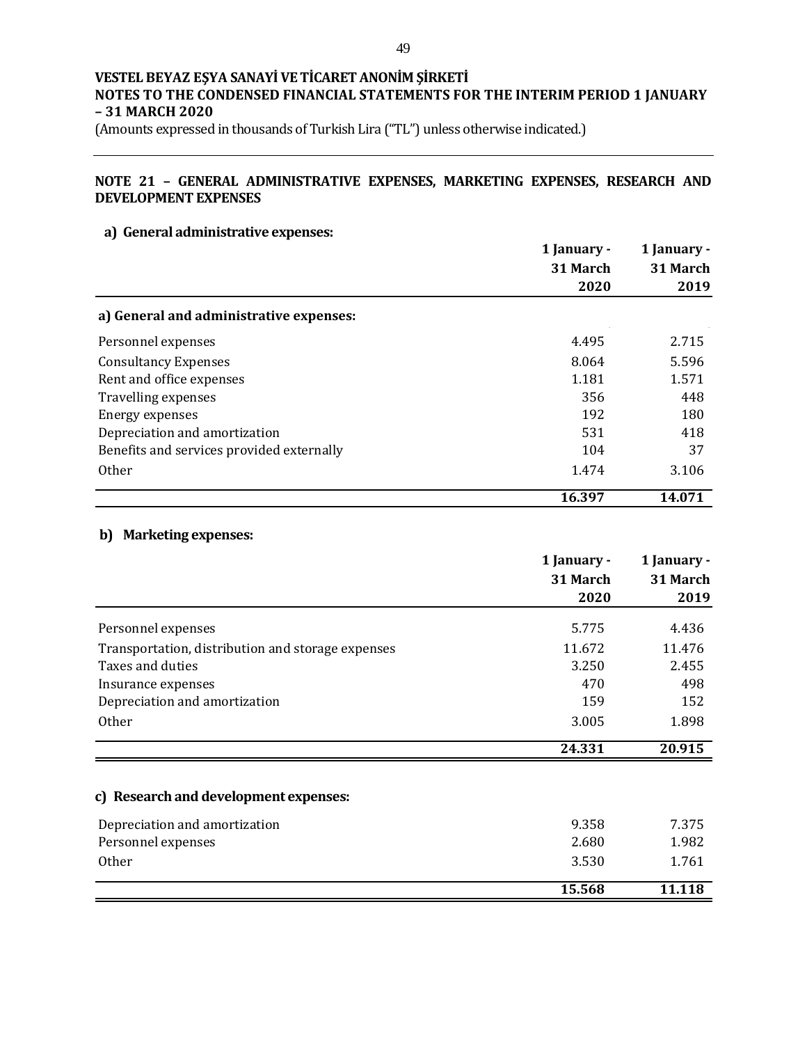VESTEL BEYAZ EŞYA SANAYİ VE TİCARET ANONİM ŞİRKETİ
NOTES TO THE CONDENSED FINANCIAL STATEMENTS FOR THE INTERIM PERIOD 1 JANUARY – 31 MARCH 2020
(Amounts expressed in thousands of Turkish Lira ("TL") unless otherwise indicated.)

## NOTE 21 – GENERAL ADMINISTRATIVE EXPENSES, MARKETING EXPENSES, RESEARCH AND DEVELOPMENT EXPENSES

### a) General administrative expenses:

| | 1 January - 31 March 2020 | 1 January - 31 March 2019 |
|---|---|---|
| **a) General and administrative expenses:** | | |
| Personnel expenses | 4.495 | 2.715 |
| Consultancy Expenses | 8.064 | 5.596 |
| Rent and office expenses | 1.181 | 1.571 |
| Travelling expenses | 356 | 448 |
| Energy expenses | 192 | 180 |
| Depreciation and amortization | 531 | 418 |
| Benefits and services provided externally | 104 | 37 |
| Other | 1.474 | 3.106 |
| | **16.397** | **14.071** |

### b) Marketing expenses:

| | 1 January - 31 March 2020 | 1 January - 31 March 2019 |
|---|---|---|
| Personnel expenses | 5.775 | 4.436 |
| Transportation, distribution and storage expenses | 11.672 | 11.476 |
| Taxes and duties | 3.250 | 2.455 |
| Insurance expenses | 470 | 498 |
| Depreciation and amortization | 159 | 152 |
| Other | 3.005 | 1.898 |
| | **24.331** | **20.915** |

### c) Research and development expenses:

| | 1 January - 31 March 2020 | 1 January - 31 March 2019 |
|---|---|---|
| Depreciation and amortization | 9.358 | 7.375 |
| Personnel expenses | 2.680 | 1.982 |
| Other | 3.530 | 1.761 |
| | **15.568** | **11.118** |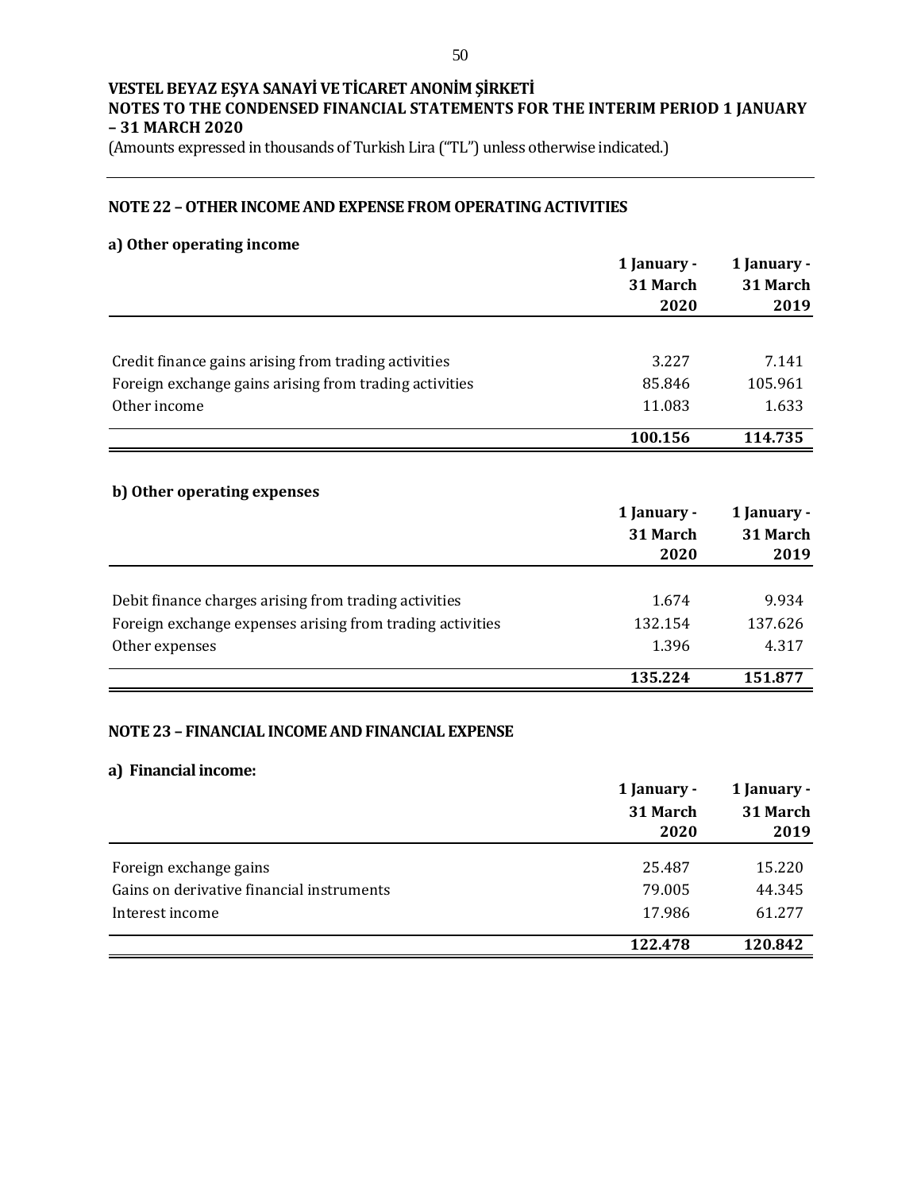**VESTEL BEYAZ EŞYA SANAYİ VE TİCARET ANONİM ŞİRKETİ**
**NOTES TO THE CONDENSED FINANCIAL STATEMENTS FOR THE INTERIM PERIOD 1 JANUARY – 31 MARCH 2020**
(Amounts expressed in thousands of Turkish Lira ("TL") unless otherwise indicated.)

## NOTE 22 – OTHER INCOME AND EXPENSE FROM OPERATING ACTIVITIES

### a) Other operating income

| | 1 January - 31 March 2020 | 1 January - 31 March 2019 |
|---|---|---|
| Credit finance gains arising from trading activities | 3.227 | 7.141 |
| Foreign exchange gains arising from trading activities | 85.846 | 105.961 |
| Other income | 11.083 | 1.633 |
| | **100.156** | **114.735** |

### b) Other operating expenses

| | 1 January - 31 March 2020 | 1 January - 31 March 2019 |
|---|---|---|
| Debit finance charges arising from trading activities | 1.674 | 9.934 |
| Foreign exchange expenses arising from trading activities | 132.154 | 137.626 |
| Other expenses | 1.396 | 4.317 |
| | **135.224** | **151.877** |

## NOTE 23 – FINANCIAL INCOME AND FINANCIAL EXPENSE

### a) Financial income:

| | 1 January - 31 March 2020 | 1 January - 31 March 2019 |
|---|---|---|
| Foreign exchange gains | 25.487 | 15.220 |
| Gains on derivative financial instruments | 79.005 | 44.345 |
| Interest income | 17.986 | 61.277 |
| | **122.478** | **120.842** |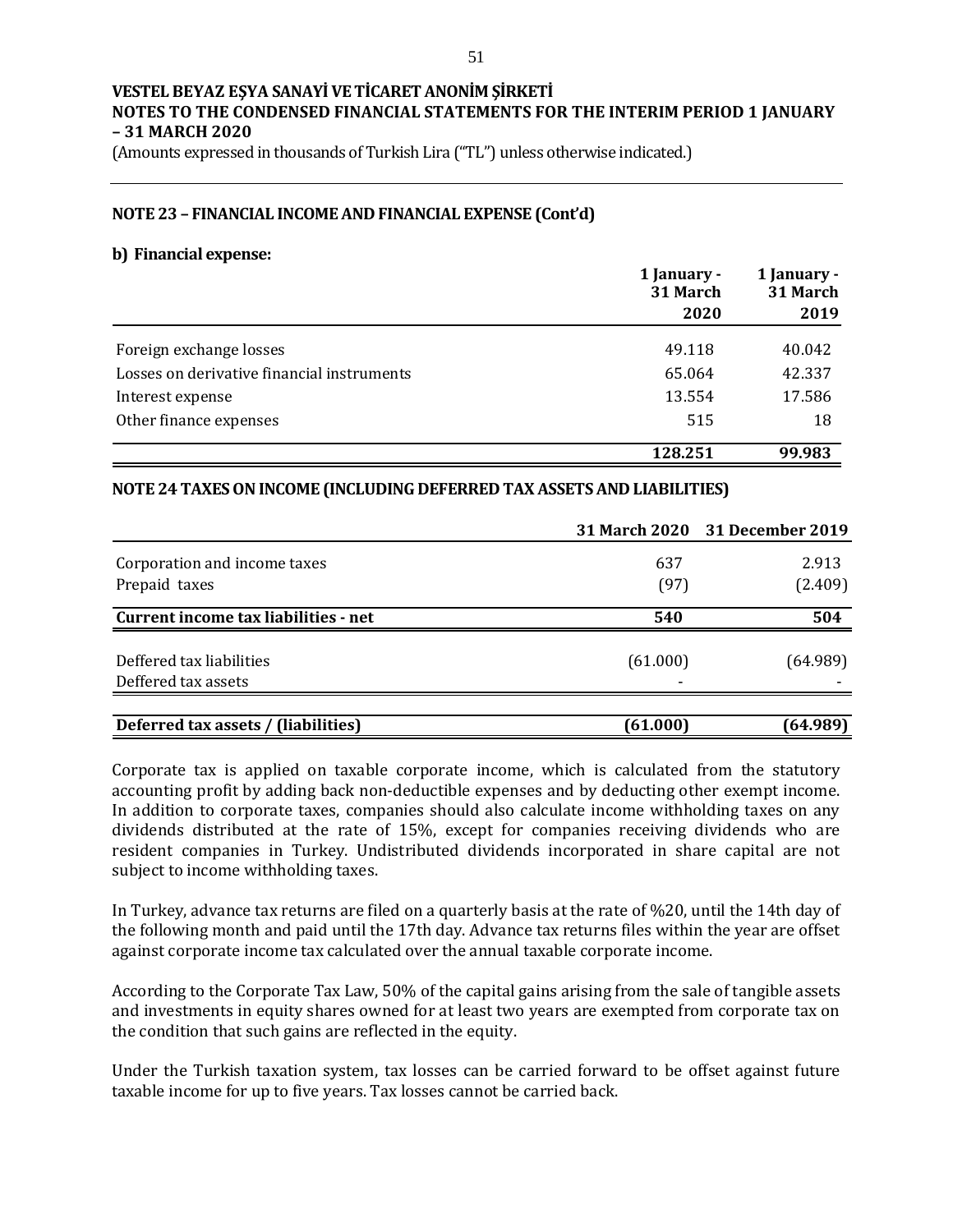## NOTE 23 – FINANCIAL INCOME AND FINANCIAL EXPENSE (Cont'd)

### b) Financial expense:

| | 1 January - 31 March 2020 | 1 January - 31 March 2019 |
|---|---|---|
| Foreign exchange losses | 49.118 | 40.042 |
| Losses on derivative financial instruments | 65.064 | 42.337 |
| Interest expense | 13.554 | 17.586 |
| Other finance expenses | 515 | 18 |
| | **128.251** | **99.983** |

## NOTE 24 TAXES ON INCOME (INCLUDING DEFERRED TAX ASSETS AND LIABILITIES)

| | 31 March 2020 | 31 December 2019 |
|---|---|---|
| Corporation and income taxes | 637 | 2.913 |
| Prepaid taxes | (97) | (2.409) |
| **Current income tax liabilities - net** | **540** | **504** |
| Deffered tax liabilities | (61.000) | (64.989) |
| Deffered tax assets | - | - |
| **Deferred tax assets / (liabilities)** | **(61.000)** | **(64.989)** |

Corporate tax is applied on taxable corporate income, which is calculated from the statutory accounting profit by adding back non-deductible expenses and by deducting other exempt income. In addition to corporate taxes, companies should also calculate income withholding taxes on any dividends distributed at the rate of 15%, except for companies receiving dividends who are resident companies in Turkey. Undistributed dividends incorporated in share capital are not subject to income withholding taxes.

In Turkey, advance tax returns are filed on a quarterly basis at the rate of %20, until the 14th day of the following month and paid until the 17th day. Advance tax returns files within the year are offset against corporate income tax calculated over the annual taxable corporate income.

According to the Corporate Tax Law, 50% of the capital gains arising from the sale of tangible assets and investments in equity shares owned for at least two years are exempted from corporate tax on the condition that such gains are reflected in the equity.

Under the Turkish taxation system, tax losses can be carried forward to be offset against future taxable income for up to five years. Tax losses cannot be carried back.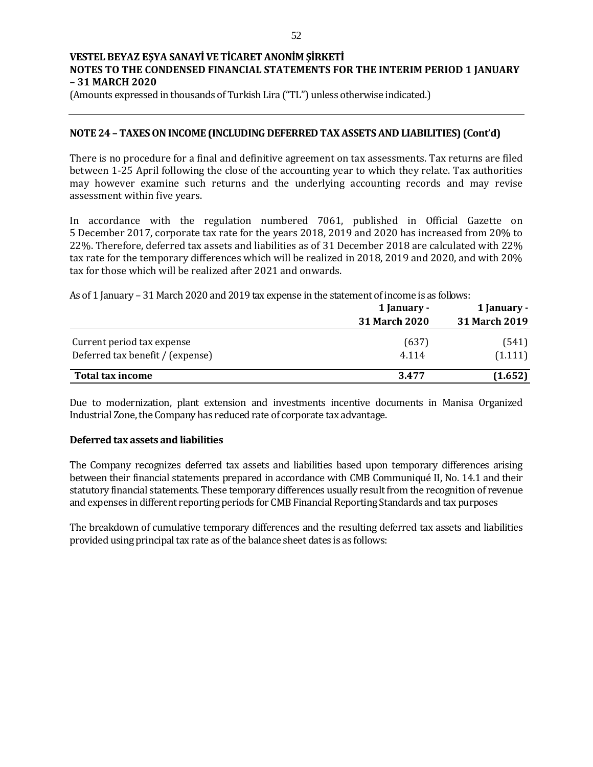# VESTEL BEYAZ EŞYA SANAYİ VE TİCARET ANONİM ŞİRKETİ
# NOTES TO THE CONDENSED FINANCIAL STATEMENTS FOR THE INTERIM PERIOD 1 JANUARY – 31 MARCH 2020

(Amounts expressed in thousands of Turkish Lira ("TL") unless otherwise indicated.)

## NOTE 24 – TAXES ON INCOME (INCLUDING DEFERRED TAX ASSETS AND LIABILITIES) (Cont'd)

There is no procedure for a final and definitive agreement on tax assessments. Tax returns are filed between 1-25 April following the close of the accounting year to which they relate. Tax authorities may however examine such returns and the underlying accounting records and may revise assessment within five years.

In accordance with the regulation numbered 7061, published in Official Gazette on 5 December 2017, corporate tax rate for the years 2018, 2019 and 2020 has increased from 20% to 22%. Therefore, deferred tax assets and liabilities as of 31 December 2018 are calculated with 22% tax rate for the temporary differences which will be realized in 2018, 2019 and 2020, and with 20% tax for those which will be realized after 2021 and onwards.

As of 1 January – 31 March 2020 and 2019 tax expense in the statement of income is as follows:

| | 1 January - 31 March 2020 | 1 January - 31 March 2019 |
|---|---|---|
| Current period tax expense | (637) | (541) |
| Deferred tax benefit / (expense) | 4.114 | (1.111) |
| **Total tax income** | **3.477** | **(1.652)** |

Due to modernization, plant extension and investments incentive documents in Manisa Organized Industrial Zone, the Company has reduced rate of corporate tax advantage.

### Deferred tax assets and liabilities

The Company recognizes deferred tax assets and liabilities based upon temporary differences arising between their financial statements prepared in accordance with CMB Communiqué II, No. 14.1 and their statutory financial statements. These temporary differences usually result from the recognition of revenue and expenses in different reporting periods for CMB Financial Reporting Standards and tax purposes

The breakdown of cumulative temporary differences and the resulting deferred tax assets and liabilities provided using principal tax rate as of the balance sheet dates is as follows: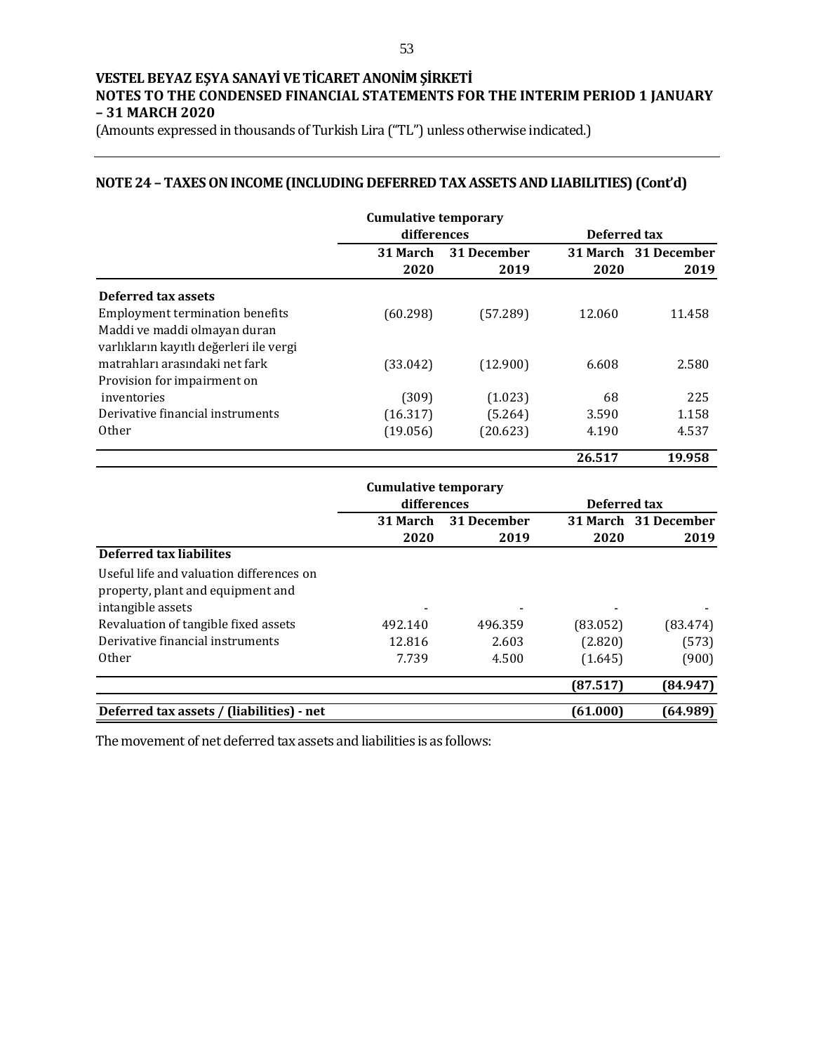# VESTEL BEYAZ EŞYA SANAYİ VE TİCARET ANONİM ŞİRKETİ

## NOTES TO THE CONDENSED FINANCIAL STATEMENTS FOR THE INTERIM PERIOD 1 JANUARY – 31 MARCH 2020

(Amounts expressed in thousands of Turkish Lira ("TL") unless otherwise indicated.)

### NOTE 24 – TAXES ON INCOME (INCLUDING DEFERRED TAX ASSETS AND LIABILITIES) (Cont'd)

| | Cumulative temporary differences | | Deferred tax | |
|---|---|---|---|---|
| | 31 March 2020 | 31 December 2019 | 31 March 2020 | 31 December 2019 |
| **Deferred tax assets** | | | | |
| Employment termination benefits | (60.298) | (57.289) | 12.060 | 11.458 |
| Maddi ve maddi olmayan duran varlıkların kayıtlı değerleri ile vergi matrahları arasındaki net fark | (33.042) | (12.900) | 6.608 | 2.580 |
| Provision for impairment on inventories | (309) | (1.023) | 68 | 225 |
| Derivative financial instruments | (16.317) | (5.264) | 3.590 | 1.158 |
| Other | (19.056) | (20.623) | 4.190 | 4.537 |
| | | | **26.517** | **19.958** |

| | Cumulative temporary differences | | Deferred tax | |
|---|---|---|---|---|
| | 31 March 2020 | 31 December 2019 | 31 March 2020 | 31 December 2019 |
| **Deferred tax liabilites** | | | | |
| Useful life and valuation differences on property, plant and equipment and intangible assets | - | - | - | - |
| Revaluation of tangible fixed assets | 492.140 | 496.359 | (83.052) | (83.474) |
| Derivative financial instruments | 12.816 | 2.603 | (2.820) | (573) |
| Other | 7.739 | 4.500 | (1.645) | (900) |
| | | | **(87.517)** | **(84.947)** |
| **Deferred tax assets / (liabilities) - net** | | | **(61.000)** | **(64.989)** |

The movement of net deferred tax assets and liabilities is as follows: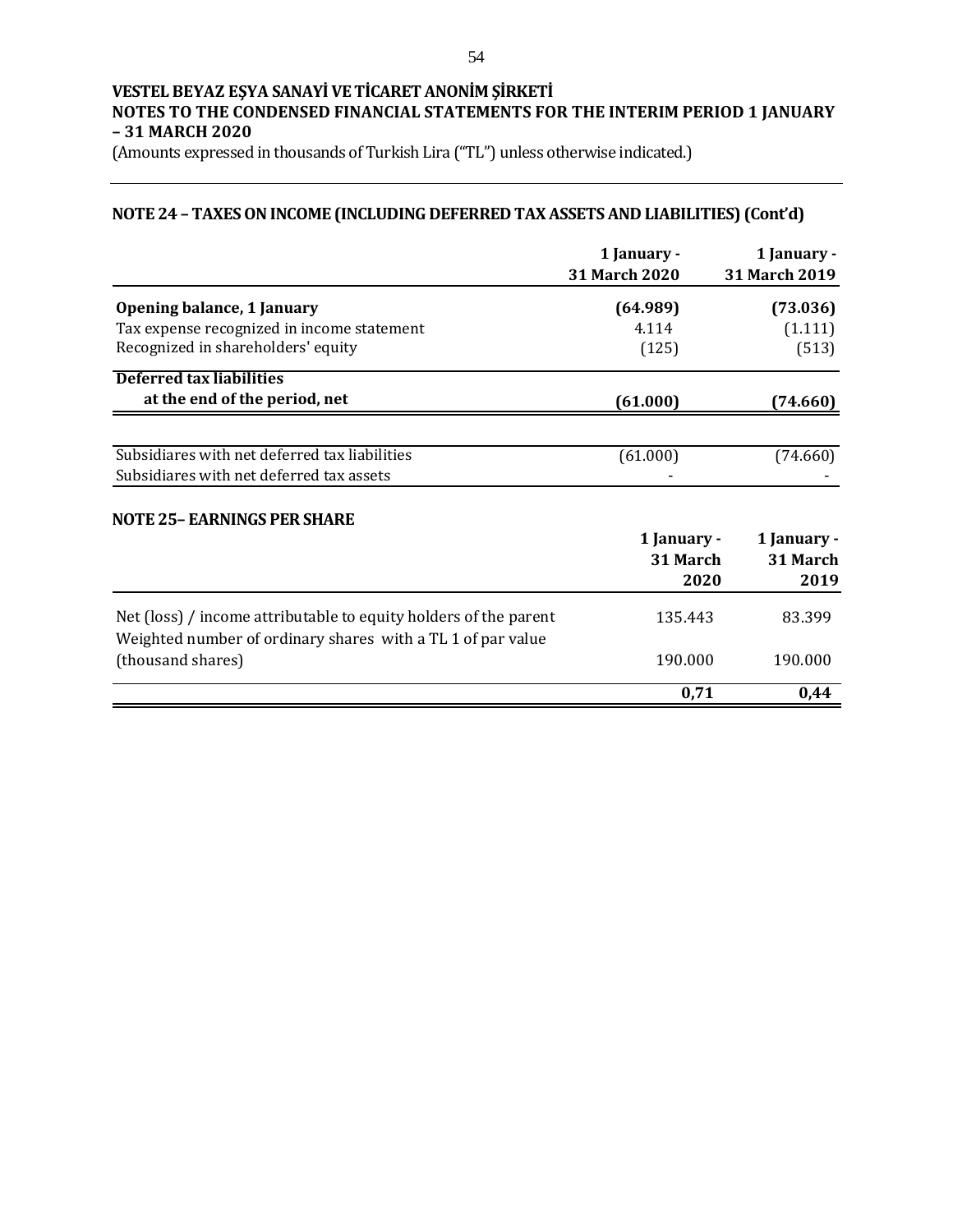**VESTEL BEYAZ EŞYA SANAYİ VE TİCARET ANONİM ŞİRKETİ**
**NOTES TO THE CONDENSED FINANCIAL STATEMENTS FOR THE INTERIM PERIOD 1 JANUARY – 31 MARCH 2020**
(Amounts expressed in thousands of Turkish Lira ("TL") unless otherwise indicated.)

## NOTE 24 – TAXES ON INCOME (INCLUDING DEFERRED TAX ASSETS AND LIABILITIES) (Cont'd)

| | 1 January - 31 March 2020 | 1 January - 31 March 2019 |
|---|---|---|
| **Opening balance, 1 January** | **(64.989)** | **(73.036)** |
| Tax expense recognized in income statement | 4.114 | (1.111) |
| Recognized in shareholders' equity | (125) | (513) |
| **Deferred tax liabilities at the end of the period, net** | **(61.000)** | **(74.660)** |
| | | |
| Subsidiares with net deferred tax liabilities | (61.000) | (74.660) |
| Subsidiares with net deferred tax assets | - | - |

## NOTE 25– EARNINGS PER SHARE

| | 1 January - 31 March 2020 | 1 January - 31 March 2019 |
|---|---|---|
| Net (loss) / income attributable to equity holders of the parent | 135.443 | 83.399 |
| Weighted number of ordinary shares with a TL 1 of par value (thousand shares) | 190.000 | 190.000 |
| | **0,71** | **0,44** |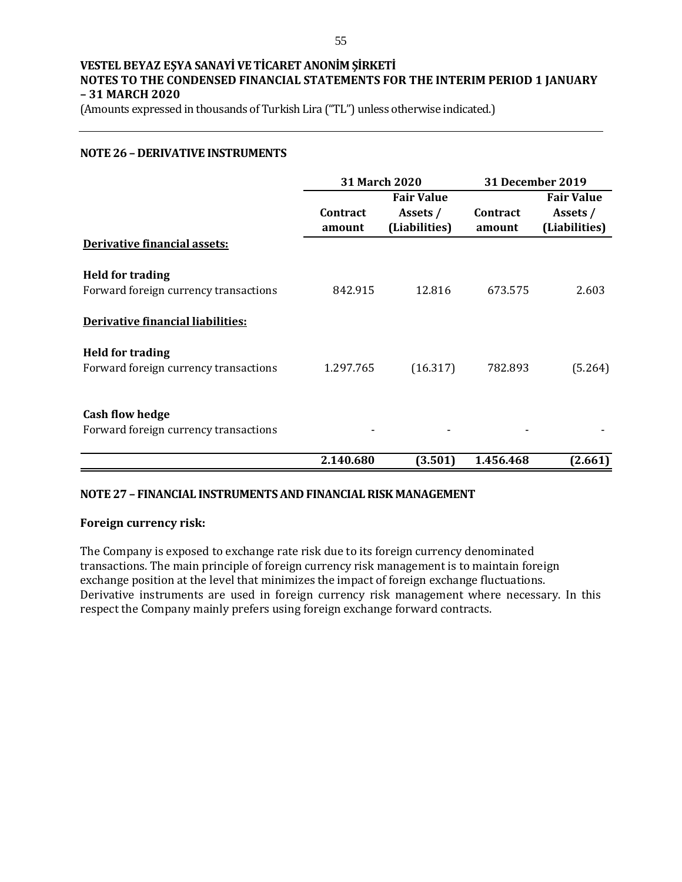**VESTEL BEYAZ EŞYA SANAYİ VE TİCARET ANONİM ŞİRKETİ**
**NOTES TO THE CONDENSED FINANCIAL STATEMENTS FOR THE INTERIM PERIOD 1 JANUARY – 31 MARCH 2020**
(Amounts expressed in thousands of Turkish Lira ("TL") unless otherwise indicated.)

## NOTE 26 – DERIVATIVE INSTRUMENTS

| | 31 March 2020 | | 31 December 2019 | |
|---|---|---|---|---|
| | Contract amount | Fair Value Assets / (Liabilities) | Contract amount | Fair Value Assets / (Liabilities) |
| **Derivative financial assets:** | | | | |
| **Held for trading** | | | | |
| Forward foreign currency transactions | 842.915 | 12.816 | 673.575 | 2.603 |
| **Derivative financial liabilities:** | | | | |
| **Held for trading** | | | | |
| Forward foreign currency transactions | 1.297.765 | (16.317) | 782.893 | (5.264) |
| **Cash flow hedge** | | | | |
| Forward foreign currency transactions | - | - | - | - |
| | **2.140.680** | **(3.501)** | **1.456.468** | **(2.661)** |

## NOTE 27 – FINANCIAL INSTRUMENTS AND FINANCIAL RISK MANAGEMENT

**Foreign currency risk:**

The Company is exposed to exchange rate risk due to its foreign currency denominated transactions. The main principle of foreign currency risk management is to maintain foreign exchange position at the level that minimizes the impact of foreign exchange fluctuations. Derivative instruments are used in foreign currency risk management where necessary. In this respect the Company mainly prefers using foreign exchange forward contracts.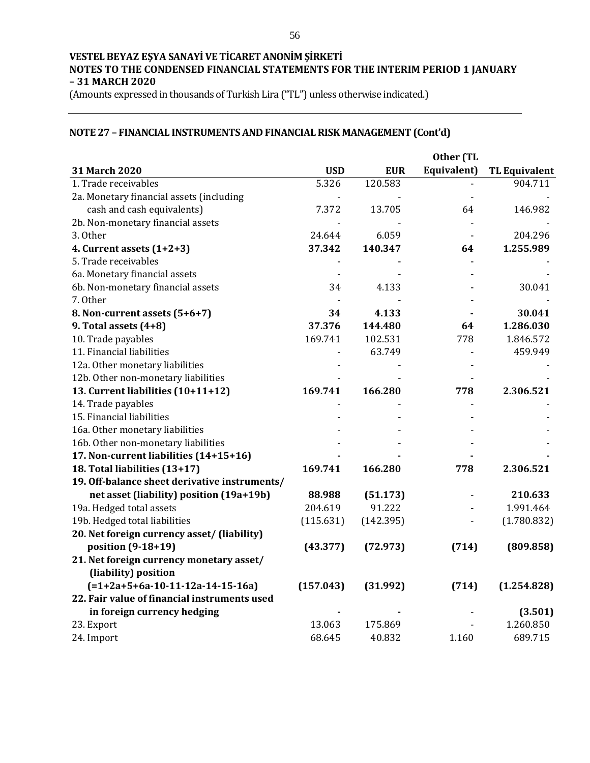**VESTEL BEYAZ EŞYA SANAYİ VE TİCARET ANONİM ŞİRKETİ**
**NOTES TO THE CONDENSED FINANCIAL STATEMENTS FOR THE INTERIM PERIOD 1 JANUARY – 31 MARCH 2020**
(Amounts expressed in thousands of Turkish Lira ("TL") unless otherwise indicated.)

## NOTE 27 – FINANCIAL INSTRUMENTS AND FINANCIAL RISK MANAGEMENT (Cont'd)

| 31 March 2020 | USD | EUR | Other (TL Equivalent) | TL Equivalent |
|---|---|---|---|---|
| 1. Trade receivables | 5.326 | 120.583 | - | 904.711 |
| 2a. Monetary financial assets (including cash and cash equivalents) | 7.372 | 13.705 | 64 | 146.982 |
| 2b. Non-monetary financial assets | - | - | - | - |
| 3. Other | 24.644 | 6.059 | - | 204.296 |
| **4. Current assets (1+2+3)** | **37.342** | **140.347** | **64** | **1.255.989** |
| 5. Trade receivables | - | - | - | - |
| 6a. Monetary financial assets | - | - | - | - |
| 6b. Non-monetary financial assets | 34 | 4.133 | - | 30.041 |
| 7. Other | - | - | - | - |
| **8. Non-current assets (5+6+7)** | **34** | **4.133** | **-** | **30.041** |
| **9. Total assets (4+8)** | **37.376** | **144.480** | **64** | **1.286.030** |
| 10. Trade payables | 169.741 | 102.531 | 778 | 1.846.572 |
| 11. Financial liabilities | - | 63.749 | - | 459.949 |
| 12a. Other monetary liabilities | - | - | - | - |
| 12b. Other non-monetary liabilities | - | - | - | - |
| **13. Current liabilities (10+11+12)** | **169.741** | **166.280** | **778** | **2.306.521** |
| 14. Trade payables | - | - | - | - |
| 15. Financial liabilities | - | - | - | - |
| 16a. Other monetary liabilities | - | - | - | - |
| 16b. Other non-monetary liabilities | - | - | - | - |
| **17. Non-current liabilities (14+15+16)** | **-** | **-** | **-** | **-** |
| **18. Total liabilities (13+17)** | **169.741** | **166.280** | **778** | **2.306.521** |
| **19. Off-balance sheet derivative instruments/ net asset (liability) position (19a+19b)** | **88.988** | **(51.173)** | - | **210.633** |
| 19a. Hedged total assets | 204.619 | 91.222 | - | 1.991.464 |
| 19b. Hedged total liabilities | (115.631) | (142.395) | - | (1.780.832) |
| **20. Net foreign currency asset/ (liability) position (9-18+19)** | **(43.377)** | **(72.973)** | **(714)** | **(809.858)** |
| **21. Net foreign currency monetary asset/ (liability) position (=1+2a+5+6a-10-11-12a-14-15-16a)** | **(157.043)** | **(31.992)** | **(714)** | **(1.254.828)** |
| **22. Fair value of financial instruments used in foreign currency hedging** | **-** | **-** | - | **(3.501)** |
| 23. Export | 13.063 | 175.869 | - | 1.260.850 |
| 24. Import | 68.645 | 40.832 | 1.160 | 689.715 |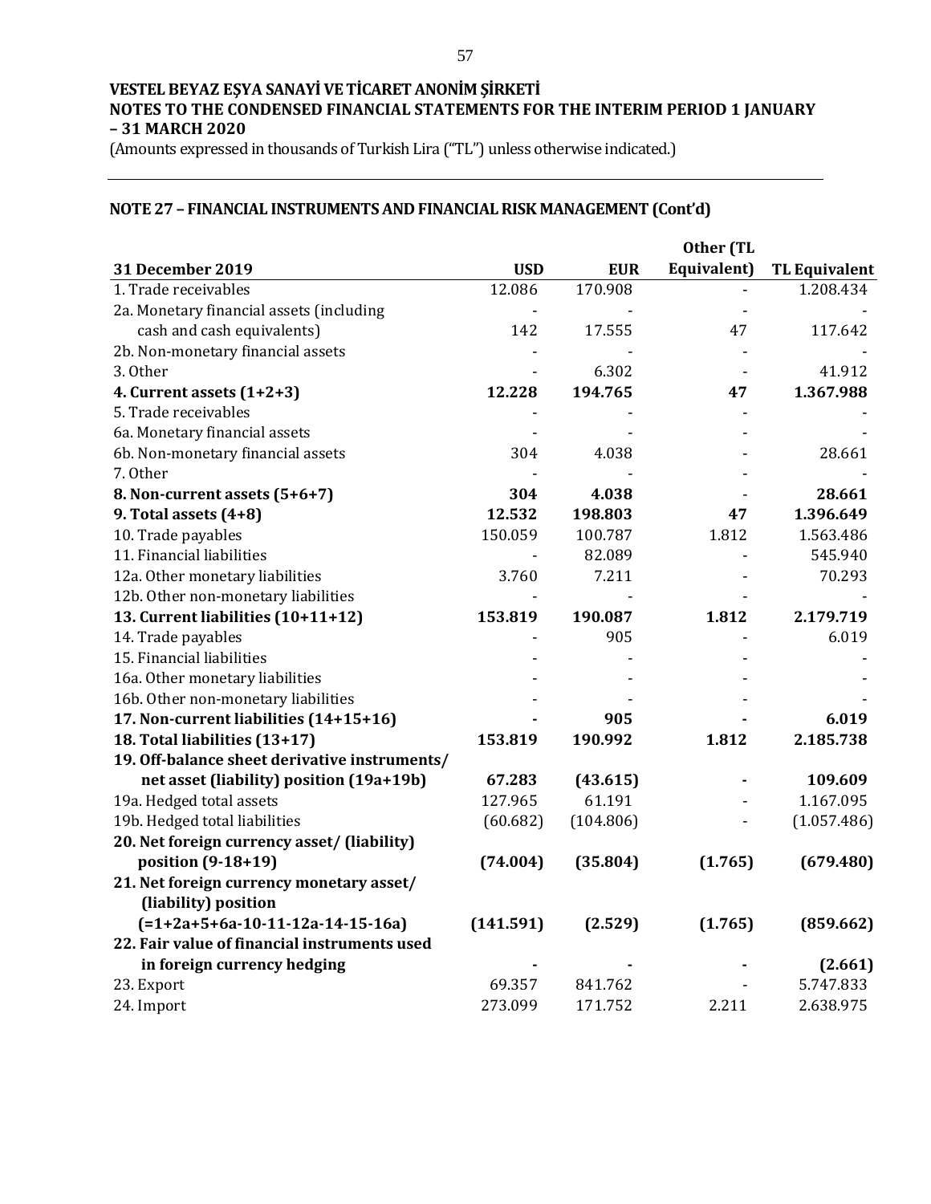VESTEL BEYAZ EŞYA SANAYİ VE TİCARET ANONİM ŞİRKETİ
NOTES TO THE CONDENSED FINANCIAL STATEMENTS FOR THE INTERIM PERIOD 1 JANUARY – 31 MARCH 2020

(Amounts expressed in thousands of Turkish Lira ("TL") unless otherwise indicated.)

## NOTE 27 – FINANCIAL INSTRUMENTS AND FINANCIAL RISK MANAGEMENT (Cont'd)

| 31 December 2019 | USD | EUR | Other (TL Equivalent) | TL Equivalent |
|---|---|---|---|---|
| 1. Trade receivables | 12.086 | 170.908 | - | 1.208.434 |
| 2a. Monetary financial assets (including cash and cash equivalents) | 142 | 17.555 | 47 | 117.642 |
| 2b. Non-monetary financial assets | - | - | - | - |
| 3. Other | - | 6.302 | - | 41.912 |
| **4. Current assets (1+2+3)** | **12.228** | **194.765** | **47** | **1.367.988** |
| 5. Trade receivables | - | - | - | - |
| 6a. Monetary financial assets | - | - | - | - |
| 6b. Non-monetary financial assets | 304 | 4.038 | - | 28.661 |
| 7. Other | - | - | - | - |
| **8. Non-current assets (5+6+7)** | **304** | **4.038** | **-** | **28.661** |
| **9. Total assets (4+8)** | **12.532** | **198.803** | **47** | **1.396.649** |
| 10. Trade payables | 150.059 | 100.787 | 1.812 | 1.563.486 |
| 11. Financial liabilities | - | 82.089 | - | 545.940 |
| 12a. Other monetary liabilities | 3.760 | 7.211 | - | 70.293 |
| 12b. Other non-monetary liabilities | - | - | - | - |
| **13. Current liabilities (10+11+12)** | **153.819** | **190.087** | **1.812** | **2.179.719** |
| 14. Trade payables | - | 905 | - | 6.019 |
| 15. Financial liabilities | - | - | - | - |
| 16a. Other monetary liabilities | - | - | - | - |
| 16b. Other non-monetary liabilities | - | - | - | - |
| **17. Non-current liabilities (14+15+16)** | **-** | **905** | **-** | **6.019** |
| **18. Total liabilities (13+17)** | **153.819** | **190.992** | **1.812** | **2.185.738** |
| **19. Off-balance sheet derivative instruments/ net asset (liability) position (19a+19b)** | **67.283** | **(43.615)** | **-** | **109.609** |
| 19a. Hedged total assets | 127.965 | 61.191 | - | 1.167.095 |
| 19b. Hedged total liabilities | (60.682) | (104.806) | - | (1.057.486) |
| **20. Net foreign currency asset/ (liability) position (9-18+19)** | **(74.004)** | **(35.804)** | **(1.765)** | **(679.480)** |
| **21. Net foreign currency monetary asset/ (liability) position (=1+2a+5+6a-10-11-12a-14-15-16a)** | **(141.591)** | **(2.529)** | **(1.765)** | **(859.662)** |
| **22. Fair value of financial instruments used in foreign currency hedging** | **-** | **-** | **-** | **(2.661)** |
| 23. Export | 69.357 | 841.762 | - | 5.747.833 |
| 24. Import | 273.099 | 171.752 | 2.211 | 2.638.975 |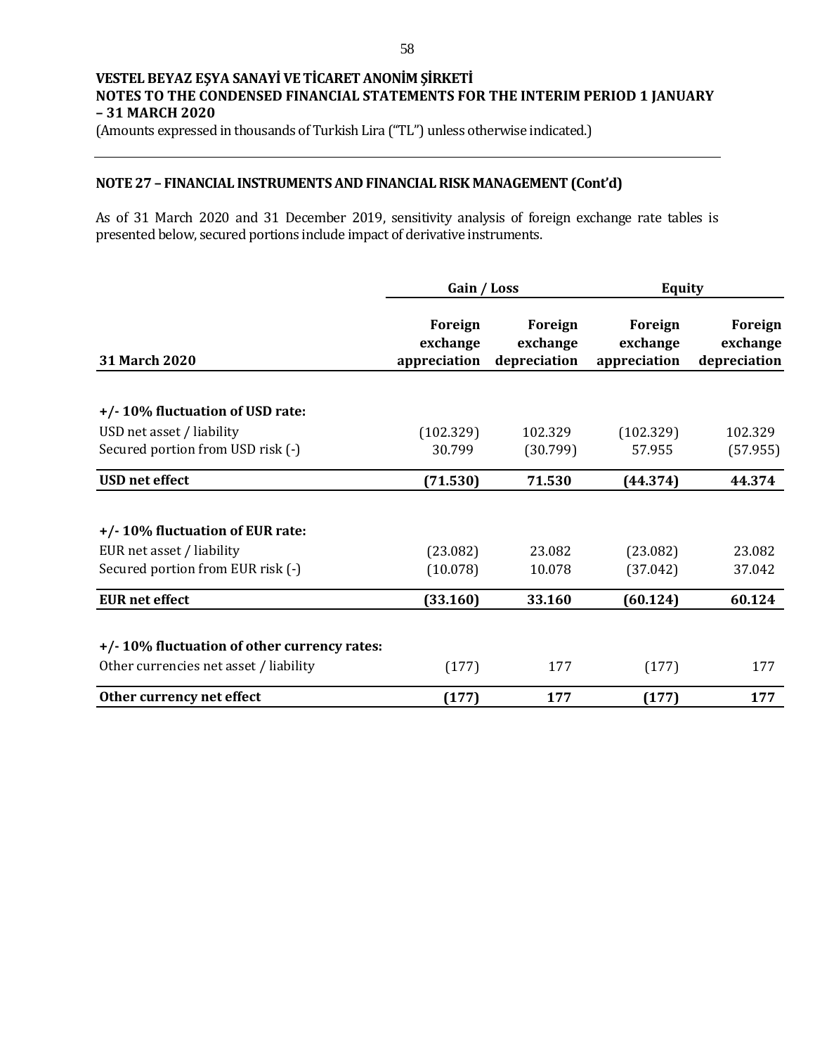**VESTEL BEYAZ EŞYA SANAYİ VE TİCARET ANONİM ŞİRKETİ**
**NOTES TO THE CONDENSED FINANCIAL STATEMENTS FOR THE INTERIM PERIOD 1 JANUARY – 31 MARCH 2020**
(Amounts expressed in thousands of Turkish Lira ("TL") unless otherwise indicated.)

## NOTE 27 – FINANCIAL INSTRUMENTS AND FINANCIAL RISK MANAGEMENT (Cont'd)

As of 31 March 2020 and 31 December 2019, sensitivity analysis of foreign exchange rate tables is presented below, secured portions include impact of derivative instruments.

| | Gain / Loss | | Equity | |
|---|---|---|---|---|
| **31 March 2020** | **Foreign exchange appreciation** | **Foreign exchange depreciation** | **Foreign exchange appreciation** | **Foreign exchange depreciation** |
| **+/- 10% fluctuation of USD rate:** | | | | |
| USD net asset / liability | (102.329) | 102.329 | (102.329) | 102.329 |
| Secured portion from USD risk (-) | 30.799 | (30.799) | 57.955 | (57.955) |
| **USD net effect** | **(71.530)** | **71.530** | **(44.374)** | **44.374** |
| **+/- 10% fluctuation of EUR rate:** | | | | |
| EUR net asset / liability | (23.082) | 23.082 | (23.082) | 23.082 |
| Secured portion from EUR risk (-) | (10.078) | 10.078 | (37.042) | 37.042 |
| **EUR net effect** | **(33.160)** | **33.160** | **(60.124)** | **60.124** |
| **+/- 10% fluctuation of other currency rates:** | | | | |
| Other currencies net asset / liability | (177) | 177 | (177) | 177 |
| **Other currency net effect** | **(177)** | **177** | **(177)** | **177** |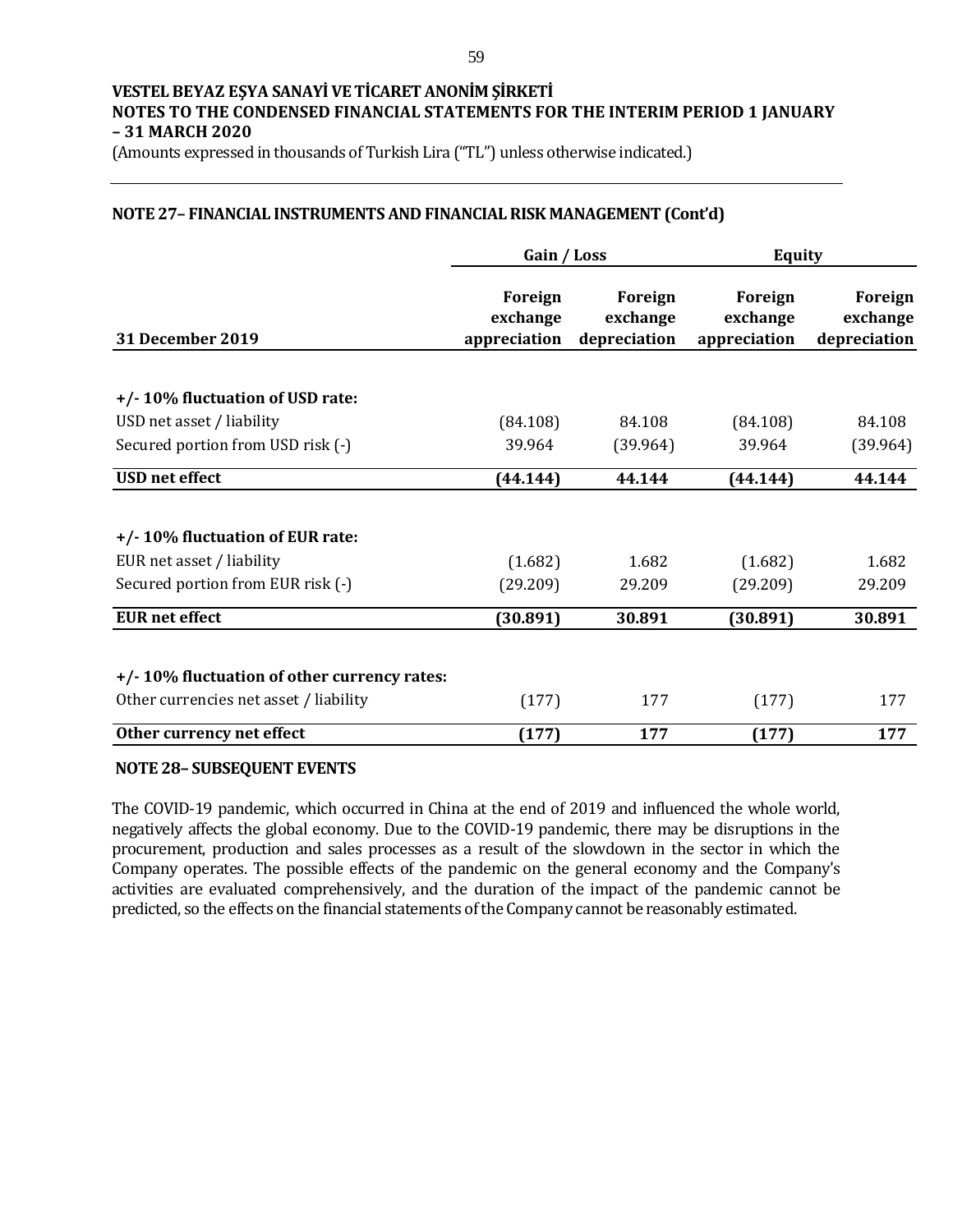## NOTE 27– FINANCIAL INSTRUMENTS AND FINANCIAL RISK MANAGEMENT (Cont'd)

| | Gain / Loss | | Equity | |
|---|---|---|---|---|
| **31 December 2019** | **Foreign exchange appreciation** | **Foreign exchange depreciation** | **Foreign exchange appreciation** | **Foreign exchange depreciation** |
| **+/- 10% fluctuation of USD rate:** | | | | |
| USD net asset / liability | (84.108) | 84.108 | (84.108) | 84.108 |
| Secured portion from USD risk (-) | 39.964 | (39.964) | 39.964 | (39.964) |
| **USD net effect** | **(44.144)** | **44.144** | **(44.144)** | **44.144** |
| **+/- 10% fluctuation of EUR rate:** | | | | |
| EUR net asset / liability | (1.682) | 1.682 | (1.682) | 1.682 |
| Secured portion from EUR risk (-) | (29.209) | 29.209 | (29.209) | 29.209 |
| **EUR net effect** | **(30.891)** | **30.891** | **(30.891)** | **30.891** |
| **+/- 10% fluctuation of other currency rates:** | | | | |
| Other currencies net asset / liability | (177) | 177 | (177) | 177 |
| **Other currency net effect** | **(177)** | **177** | **(177)** | **177** |

## NOTE 28– SUBSEQUENT EVENTS

The COVID-19 pandemic, which occurred in China at the end of 2019 and influenced the whole world, negatively affects the global economy. Due to the COVID-19 pandemic, there may be disruptions in the procurement, production and sales processes as a result of the slowdown in the sector in which the Company operates. The possible effects of the pandemic on the general economy and the Company's activities are evaluated comprehensively, and the duration of the impact of the pandemic cannot be predicted, so the effects on the financial statements of the Company cannot be reasonably estimated.